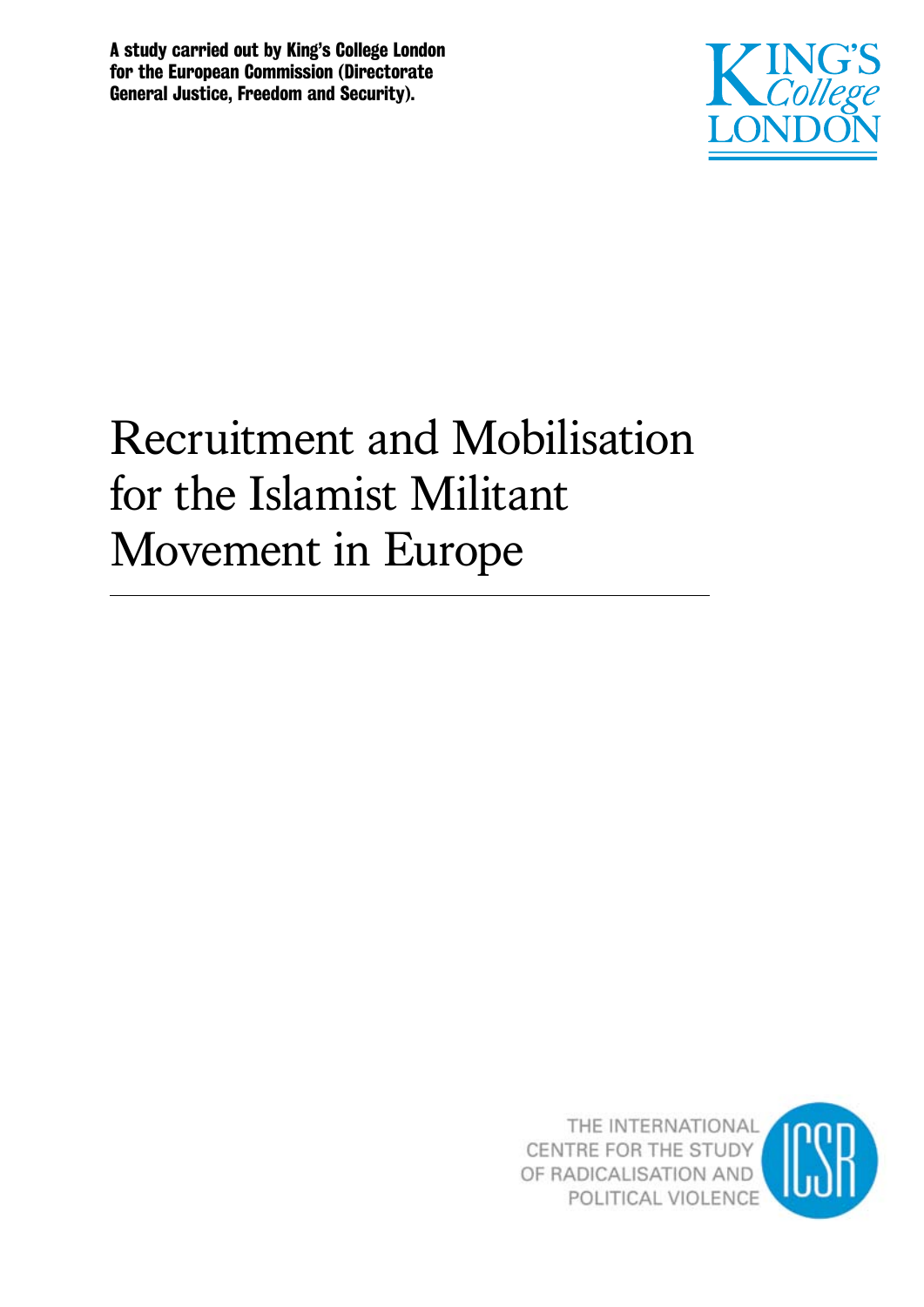**A study carried out by King's College London for the European Commission (Directorate General Justice, Freedom and Security).**

KING'S College LONDON

# Recruitment and Mobilisation for the Islamist Militant Movement in Europe

THE INTERNATIONAL CENTRE FOR THE STUDY OF RADICALISATION AND POLITICAL VIOLENCE

ICSR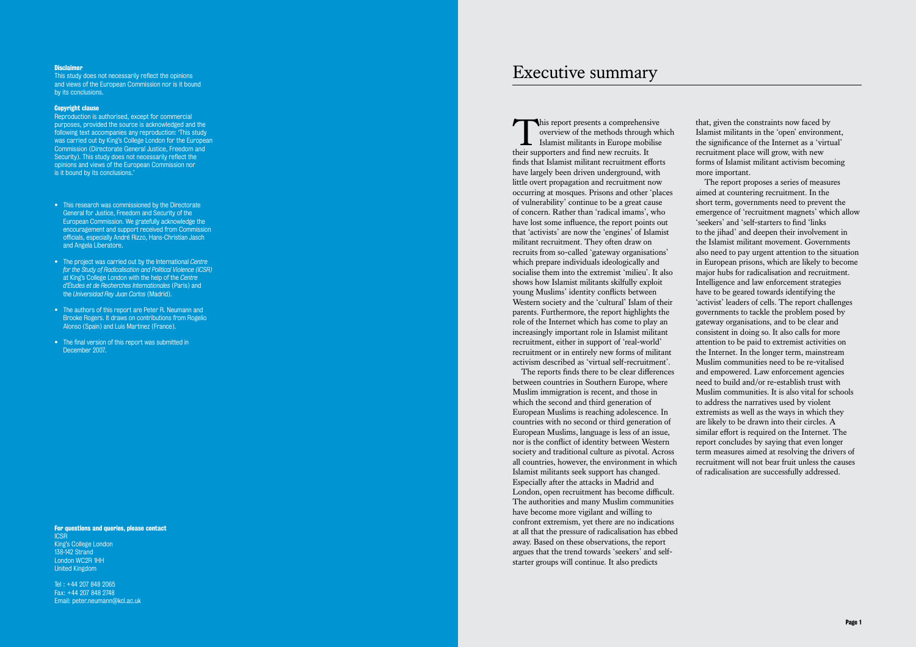**Disclaimer**
This study does not necessarily reflect the opinions and views of the European Commission nor is it bound by its conclusions.

**Copyright clause**
Reproduction is authorised, except for commercial purposes, provided the source is acknowledged and the following text accompanies any reproduction: 'This study was carried out by King's College London for the European Commission (Directorate General Justice, Freedom and Security). This study does not necessarily reflect the opinions and views of the European Commission nor is it bound by its conclusions.'

- This research was commissioned by the Directorate General for Justice, Freedom and Security of the European Commission. We gratefully acknowledge the encouragement and support received from Commission officials, especially André Rizzo, Hans-Christian Jasch and Angela Liberatore.
- The project was carried out by the International *Centre for the Study of Radicalisation and Political Violence (ICSR)* at King's College London with the help of the *Centre d'Études et de Recherches Internationales* (Paris) and the *Universidad Rey Juan Carlos* (Madrid).
- The authors of this report are Peter R. Neumann and Brooke Rogers. It draws on contributions from Rogelio Alonso (Spain) and Luis Martinez (France).
- The final version of this report was submitted in December 2007.

**For questions and queries, please contact**
ICSR
King's College London
138-142 Strand
London WC2R 1HH
United Kingdom

Tel : +44 207 848 2065
Fax: +44 207 848 2748
Email: peter.neumann@kcl.ac.uk

# Executive summary

This report presents a comprehensive overview of the methods through which Islamist militants in Europe mobilise their supporters and find new recruits. It finds that Islamist militant recruitment efforts have largely been driven underground, with little overt propagation and recruitment now occurring at mosques. Prisons and other 'places of vulnerability' continue to be a great cause of concern. Rather than 'radical imams', who have lost some influence, the report points out that 'activists' are now the 'engines' of Islamist militant recruitment. They often draw on recruits from so-called 'gateway organisations' which prepare individuals ideologically and socialise them into the extremist 'milieu'. It also shows how Islamist militants skilfully exploit young Muslims' identity conflicts between Western society and the 'cultural' Islam of their parents. Furthermore, the report highlights the role of the Internet which has come to play an increasingly important role in Islamist militant recruitment, either in support of 'real-world' recruitment or in entirely new forms of militant activism described as 'virtual self-recruitment'.

The reports finds there to be clear differences between countries in Southern Europe, where Muslim immigration is recent, and those in which the second and third generation of European Muslims is reaching adolescence. In countries with no second or third generation of European Muslims, language is less of an issue, nor is the conflict of identity between Western society and traditional culture as pivotal. Across all countries, however, the environment in which Islamist militants seek support has changed. Especially after the attacks in Madrid and London, open recruitment has become difficult. The authorities and many Muslim communities have become more vigilant and willing to confront extremism, yet there are no indications at all that the pressure of radicalisation has ebbed away. Based on these observations, the report argues that the trend towards 'seekers' and self-starter groups will continue. It also predicts that, given the constraints now faced by Islamist militants in the 'open' environment, the significance of the Internet as a 'virtual' recruitment place will grow, with new forms of Islamist militant activism becoming more important.

The report proposes a series of measures aimed at countering recruitment. In the short term, governments need to prevent the emergence of 'recruitment magnets' which allow 'seekers' and 'self-starters to find 'links to the jihad' and deepen their involvement in the Islamist militant movement. Governments also need to pay urgent attention to the situation in European prisons, which are likely to become major hubs for radicalisation and recruitment. Intelligence and law enforcement strategies have to be geared towards identifying the 'activist' leaders of cells. The report challenges governments to tackle the problem posed by gateway organisations, and to be clear and consistent in doing so. It also calls for more attention to be paid to extremist activities on the Internet. In the longer term, mainstream Muslim communities need to be re-vitalised and empowered. Law enforcement agencies need to build and/or re-establish trust with Muslim communities. It is also vital for schools to address the narratives used by violent extremists as well as the ways in which they are likely to be drawn into their circles. A similar effort is required on the Internet. The report concludes by saying that even longer term measures aimed at resolving the drivers of recruitment will not bear fruit unless the causes of radicalisation are successfully addressed.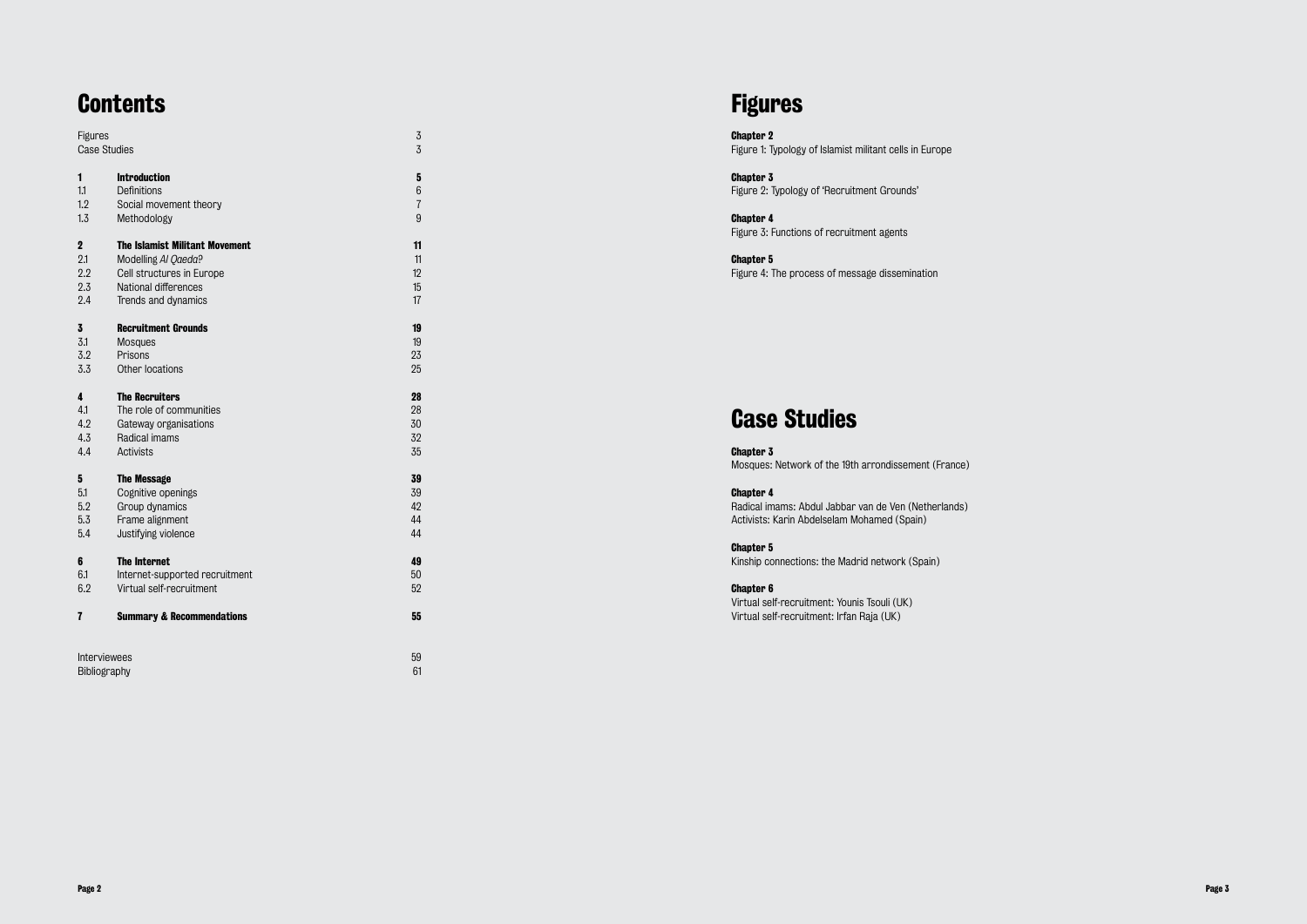# Contents

| | | |
|---|---|---|
| Figures | | 3 |
| Case Studies | | 3 |
| **1** | **Introduction** | **5** |
| 1.1 | Definitions | 6 |
| 1.2 | Social movement theory | 7 |
| 1.3 | Methodology | 9 |
| **2** | **The Islamist Militant Movement** | **11** |
| 2.1 | Modelling *Al Qaeda*? | 11 |
| 2.2 | Cell structures in Europe | 12 |
| 2.3 | National differences | 15 |
| 2.4 | Trends and dynamics | 17 |
| **3** | **Recruitment Grounds** | **19** |
| 3.1 | Mosques | 19 |
| 3.2 | Prisons | 23 |
| 3.3 | Other locations | 25 |
| **4** | **The Recruiters** | **28** |
| 4.1 | The role of communities | 28 |
| 4.2 | Gateway organisations | 30 |
| 4.3 | Radical imams | 32 |
| 4.4 | Activists | 35 |
| **5** | **The Message** | **39** |
| 5.1 | Cognitive openings | 39 |
| 5.2 | Group dynamics | 42 |
| 5.3 | Frame alignment | 44 |
| 5.4 | Justifying violence | 44 |
| **6** | **The Internet** | **49** |
| 6.1 | Internet-supported recruitment | 50 |
| 6.2 | Virtual self-recruitment | 52 |
| **7** | **Summary & Recommendations** | **55** |
| Interviewees | | 59 |
| Bibliography | | 61 |

# Figures

**Chapter 2**
Figure 1: Typology of Islamist militant cells in Europe

**Chapter 3**
Figure 2: Typology of 'Recruitment Grounds'

**Chapter 4**
Figure 3: Functions of recruitment agents

**Chapter 5**
Figure 4: The process of message dissemination

# Case Studies

**Chapter 3**
Mosques: Network of the 19th arrondissement (France)

**Chapter 4**
Radical imams: Abdul Jabbar van de Ven (Netherlands)
Activists: Karin Abdelselam Mohamed (Spain)

**Chapter 5**
Kinship connections: the Madrid network (Spain)

**Chapter 6**
Virtual self-recruitment: Younis Tsouli (UK)
Virtual self-recruitment: Irfan Raja (UK)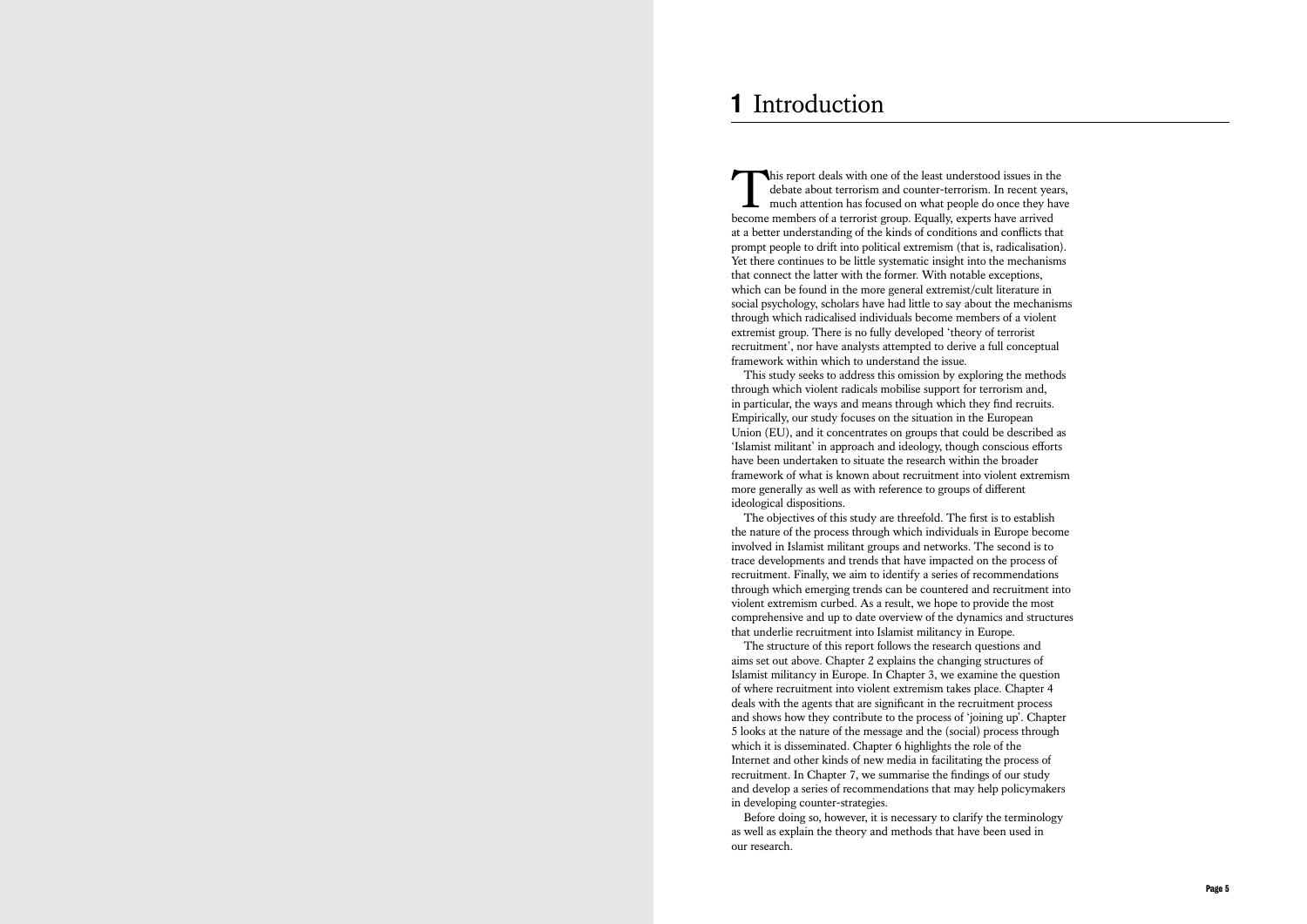# 1 Introduction

This report deals with one of the least understood issues in the debate about terrorism and counter-terrorism. In recent years, much attention has focused on what people do once they have become members of a terrorist group. Equally, experts have arrived at a better understanding of the kinds of conditions and conflicts that prompt people to drift into political extremism (that is, radicalisation). Yet there continues to be little systematic insight into the mechanisms that connect the latter with the former. With notable exceptions, which can be found in the more general extremist/cult literature in social psychology, scholars have had little to say about the mechanisms through which radicalised individuals become members of a violent extremist group. There is no fully developed 'theory of terrorist recruitment', nor have analysts attempted to derive a full conceptual framework within which to understand the issue.

This study seeks to address this omission by exploring the methods through which violent radicals mobilise support for terrorism and, in particular, the ways and means through which they find recruits. Empirically, our study focuses on the situation in the European Union (EU), and it concentrates on groups that could be described as 'Islamist militant' in approach and ideology, though conscious efforts have been undertaken to situate the research within the broader framework of what is known about recruitment into violent extremism more generally as well as with reference to groups of different ideological dispositions.

The objectives of this study are threefold. The first is to establish the nature of the process through which individuals in Europe become involved in Islamist militant groups and networks. The second is to trace developments and trends that have impacted on the process of recruitment. Finally, we aim to identify a series of recommendations through which emerging trends can be countered and recruitment into violent extremism curbed. As a result, we hope to provide the most comprehensive and up to date overview of the dynamics and structures that underlie recruitment into Islamist militancy in Europe.

The structure of this report follows the research questions and aims set out above. Chapter 2 explains the changing structures of Islamist militancy in Europe. In Chapter 3, we examine the question of where recruitment into violent extremism takes place. Chapter 4 deals with the agents that are significant in the recruitment process and shows how they contribute to the process of 'joining up'. Chapter 5 looks at the nature of the message and the (social) process through which it is disseminated. Chapter 6 highlights the role of the Internet and other kinds of new media in facilitating the process of recruitment. In Chapter 7, we summarise the findings of our study and develop a series of recommendations that may help policymakers in developing counter-strategies.

Before doing so, however, it is necessary to clarify the terminology as well as explain the theory and methods that have been used in our research.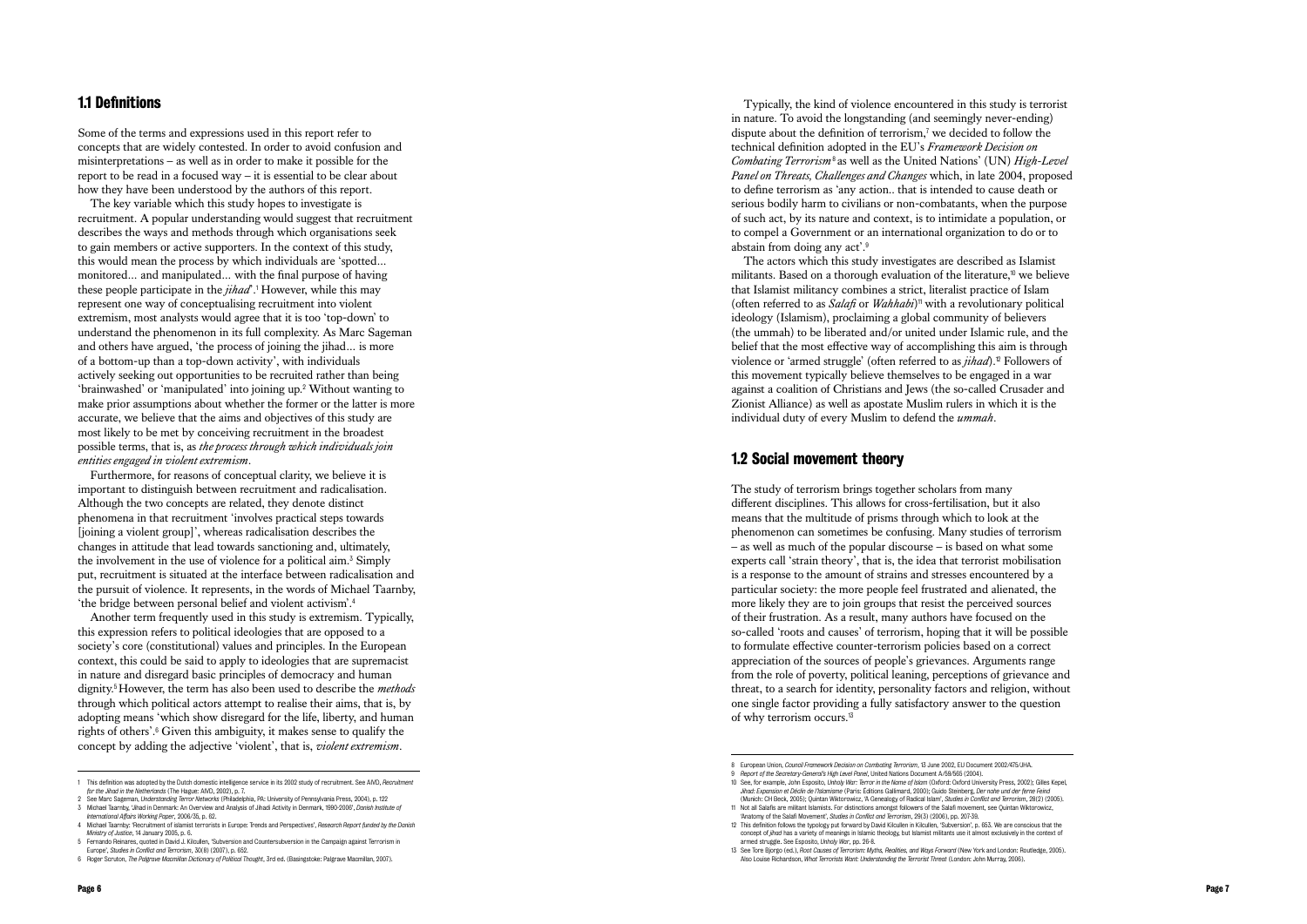## 1.1 Definitions

Some of the terms and expressions used in this report refer to concepts that are widely contested. In order to avoid confusion and misinterpretations – as well as in order to make it possible for the report to be read in a focused way – it is essential to be clear about how they have been understood by the authors of this report.

The key variable which this study hopes to investigate is recruitment. A popular understanding would suggest that recruitment describes the ways and methods through which organisations seek to gain members or active supporters. In the context of this study, this would mean the process by which individuals are 'spotted... monitored... and manipulated... with the final purpose of having these people participate in the *jihad*'.[1] However, while this may represent one way of conceptualising recruitment into violent extremism, most analysts would agree that it is too 'top-down' to understand the phenomenon in its full complexity. As Marc Sageman and others have argued, 'the process of joining the jihad... is more of a bottom-up than a top-down activity', with individuals actively seeking out opportunities to be recruited rather than being 'brainwashed' or 'manipulated' into joining up.[2] Without wanting to make prior assumptions about whether the former or the latter is more accurate, we believe that the aims and objectives of this study are most likely to be met by conceiving recruitment in the broadest possible terms, that is, as *the process through which individuals join entities engaged in violent extremism*.

Furthermore, for reasons of conceptual clarity, we believe it is important to distinguish between recruitment and radicalisation. Although the two concepts are related, they denote distinct phenomena in that recruitment 'involves practical steps towards [joining a violent group]', whereas radicalisation describes the changes in attitude that lead towards sanctioning and, ultimately, the involvement in the use of violence for a political aim.[3] Simply put, recruitment is situated at the interface between radicalisation and the pursuit of violence. It represents, in the words of Michael Taarnby, 'the bridge between personal belief and violent activism'.[4]

Another term frequently used in this study is extremism. Typically, this expression refers to political ideologies that are opposed to a society's core (constitutional) values and principles. In the European context, this could be said to apply to ideologies that are supremacist in nature and disregard basic principles of democracy and human dignity.[5] However, the term has also been used to describe the *methods* through which political actors attempt to realise their aims, that is, by adopting means 'which show disregard for the life, liberty, and human rights of others'.[6] Given this ambiguity, it makes sense to qualify the concept by adding the adjective 'violent', that is, *violent extremism*.

Typically, the kind of violence encountered in this study is terrorist in nature. To avoid the longstanding (and seemingly never-ending) dispute about the definition of terrorism,[7] we decided to follow the technical definition adopted in the EU's *Framework Decision on Combating Terrorism*[8] as well as the United Nations' (UN) *High-Level Panel on Threats, Challenges and Changes* which, in late 2004, proposed to define terrorism as 'any action.. that is intended to cause death or serious bodily harm to civilians or non-combatants, when the purpose of such act, by its nature and context, is to intimidate a population, or to compel a Government or an international organization to do or to abstain from doing any act'.[9]

The actors which this study investigates are described as Islamist militants. Based on a thorough evaluation of the literature,[10] we believe that Islamist militancy combines a strict, literalist practice of Islam (often referred to as *Salafi* or *Wahhabi*)[11] with a revolutionary political ideology (Islamism), proclaiming a global community of believers (the ummah) to be liberated and/or united under Islamic rule, and the belief that the most effective way of accomplishing this aim is through violence or 'armed struggle' (often referred to as *jihad*).[12] Followers of this movement typically believe themselves to be engaged in a war against a coalition of Christians and Jews (the so-called Crusader and Zionist Alliance) as well as apostate Muslim rulers in which it is the individual duty of every Muslim to defend the *ummah*.

## 1.2 Social movement theory

The study of terrorism brings together scholars from many different disciplines. This allows for cross-fertilisation, but it also means that the multitude of prisms through which to look at the phenomenon can sometimes be confusing. Many studies of terrorism – as well as much of the popular discourse – is based on what some experts call 'strain theory', that is, the idea that terrorist mobilisation is a response to the amount of strains and stresses encountered by a particular society: the more people feel frustrated and alienated, the more likely they are to join groups that resist the perceived sources of their frustration. As a result, many authors have focused on the so-called 'roots and causes' of terrorism, hoping that it will be possible to formulate effective counter-terrorism policies based on a correct appreciation of the sources of people's grievances. Arguments range from the role of poverty, political leaning, perceptions of grievance and threat, to a search for identity, personality factors and religion, without one single factor providing a fully satisfactory answer to the question of why terrorism occurs.[13]

---

1 This definition was adopted by the Dutch domestic intelligence service in its 2002 study of recruitment. See AIVD, *Recruitment for the Jihad in the Netherlands* (The Hague: AIVD, 2002), p. 7.

2 See Marc Sageman, *Understanding Terror Networks* (Philadelphia, PA: University of Pennsylvania Press, 2004), p. 122

3 Michael Taarnby, 'Jihad in Denmark: An Overview and Analysis of Jihadi Activity in Denmark, 1990-2006', *Danish Institute of International Affairs Working Paper*, 2006/35, p. 62.

4 Michael Taarnby: 'Recruitment of islamist terrorists in Europe: Trends and Perspectives', *Research Report funded by the Danish Ministry of Justice*, 14 January 2005, p. 6.

5 Fernando Reinares, quoted in David J. Kilcullen, 'Subversion and Countersubversion in the Campaign against Terrorism in Europe', *Studies in Conflict and Terrorism*, 30(8) (2007), p. 652.

6 Roger Scruton, *The Palgrave Macmillan Dictionary of Political Thought*, 3rd ed. (Basingstoke: Palgrave Macmillan, 2007).

8 European Union, *Council Framework Decision on Combating Terrorism*, 13 June 2002, EU Document 2002/475/JHA.

9 *Report of the Secretary-General's High Level Panel*, United Nations Document A/59/565 (2004).

10 See, for example, John Esposito, *Unholy War: Terror in the Name of Islam* (Oxford: Oxford University Press, 2002); Gilles Kepel, *Jihad: Expansion et Déclin de l'Islamisme* (Paris: Editions Gallimard, 2000); Guido Steinberg, *Der nahe und der ferne Feind* (Munich: CH Beck, 2005); Quintan Wiktorowicz, 'A Genealogy of Radical Islam', *Studies in Conflict and Terrorism*, 28(2) (2005).

11 Not all Salafis are militant Islamists. For distinctions amongst followers of the Salafi movement, see Quintan Wiktorowicz, 'Anatomy of the Salafi Movement', *Studies in Conflict and Terrorism*, 29(3) (2006), pp. 207-39.

12 This definition follows the typology put forward by David Kilcullen in Kilcullen, 'Subversion', p. 653. We are conscious that the concept of *jihad* has a variety of meanings in Islamic theology, but Islamist militants use it almost exclusively in the context of armed struggle. See Esposito, *Unholy War*, pp. 26-8.

13 See Tore Bjorgo (ed.), *Root Causes of Terrorism: Myths, Realities, and Ways Forward* (New York and London: Routledge, 2005). Also Louise Richardson, *What Terrorists Want: Understanding the Terrorist Threat* (London: John Murray, 2006).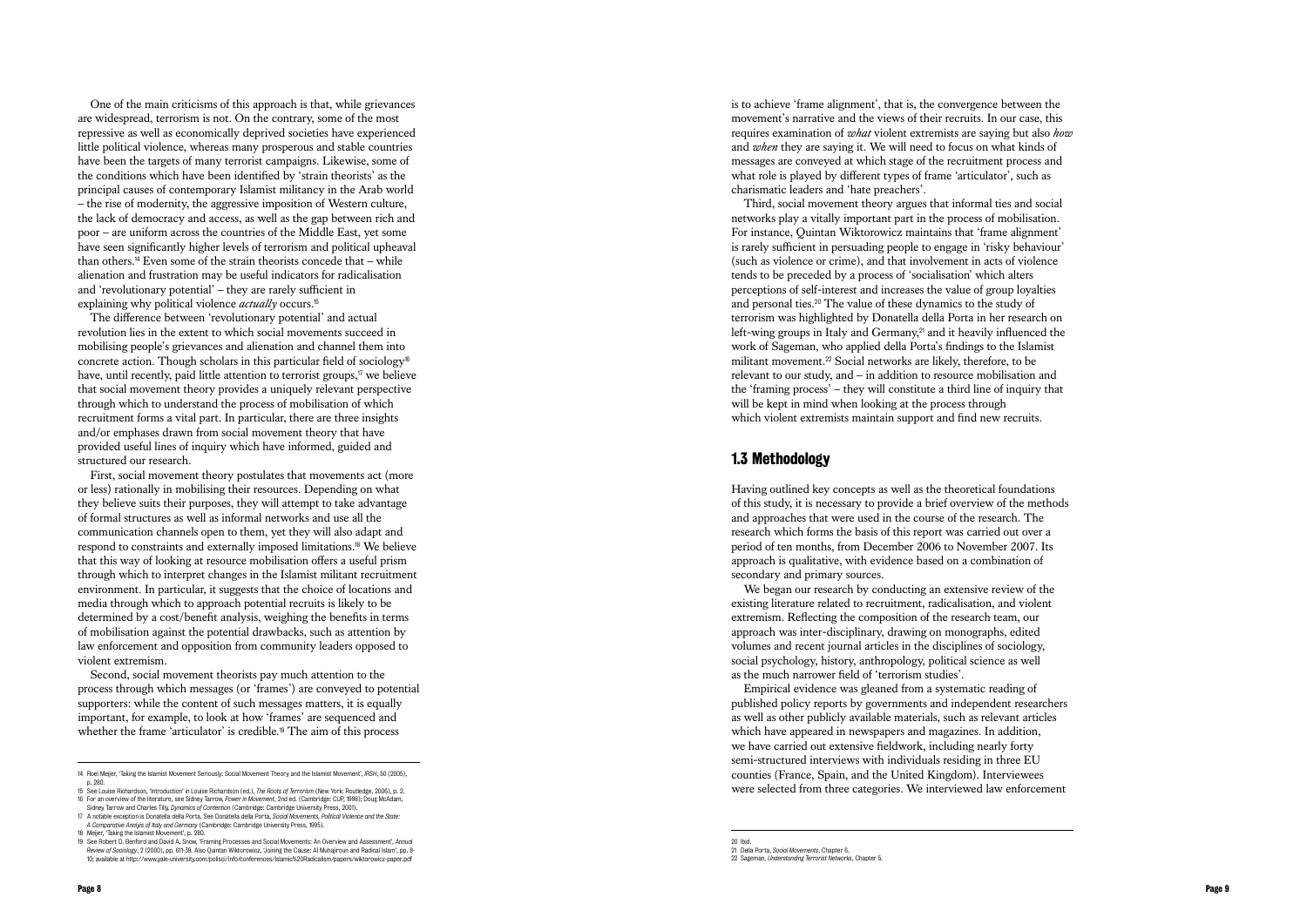One of the main criticisms of this approach is that, while grievances are widespread, terrorism is not. On the contrary, some of the most repressive as well as economically deprived societies have experienced little political violence, whereas many prosperous and stable countries have been the targets of many terrorist campaigns. Likewise, some of the conditions which have been identified by 'strain theorists' as the principal causes of contemporary Islamist militancy in the Arab world – the rise of modernity, the aggressive imposition of Western culture, the lack of democracy and access, as well as the gap between rich and poor – are uniform across the countries of the Middle East, yet some have seen significantly higher levels of terrorism and political upheaval than others.[14] Even some of the strain theorists concede that – while alienation and frustration may be useful indicators for radicalisation and 'revolutionary potential' – they are rarely sufficient in explaining why political violence *actually* occurs.[15]

The difference between 'revolutionary potential' and actual revolution lies in the extent to which social movements succeed in mobilising people's grievances and alienation and channel them into concrete action. Though scholars in this particular field of sociology[16] have, until recently, paid little attention to terrorist groups,[17] we believe that social movement theory provides a uniquely relevant perspective through which to understand the process of mobilisation of which recruitment forms a vital part. In particular, there are three insights and/or emphases drawn from social movement theory that have provided useful lines of inquiry which have informed, guided and structured our research.

First, social movement theory postulates that movements act (more or less) rationally in mobilising their resources. Depending on what they believe suits their purposes, they will attempt to take advantage of formal structures as well as informal networks and use all the communication channels open to them, yet they will also adapt and respond to constraints and externally imposed limitations.[18] We believe that this way of looking at resource mobilisation offers a useful prism through which to interpret changes in the Islamist militant recruitment environment. In particular, it suggests that the choice of locations and media through which to approach potential recruits is likely to be determined by a cost/benefit analysis, weighing the benefits in terms of mobilisation against the potential drawbacks, such as attention by law enforcement and opposition from community leaders opposed to violent extremism.

Second, social movement theorists pay much attention to the process through which messages (or 'frames') are conveyed to potential supporters: while the content of such messages matters, it is equally important, for example, to look at how 'frames' are sequenced and whether the frame 'articulator' is credible.[19] The aim of this process is to achieve 'frame alignment', that is, the convergence between the movement's narrative and the views of their recruits. In our case, this requires examination of *what* violent extremists are saying but also *how* and *when* they are saying it. We will need to focus on what kinds of messages are conveyed at which stage of the recruitment process and what role is played by different types of frame 'articulator', such as charismatic leaders and 'hate preachers'.

Third, social movement theory argues that informal ties and social networks play a vitally important part in the process of mobilisation. For instance, Quintan Wiktorowicz maintains that 'frame alignment' is rarely sufficient in persuading people to engage in 'risky behaviour' (such as violence or crime), and that involvement in acts of violence tends to be preceded by a process of 'socialisation' which alters perceptions of self-interest and increases the value of group loyalties and personal ties.[20] The value of these dynamics to the study of terrorism was highlighted by Donatella della Porta in her research on left-wing groups in Italy and Germany,[21] and it heavily influenced the work of Sageman, who applied della Porta's findings to the Islamist militant movement.[22] Social networks are likely, therefore, to be relevant to our study, and – in addition to resource mobilisation and the 'framing process' – they will constitute a third line of inquiry that will be kept in mind when looking at the process through which violent extremists maintain support and find new recruits.

## 1.3 Methodology

Having outlined key concepts as well as the theoretical foundations of this study, it is necessary to provide a brief overview of the methods and approaches that were used in the course of the research. The research which forms the basis of this report was carried out over a period of ten months, from December 2006 to November 2007. Its approach is qualitative, with evidence based on a combination of secondary and primary sources.

We began our research by conducting an extensive review of the existing literature related to recruitment, radicalisation, and violent extremism. Reflecting the composition of the research team, our approach was inter-disciplinary, drawing on monographs, edited volumes and recent journal articles in the disciplines of sociology, social psychology, history, anthropology, political science as well as the much narrower field of 'terrorism studies'.

Empirical evidence was gleaned from a systematic reading of published policy reports by governments and independent researchers as well as other publicly available materials, such as relevant articles which have appeared in newspapers and magazines. In addition, we have carried out extensive fieldwork, including nearly forty semi-structured interviews with individuals residing in three EU counties (France, Spain, and the United Kingdom). Interviewees were selected from three categories. We interviewed law enforcement

---

14 Roel Meijer, 'Taking the Islamist Movement Seriously: Social Movement Theory and the Islamist Movement', *IRSH*, 50 (2005), p. 280.

15 See Louise Richardson, 'Introduction' in Louise Richardson (ed.), *The Roots of Terrorism* (New York: Routledge, 2006), p. 2.

16 For an overview of the literature, see Sidney Tarrow, *Power in Movement*, 2nd ed. (Cambridge: CUP, 1998); Doug McAdam, Sidney Tarrow and Charles Tilly, *Dynamics of Contention* (Cambridge: Cambridge University Press, 2001).

17 A notable exception is Donatella della Porta. See Donatella della Porta, *Social Movements, Political Violence and the State: A Comparative Analysis of Italy and Germany* (Cambridge: Cambridge University Press, 1995).

18 Meijer, 'Taking the Islamist Movement', p. 280.

19 See Robert D. Benford and David A. Snow, 'Framing Processes and Social Movements: An Overview and Assessment', *Annual Review of Sociology*, 2 (2000), pp. 611-39. Also Quintan Wiktorowicz, 'Joining the Cause: Al Muhajiroun and Radical Islam', pp. 8-10; available at http://www.yale-university.com/polisci/info/conferences/Islamic%20Radicalism/papers/wiktorowicz-paper.pdf

20 Ibid.

21 Della Porta, *Social Movements*, Chapter 6.

22 Sageman, *Understanding Terrorist Networks*, Chapter 5.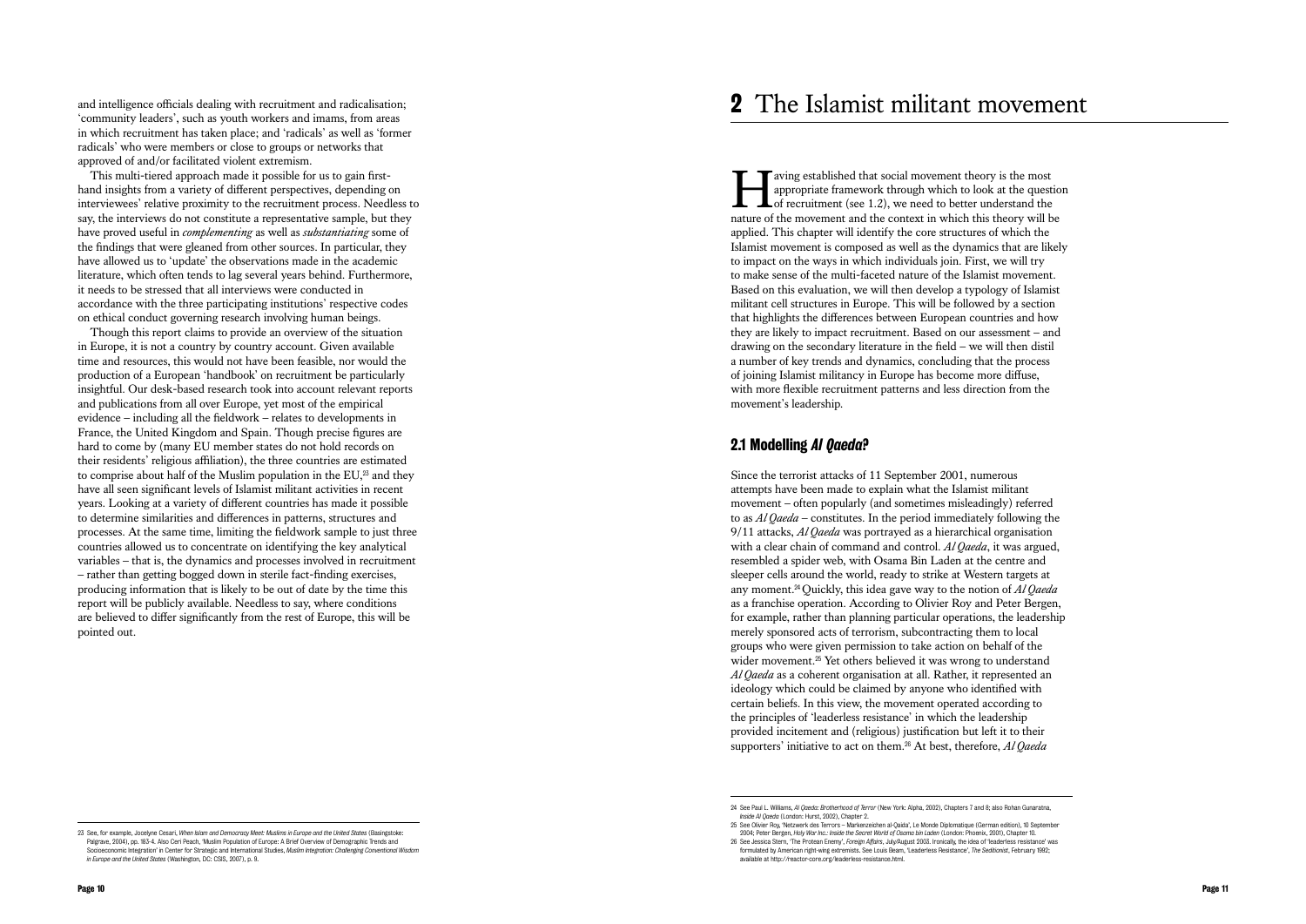and intelligence officials dealing with recruitment and radicalisation; 'community leaders', such as youth workers and imams, from areas in which recruitment has taken place; and 'radicals' as well as 'former radicals' who were members or close to groups or networks that approved of and/or facilitated violent extremism.

This multi-tiered approach made it possible for us to gain first-hand insights from a variety of different perspectives, depending on interviewees' relative proximity to the recruitment process. Needless to say, the interviews do not constitute a representative sample, but they have proved useful in *complementing* as well as *substantiating* some of the findings that were gleaned from other sources. In particular, they have allowed us to 'update' the observations made in the academic literature, which often tends to lag several years behind. Furthermore, it needs to be stressed that all interviews were conducted in accordance with the three participating institutions' respective codes on ethical conduct governing research involving human beings.

Though this report claims to provide an overview of the situation in Europe, it is not a country by country account. Given available time and resources, this would not have been feasible, nor would the production of a European 'handbook' on recruitment be particularly insightful. Our desk-based research took into account relevant reports and publications from all over Europe, yet most of the empirical evidence – including all the fieldwork – relates to developments in France, the United Kingdom and Spain. Though precise figures are hard to come by (many EU member states do not hold records on their residents' religious affiliation), the three countries are estimated to comprise about half of the Muslim population in the EU,[23] and they have all seen significant levels of Islamist militant activities in recent years. Looking at a variety of different countries has made it possible to determine similarities and differences in patterns, structures and processes. At the same time, limiting the fieldwork sample to just three countries allowed us to concentrate on identifying the key analytical variables – that is, the dynamics and processes involved in recruitment – rather than getting bogged down in sterile fact-finding exercises, producing information that is likely to be out of date by the time this report will be publicly available. Needless to say, where conditions are believed to differ significantly from the rest of Europe, this will be pointed out.

23 See, for example, Jocelyne Cesari, *When Islam and Democracy Meet: Muslims in Europe and the United States* (Basingstoke: Palgrave, 2004), pp. 183-4. Also Ceri Peach, 'Muslim Population of Europe: A Brief Overview of Demographic Trends and Socioeconomic Integration' in Center for Strategic and International Studies, *Muslim Integration: Challenging Conventional Wisdom in Europe and the United States* (Washington, DC: CSIS, 2007), p. 9.

# 2 The Islamist militant movement

Having established that social movement theory is the most appropriate framework through which to look at the question of recruitment (see 1.2), we need to better understand the nature of the movement and the context in which this theory will be applied. This chapter will identify the core structures of which the Islamist movement is composed as well as the dynamics that are likely to impact on the ways in which individuals join. First, we will try to make sense of the multi-faceted nature of the Islamist movement. Based on this evaluation, we will then develop a typology of Islamist militant cell structures in Europe. This will be followed by a section that highlights the differences between European countries and how they are likely to impact recruitment. Based on our assessment – and drawing on the secondary literature in the field – we will then distil a number of key trends and dynamics, concluding that the process of joining Islamist militancy in Europe has become more diffuse, with more flexible recruitment patterns and less direction from the movement's leadership.

## 2.1 Modelling *Al Qaeda*?

Since the terrorist attacks of 11 September 2001, numerous attempts have been made to explain what the Islamist militant movement – often popularly (and sometimes misleadingly) referred to as *Al Qaeda* – constitutes. In the period immediately following the 9/11 attacks, *Al Qaeda* was portrayed as a hierarchical organisation with a clear chain of command and control. *Al Qaeda*, it was argued, resembled a spider web, with Osama Bin Laden at the centre and sleeper cells around the world, ready to strike at Western targets at any moment.[24] Quickly, this idea gave way to the notion of *Al Qaeda* as a franchise operation. According to Olivier Roy and Peter Bergen, for example, rather than planning particular operations, the leadership merely sponsored acts of terrorism, subcontracting them to local groups who were given permission to take action on behalf of the wider movement.[25] Yet others believed it was wrong to understand *Al Qaeda* as a coherent organisation at all. Rather, it represented an ideology which could be claimed by anyone who identified with certain beliefs. In this view, the movement operated according to the principles of 'leaderless resistance' in which the leadership provided incitement and (religious) justification but left it to their supporters' initiative to act on them.[26] At best, therefore, *Al Qaeda*

24 See Paul L. Williams, *Al Qaeda: Brotherhood of Terror* (New York: Alpha, 2002), Chapters 7 and 8; also Rohan Gunaratna, *Inside Al Qaeda* (London: Hurst, 2002), Chapter 2.

25 See Olivier Roy, 'Netzwerk des Terrors – Markenzeichen al-Qaida', Le Monde Diplomatique (German edition), 10 September 2004; Peter Bergen, *Holy War Inc.: Inside the Secret World of Osama bin Laden* (London: Phoenix, 2001), Chapter 10.

26 See Jessica Stern, 'The Protean Enemy', *Foreign Affairs*, July/August 2003. Ironically, the idea of 'leaderless resistance' was formulated by American right-wing extremists. See Louis Beam, 'Leaderless Resistance', *The Seditionist*, February 1992; available at http://reactor-core.org/leaderless-resistance.html.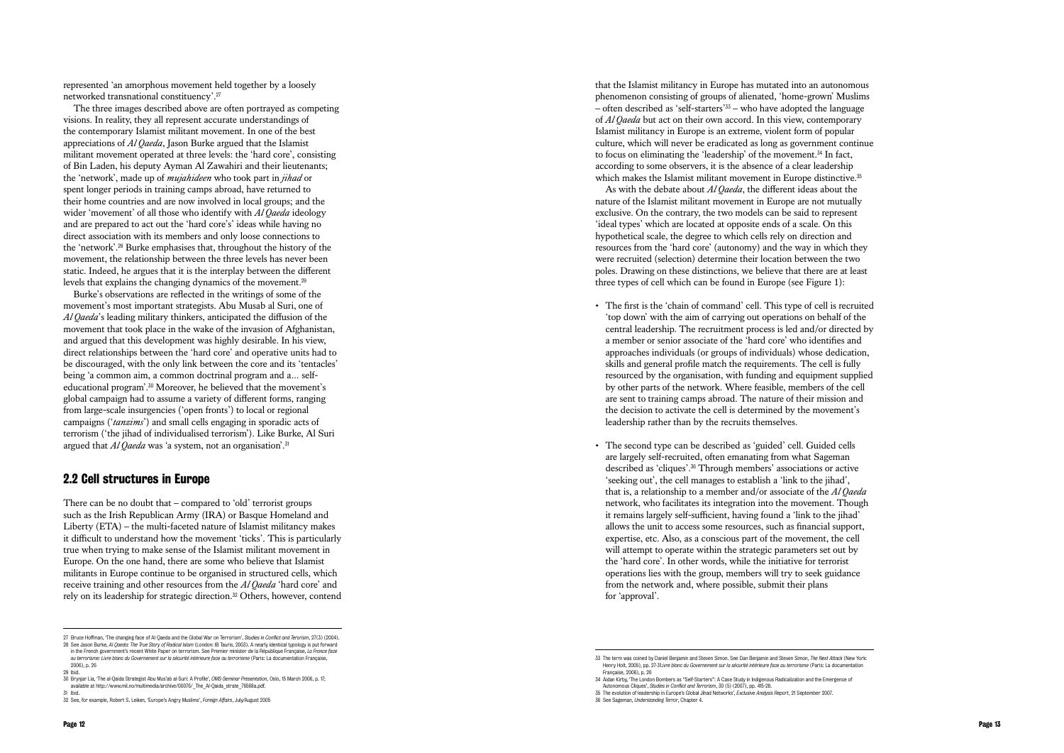represented 'an amorphous movement held together by a loosely networked transnational constituency'.[27]

The three images described above are often portrayed as competing visions. In reality, they all represent accurate understandings of the contemporary Islamist militant movement. In one of the best appreciations of *Al Qaeda*, Jason Burke argued that the Islamist militant movement operated at three levels: the 'hard core', consisting of Bin Laden, his deputy Ayman Al Zawahiri and their lieutenants; the 'network', made up of *mujahideen* who took part in *jihad* or spent longer periods in training camps abroad, have returned to their home countries and are now involved in local groups; and the wider 'movement' of all those who identify with *Al Qaeda* ideology and are prepared to act out the 'hard core's' ideas while having no direct association with its members and only loose connections to the 'network'.[28] Burke emphasises that, throughout the history of the movement, the relationship between the three levels has never been static. Indeed, he argues that it is the interplay between the different levels that explains the changing dynamics of the movement.[29]

Burke's observations are reflected in the writings of some of the movement's most important strategists. Abu Musab al Suri, one of *Al Qaeda*'s leading military thinkers, anticipated the diffusion of the movement that took place in the wake of the invasion of Afghanistan, and argued that this development was highly desirable. In his view, direct relationships between the 'hard core' and operative units had to be discouraged, with the only link between the core and its 'tentacles' being 'a common aim, a common doctrinal program and a... self-educational program'.[30] Moreover, he believed that the movement's global campaign had to assume a variety of different forms, ranging from large-scale insurgencies ('open fronts') to local or regional campaigns ('*tanzims*') and small cells engaging in sporadic acts of terrorism ('the jihad of individualised terrorism'). Like Burke, Al Suri argued that *Al Qaeda* was 'a system, not an organisation'.[31]

## 2.2 Cell structures in Europe

There can be no doubt that – compared to 'old' terrorist groups such as the Irish Republican Army (IRA) or Basque Homeland and Liberty (ETA) – the multi-faceted nature of Islamist militancy makes it difficult to understand how the movement 'ticks'. This is particularly true when trying to make sense of the Islamist militant movement in Europe. On the one hand, there are some who believe that Islamist militants in Europe continue to be organised in structured cells, which receive training and other resources from the *Al Qaeda* 'hard core' and rely on its leadership for strategic direction.[32] Others, however, contend that the Islamist militancy in Europe has mutated into an autonomous phenomenon consisting of groups of alienated, 'home-grown' Muslims – often described as 'self-starters'[33] – who have adopted the language of *Al Qaeda* but act on their own accord. In this view, contemporary Islamist militancy in Europe is an extreme, violent form of popular culture, which will never be eradicated as long as government continue to focus on eliminating the 'leadership' of the movement.[34] In fact, according to some observers, it is the absence of a clear leadership which makes the Islamist militant movement in Europe distinctive.[35]

As with the debate about *Al Qaeda*, the different ideas about the nature of the Islamist militant movement in Europe are not mutually exclusive. On the contrary, the two models can be said to represent 'ideal types' which are located at opposite ends of a scale. On this hypothetical scale, the degree to which cells rely on direction and resources from the 'hard core' (autonomy) and the way in which they were recruited (selection) determine their location between the two poles. Drawing on these distinctions, we believe that there are at least three types of cell which can be found in Europe (see Figure 1):

- The first is the 'chain of command' cell. This type of cell is recruited 'top down' with the aim of carrying out operations on behalf of the central leadership. The recruitment process is led and/or directed by a member or senior associate of the 'hard core' who identifies and approaches individuals (or groups of individuals) whose dedication, skills and general profile match the requirements. The cell is fully resourced by the organisation, with funding and equipment supplied by other parts of the network. Where feasible, members of the cell are sent to training camps abroad. The nature of their mission and the decision to activate the cell is determined by the movement's leadership rather than by the recruits themselves.

- The second type can be described as 'guided' cell. Guided cells are largely self-recruited, often emanating from what Sageman described as 'cliques'.[36] Through members' associations or active 'seeking out', the cell manages to establish a 'link to the jihad', that is, a relationship to a member and/or associate of the *Al Qaeda* network, who facilitates its integration into the movement. Though it remains largely self-sufficient, having found a 'link to the jihad' allows the unit to access some resources, such as financial support, expertise, etc. Also, as a conscious part of the movement, the cell will attempt to operate within the strategic parameters set out by the 'hard core'. In other words, while the initiative for terrorist operations lies with the group, members will try to seek guidance from the network and, where possible, submit their plans for 'approval'.

---

27 Bruce Hoffman, 'The changing face of Al Qaeda and the Global War on Terrorism', *Studies in Conflict and Terrorism*, 27(3) (2004).

28 See Jason Burke, *Al Qaeda: The True Story of Radical Islam* (London: IB Tauris, 2003). A nearly identical typology is put forward in the French government's recent White Paper on terrorism. See Premier minister de la République Française, *La France face au terrorisme: Livre blanc du Gouvernement sur la sécurité intérieure face au terrorisme* (Paris: La documentation Française, 2006), p. 26

29 Ibid.

30 Brynjar Lia, 'The al-Qaida Strategist Abu Mus'ab al-Suri: A Profile', *OMS-Seminar Presentation*, Oslo, 15 March 2006, p. 17; available at http://www.mil.no/multimedia/archive/00076/_The_Al-Qaida_strate_76668a.pdf.

31 Ibid.

32 See, for example, Robert S. Leiken, 'Europe's Angry Muslims', *Foreign Affairs*, July/August 2005

33 The term was coined by Daniel Benjamin and Steven Simon. See Dan Benjamin and Steven Simon, *The Next Attack* (New York: Henry Holt, 2005), pp. 27-31.*ivre blanc du Gouvernement sur la sécurité intérieure face au terrorisme* (Paris: La documentation Française, 2006), p. 26

34 Aidan Kirby, 'The London Bombers as "Self-Starters": A Case Study in Indigenous Radicalization and the Emergence of Autonomous Cliques', *Studies in Conflict and Terrorism*, 30 (5) (2007), pp. 415-28.

35 The evolution of leadership in Europe's Global Jihad Networks', *Exclusive Analysis Report*, 21 September 2007.

36 See Sageman, *Understanding Terror*, Chapter 4.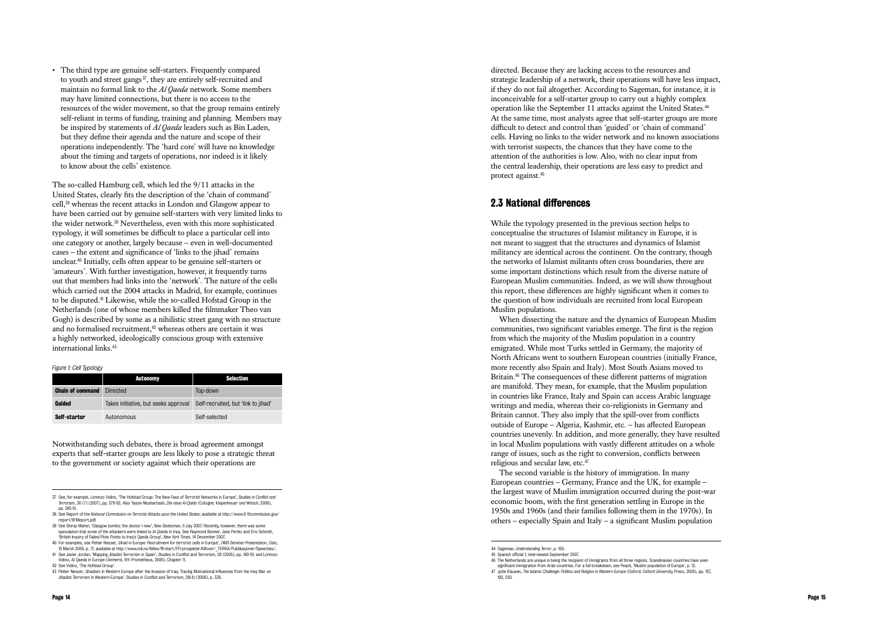- The third type are genuine self-starters. Frequently compared to youth and street gangs[37], they are entirely self-recruited and maintain no formal link to the *Al Qaeda* network. Some members may have limited connections, but there is no access to the resources of the wider movement, so that the group remains entirely self-reliant in terms of funding, training and planning. Members may be inspired by statements of *Al Qaeda* leaders such as Bin Laden, but they define their agenda and the nature and scope of their operations independently. The 'hard core' will have no knowledge about the timing and targets of operations, nor indeed is it likely to know about the cells' existence.

The so-called Hamburg cell, which led the 9/11 attacks in the United States, clearly fits the description of the 'chain of command' cell,[38] whereas the recent attacks in London and Glasgow appear to have been carried out by genuine self-starters with very limited links to the wider network.[39] Nevertheless, even with this more sophisticated typology, it will sometimes be difficult to place a particular cell into one category or another, largely because – even in well-documented cases – the extent and significance of 'links to the jihad' remains unclear.[40] Initially, cells often appear to be genuine self-starters or 'amateurs'. With further investigation, however, it frequently turns out that members had links into the 'network'. The nature of the cells which carried out the 2004 attacks in Madrid, for example, continues to be disputed.[41] Likewise, while the so-called Hofstad Group in the Netherlands (one of whose members killed the filmmaker Theo van Gogh) is described by some as a nihilistic street gang with no structure and no formalised recruitment,[42] whereas others are certain it was a highly networked, ideologically conscious group with extensive international links.[43]

*Figure 1: Cell Typology*

| | Autonomy | Selection |
|---|---|---|
| **Chain of command** | Directed | Top-down |
| **Guided** | Takes initiative, but seeks approval | Self-recruited, but 'link to jihad' |
| **Self-starter** | Autonomous | Self-selected |

Notwithstanding such debates, there is broad agreement amongst experts that self-starter groups are less likely to pose a strategic threat to the government or society against which their operations are directed. Because they are lacking access to the resources and strategic leadership of a network, their operations will have less impact, if they do not fail altogether. According to Sageman, for instance, it is inconceivable for a self-starter group to carry out a highly complex operation like the September 11 attacks against the United States.[44] At the same time, most analysts agree that self-starter groups are more difficult to detect and control than 'guided' or 'chain of command' cells. Having no links to the wider network and no known associations with terrorist suspects, the chances that they have come to the attention of the authorities is low. Also, with no clear input from the central leadership, their operations are less easy to predict and protect against.[45]

## 2.3 National differences

While the typology presented in the previous section helps to conceptualise the structures of Islamist militancy in Europe, it is not meant to suggest that the structures and dynamics of Islamist militancy are identical across the continent. On the contrary, though the networks of Islamist militants often cross boundaries, there are some important distinctions which result from the diverse nature of European Muslim communities. Indeed, as we will show throughout this report, these differences are highly significant when it comes to the question of how individuals are recruited from local European Muslim populations.

When dissecting the nature and the dynamics of European Muslim communities, two significant variables emerge. The first is the region from which the majority of the Muslim population in a country emigrated. While most Turks settled in Germany, the majority of North Africans went to southern European countries (initially France, more recently also Spain and Italy). Most South Asians moved to Britain.[46] The consequences of these different patterns of migration are manifold. They mean, for example, that the Muslim population in countries like France, Italy and Spain can access Arabic language writings and media, whereas their co-religionists in Germany and Britain cannot. They also imply that the spill-over from conflicts outside of Europe – Algeria, Kashmir, etc. – has affected European countries unevenly. In addition, and more generally, they have resulted in local Muslim populations with vastly different attitudes on a whole range of issues, such as the right to conversion, conflicts between religious and secular law, etc.[47]

The second variable is the history of immigration. In many European countries – Germany, France and the UK, for example – the largest wave of Muslim immigration occurred during the post-war economic boom, with the first generation settling in Europe in the 1950s and 1960s (and their families following them in the 1970s). In others – especially Spain and Italy – a significant Muslim population

---

37 See, for example, Lorenzo Vidino, 'The Hofstad Group: The New Face of Terrorist Networks in Europe', *Studies in Conflict and Terrorism*, 30 (7) (2007), pp. 579-92. Also Yassin Musharbash, *Die neue Al-Qaida* (Cologne: Kiepenheuer und Witsch, 2006), pp. 245-51.

38 See Report of the *National Commission on Terrorist Attacks upon the United States*; available at http://www.9-11commission.gov/report/911Report.pdf.

39 See Shiraz Maher, 'Glasgow bombs: the doctor I new', *New Statesman*, 5 July 2007. Recently, however, there was some speculation that some of the attackers were linked to *Al Qaeda* in Iraq. See Raymond Bonner; Jane Perlez and Eric Schmitt, 'British Inquiry of Failed Plots Points to Iraq's Qaeda Group', *New York Times*, 14 December 2007.

40 For examples, see Petter Nesser, 'Jihad in Europe: Recruitment for terrorist cells in Europe', *OMS-Seminar Presentation*, Oslo, 15 March 2006, p. 17; available at http://www.mil.no/felles/ffi/start/FFI-prosjekter/Alfover/_TERRA/Publikasjoner/Speeches/.

41 See Javier Jordan, 'Mapping Jihadist Terrorism in Spain', Studies in Conflict and Terrorism, 28 (2005), pp. 169-91; and Lorenzo Vidino, Al Qaeda in Europe (Amherst, NY: Prometheus, 2006), Chapter 11.

42 See Vidino, 'The Hofstad Group'.

43 Petter Nesser, 'Jihadism in Western Europe after the Invasion of Iraq: Tracing Motivational Influences from the Iraq War on Jihadist Terrorism in Western Europe', Studies in Conflict and Terrorism, 29(4) (2006), p. 336.

44 Sageman, *Understanding Terror*, p. 160.

45 Spanish official 1, interviewed September 2007.

46 The Netherlands are unique in being the recipient of immigrants from all three regions. Scandinavian countries have seen significant immigration from Arab countries. For a full breakdown, see Peach, 'Muslim population of Europe', p. 12.

47 Jytte Klausen, *The Islamic Challenge: Politics and Religion in Western Europe* (Oxford: Oxford University Press, 2005), pp. 157, 192, 220.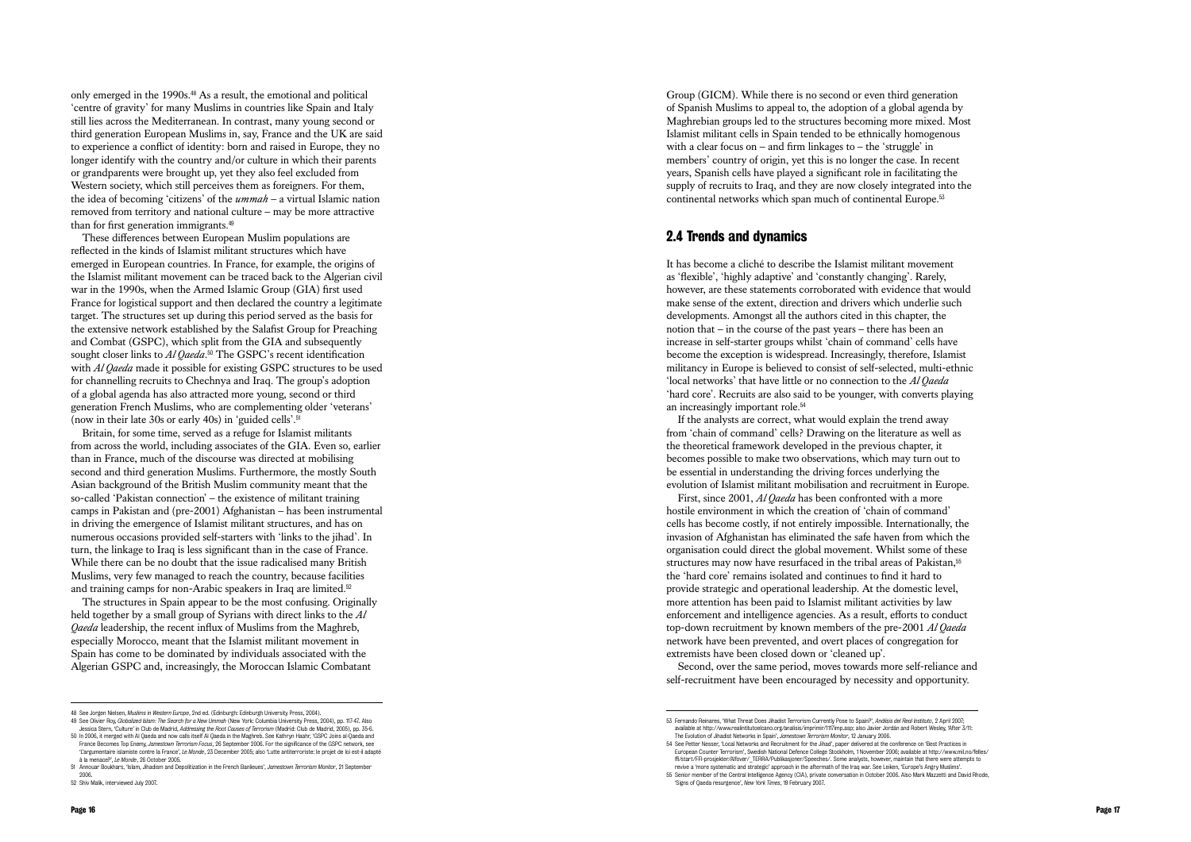only emerged in the 1990s.[48] As a result, the emotional and political 'centre of gravity' for many Muslims in countries like Spain and Italy still lies across the Mediterranean. In contrast, many young second or third generation European Muslims in, say, France and the UK are said to experience a conflict of identity: born and raised in Europe, they no longer identify with the country and/or culture in which their parents or grandparents were brought up, yet they also feel excluded from Western society, which still perceives them as foreigners. For them, the idea of becoming 'citizens' of the *ummah* – a virtual Islamic nation removed from territory and national culture – may be more attractive than for first generation immigrants.[49]

These differences between European Muslim populations are reflected in the kinds of Islamist militant structures which have emerged in European countries. In France, for example, the origins of the Islamist militant movement can be traced back to the Algerian civil war in the 1990s, when the Armed Islamic Group (GIA) first used France for logistical support and then declared the country a legitimate target. The structures set up during this period served as the basis for the extensive network established by the Salafist Group for Preaching and Combat (GSPC), which split from the GIA and subsequently sought closer links to *Al Qaeda*.[50] The GSPC's recent identification with *Al Qaeda* made it possible for existing GSPC structures to be used for channelling recruits to Chechnya and Iraq. The group's adoption of a global agenda has also attracted more young, second or third generation French Muslims, who are complementing older 'veterans' (now in their late 30s or early 40s) in 'guided cells'.[51]

Britain, for some time, served as a refuge for Islamist militants from across the world, including associates of the GIA. Even so, earlier than in France, much of the discourse was directed at mobilising second and third generation Muslims. Furthermore, the mostly South Asian background of the British Muslim community meant that the so-called 'Pakistan connection' – the existence of militant training camps in Pakistan and (pre-2001) Afghanistan – has been instrumental in driving the emergence of Islamist militant structures, and has on numerous occasions provided self-starters with 'links to the jihad'. In turn, the linkage to Iraq is less significant than in the case of France. While there can be no doubt that the issue radicalised many British Muslims, very few managed to reach the country, because facilities and training camps for non-Arabic speakers in Iraq are limited.[52]

The structures in Spain appear to be the most confusing. Originally held together by a small group of Syrians with direct links to the *Al Qaeda* leadership, the recent influx of Muslims from the Maghreb, especially Morocco, meant that the Islamist militant movement in Spain has come to be dominated by individuals associated with the Algerian GSPC and, increasingly, the Moroccan Islamic Combatant Group (GICM). While there is no second or even third generation of Spanish Muslims to appeal to, the adoption of a global agenda by Maghrebian groups led to the structures becoming more mixed. Most Islamist militant cells in Spain tended to be ethnically homogenous with a clear focus on – and firm linkages to – the 'struggle' in members' country of origin, yet this is no longer the case. In recent years, Spanish cells have played a significant role in facilitating the supply of recruits to Iraq, and they are now closely integrated into the continental networks which span much of continental Europe.[53]

## 2.4 Trends and dynamics

It has become a cliché to describe the Islamist militant movement as 'flexible', 'highly adaptive' and 'constantly changing'. Rarely, however, are these statements corroborated with evidence that would make sense of the extent, direction and drivers which underlie such developments. Amongst all the authors cited in this chapter, the notion that – in the course of the past years – there has been an increase in self-starter groups whilst 'chain of command' cells have become the exception is widespread. Increasingly, therefore, Islamist militancy in Europe is believed to consist of self-selected, multi-ethnic 'local networks' that have little or no connection to the *Al Qaeda* 'hard core'. Recruits are also said to be younger, with converts playing an increasingly important role.[54]

If the analysts are correct, what would explain the trend away from 'chain of command' cells? Drawing on the literature as well as the theoretical framework developed in the previous chapter, it becomes possible to make two observations, which may turn out to be essential in understanding the driving forces underlying the evolution of Islamist militant mobilisation and recruitment in Europe.

First, since 2001, *Al Qaeda* has been confronted with a more hostile environment in which the creation of 'chain of command' cells has become costly, if not entirely impossible. Internationally, the invasion of Afghanistan has eliminated the safe haven from which the organisation could direct the global movement. Whilst some of these structures may now have resurfaced in the tribal areas of Pakistan,[55] the 'hard core' remains isolated and continues to find it hard to provide strategic and operational leadership. At the domestic level, more attention has been paid to Islamist militant activities by law enforcement and intelligence agencies. As a result, efforts to conduct top-down recruitment by known members of the pre-2001 *Al Qaeda* network have been prevented, and overt places of congregation for extremists have been closed down or 'cleaned up'.

Second, over the same period, moves towards more self-reliance and self-recruitment have been encouraged by necessity and opportunity.

---

48 See Jorgen Nielsen, *Muslims in Western Europe*, 2nd ed. (Edinburgh: Edinburgh University Press, 2004).

49 See Olivier Roy, *Globalized Islam: The Search for a New Ummah* (New York: Columbia University Press, 2004), pp. 117-47. Also Jessica Stern, 'Culture' in Club de Madrid, *Addressing the Root Causes of Terrorism* (Madrid: Club de Madrid, 2005), pp. 35-6.

50 In 2006, it merged with Al Qaeda and now calls itself Al Qaeda in the Maghreb. See Kathryn Haahr, 'GSPC Joins al-Qaeda and France Becomes Top Enemy, *Jamestown Terrorism Focus*, 26 September 2006. For the significance of the GSPC network, see 'L'argumentaire islamiste contre la France', *Le Monde*, 23 December 2005; also 'Lutte antiterroriste: le projet de loi est-il adapté à la menace?', *Le Monde*, 26 October 2005.

51 Annouar Boukhars, 'Islam, Jihadism and Depolitization in the French Banlieues', *Jamestown Terrorism Monitor*, 21 September 2006.

52 Shiv Malik, interviewed July 2007.

53 Fernando Reinares, 'What Threat Does Jihadist Terrorism Currently Pose to Spain?', *Análisis del Real Instituto*, 2 April 2007; available at http://www.realinstitutoelcano.org/analisis/imprimir/1117imp.asp; also Javier Jordán and Robert Wesley, 'After 3/11: The Evolution of Jihadist Networks in Spain', *Jamestown Terrorism Monitor*, 12 January 2006.

54 See Petter Nesser, 'Local Networks and Recruitment for the Jihad', paper delivered at the conference on 'Best Practices in European Counter Terrorism', Swedish National Defence College Stockholm, 1 November 2006; available at http://www.mil.no/felles/ffi/start/FFI-prosjekter/Alfover/_TERRA/Publikasjoner/Speeches/. Some analysts, however, maintain that there were attempts to revive a 'more systematic and strategic' approach in the aftermath of the Iraq war. See Leiken, 'Europe's Angry Muslims'.

55 Senior member of the Central Intelligence Agency (CIA), private conversation in October 2006. Also Mark Mazzetti and David Rhode, 'Signs of Qaeda resurgence', *New York Times*, 19 February 2007.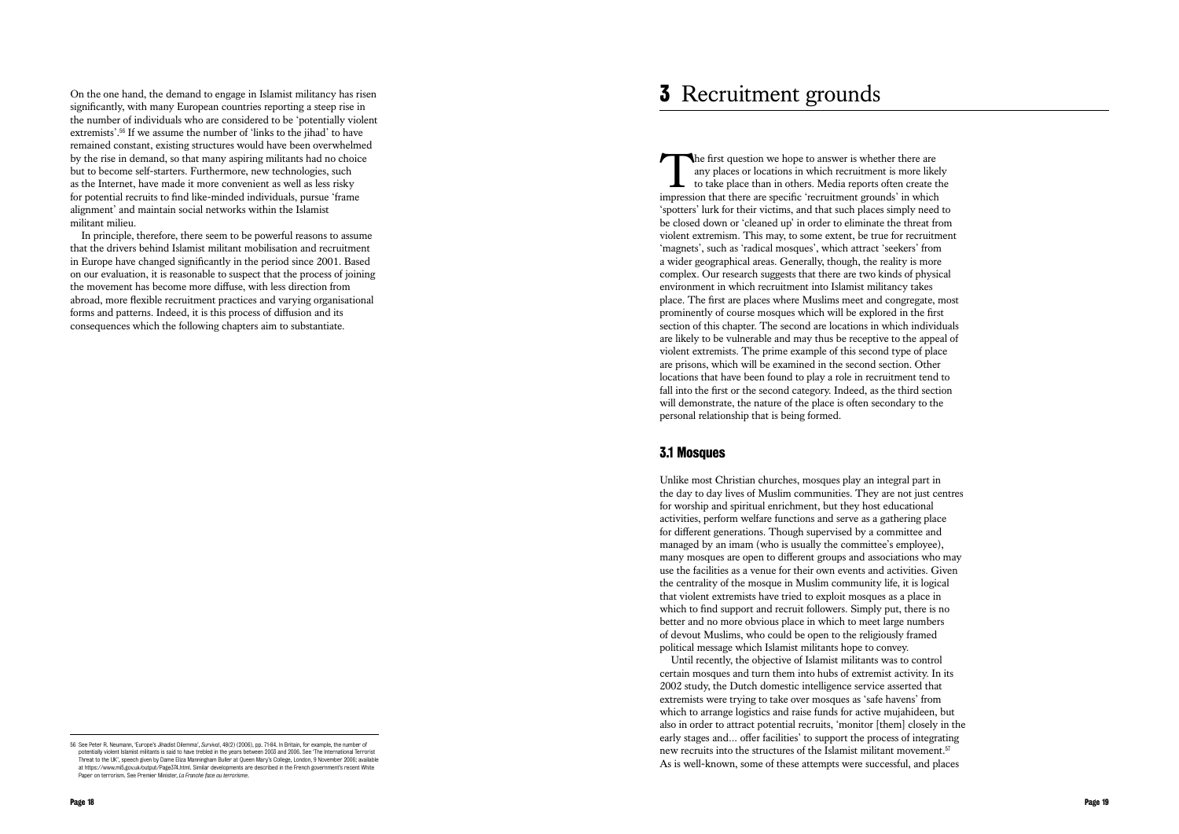On the one hand, the demand to engage in Islamist militancy has risen significantly, with many European countries reporting a steep rise in the number of individuals who are considered to be 'potentially violent extremists'.[56] If we assume the number of 'links to the jihad' to have remained constant, existing structures would have been overwhelmed by the rise in demand, so that many aspiring militants had no choice but to become self-starters. Furthermore, new technologies, such as the Internet, have made it more convenient as well as less risky for potential recruits to find like-minded individuals, pursue 'frame alignment' and maintain social networks within the Islamist militant milieu.

In principle, therefore, there seem to be powerful reasons to assume that the drivers behind Islamist militant mobilisation and recruitment in Europe have changed significantly in the period since 2001. Based on our evaluation, it is reasonable to suspect that the process of joining the movement has become more diffuse, with less direction from abroad, more flexible recruitment practices and varying organisational forms and patterns. Indeed, it is this process of diffusion and its consequences which the following chapters aim to substantiate.

56 See Peter R. Neumann, 'Europe's Jihadist Dilemma', *Survival*, 48(2) (2006), pp. 71-84. In Britain, for example, the number of potentially violent Islamist militants is said to have trebled in the years between 2003 and 2006. See 'The International Terrorist Threat to the UK', speech given by Dame Eliza Manningham Buller at Queen Mary's College, London, 9 November 2006; available at https://www.mi5.gov.uk/output/Page374.html. Similar developments are described in the French government's recent White Paper on terrorism. See Premier Minister, *La France face au terrorisme*.

# 3 Recruitment grounds

The first question we hope to answer is whether there are any places or locations in which recruitment is more likely to take place than in others. Media reports often create the impression that there are specific 'recruitment grounds' in which 'spotters' lurk for their victims, and that such places simply need to be closed down or 'cleaned up' in order to eliminate the threat from violent extremism. This may, to some extent, be true for recruitment 'magnets', such as 'radical mosques', which attract 'seekers' from a wider geographical areas. Generally, though, the reality is more complex. Our research suggests that there are two kinds of physical environment in which recruitment into Islamist militancy takes place. The first are places where Muslims meet and congregate, most prominently of course mosques which will be explored in the first section of this chapter. The second are locations in which individuals are likely to be vulnerable and may thus be receptive to the appeal of violent extremists. The prime example of this second type of place are prisons, which will be examined in the second section. Other locations that have been found to play a role in recruitment tend to fall into the first or the second category. Indeed, as the third section will demonstrate, the nature of the place is often secondary to the personal relationship that is being formed.

## 3.1 Mosques

Unlike most Christian churches, mosques play an integral part in the day to day lives of Muslim communities. They are not just centres for worship and spiritual enrichment, but they host educational activities, perform welfare functions and serve as a gathering place for different generations. Though supervised by a committee and managed by an imam (who is usually the committee's employee), many mosques are open to different groups and associations who may use the facilities as a venue for their own events and activities. Given the centrality of the mosque in Muslim community life, it is logical that violent extremists have tried to exploit mosques as a place in which to find support and recruit followers. Simply put, there is no better and no more obvious place in which to meet large numbers of devout Muslims, who could be open to the religiously framed political message which Islamist militants hope to convey.

Until recently, the objective of Islamist militants was to control certain mosques and turn them into hubs of extremist activity. In its 2002 study, the Dutch domestic intelligence service asserted that extremists were trying to take over mosques as 'safe havens' from which to arrange logistics and raise funds for active mujahideen, but also in order to attract potential recruits, 'monitor [them] closely in the early stages and... offer facilities' to support the process of integrating new recruits into the structures of the Islamist militant movement.[57] As is well-known, some of these attempts were successful, and places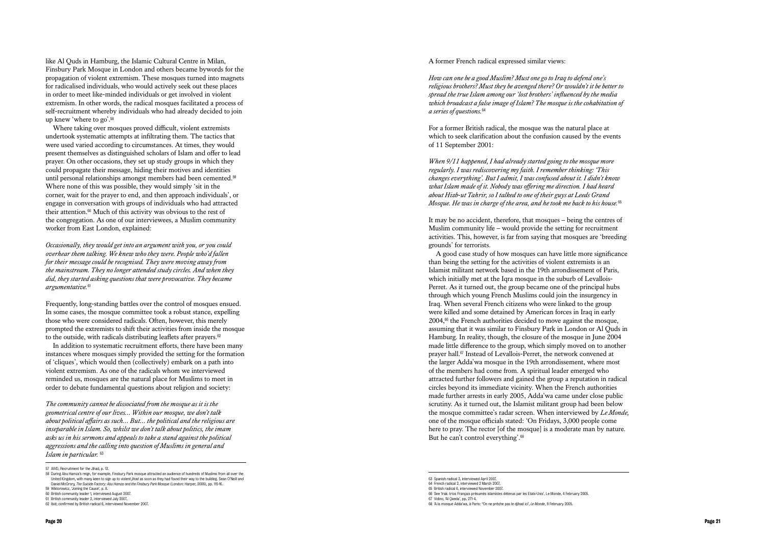like Al Quds in Hamburg, the Islamic Cultural Centre in Milan, Finsbury Park Mosque in London and others became bywords for the propagation of violent extremism. These mosques turned into magnets for radicalised individuals, who would actively seek out these places in order to meet like-minded individuals or get involved in violent extremism. In other words, the radical mosques facilitated a process of self-recruitment whereby individuals who had already decided to join up knew 'where to go'.[58]

Where taking over mosques proved difficult, violent extremists undertook systematic attempts at infiltrating them. The tactics that were used varied according to circumstances. At times, they would present themselves as distinguished scholars of Islam and offer to lead prayer. On other occasions, they set up study groups in which they could propagate their message, hiding their motives and identities until personal relationships amongst members had been cemented.[59] Where none of this was possible, they would simply 'sit in the corner, wait for the prayer to end, and then approach individuals', or engage in conversation with groups of individuals who had attracted their attention.[60] Much of this activity was obvious to the rest of the congregation. As one of our interviewees, a Muslim community worker from East London, explained:

*Occasionally, they would get into an argument with you, or you could overhear them talking. We knew who they were. People who'd fallen for their message could be recognised. They were moving away from the mainstream. They no longer attended study circles. And when they did, they started asking questions that were provocative. They became argumentative.*[61]

Frequently, long-standing battles over the control of mosques ensued. In some cases, the mosque committee took a robust stance, expelling those who were considered radicals. Often, however, this merely prompted the extremists to shift their activities from inside the mosque to the outside, with radicals distributing leaflets after prayers.[62]

In addition to systematic recruitment efforts, there have been many instances where mosques simply provided the setting for the formation of 'cliques', which would then (collectively) embark on a path into violent extremism. As one of the radicals whom we interviewed reminded us, mosques are the natural place for Muslims to meet in order to debate fundamental questions about religion and society:

*The community cannot be dissociated from the mosque as it is the geometrical centre of our lives… Within our mosque, we don't talk about political affairs as such… But… the political and the religious are inseparable in Islam. So, whilst we don't talk about politics, the imam asks us in his sermons and appeals to take a stand against the political aggressions and the calling into question of Muslims in general and Islam in particular.* [63]

A former French radical expressed similar views:

*How can one be a good Muslim? Must one go to Iraq to defend one's religious brothers? Must they be avenged there? Or wouldn't it be better to spread the true Islam among our 'lost brothers' influenced by the media which broadcast a false image of Islam? The mosque is the cohabitation of a series of questions.*[64]

For a former British radical, the mosque was the natural place at which to seek clarification about the confusion caused by the events of 11 September 2001:

*When 9/11 happened, I had already started going to the mosque more regularly. I was rediscovering my faith. I remember thinking: 'This changes everything'. But I admit, I was confused about it. I didn't know what Islam made of it. Nobody was offering me direction. I had heard about Hizb-ut Tahrir, so I talked to one of their guys at Leeds Grand Mosque. He was in charge of the area, and he took me back to his house.*[65]

It may be no accident, therefore, that mosques – being the centres of Muslim community life – would provide the setting for recruitment activities. This, however, is far from saying that mosques are 'breeding grounds' for terrorists.

A good case study of how mosques can have little more significance than being the setting for the activities of violent extremists is an Islamist militant network based in the 19th arrondissement of Paris, which initially met at the Iqra mosque in the suburb of Levallois-Perret. As it turned out, the group became one of the principal hubs through which young French Muslims could join the insurgency in Iraq. When several French citizens who were linked to the group were killed and some detained by American forces in Iraq in early 2004,[66] the French authorities decided to move against the mosque, assuming that it was similar to Finsbury Park in London or Al Quds in Hamburg. In reality, though, the closure of the mosque in June 2004 made little difference to the group, which simply moved on to another prayer hall.[67] Instead of Levallois-Perret, the network convened at the larger Adda'wa mosque in the 19th arrondissement, where most of the members had come from. A spiritual leader emerged who attracted further followers and gained the group a reputation in radical circles beyond its immediate vicinity. When the French authorities made further arrests in early 2005, Adda'wa came under close public scrutiny. As it turned out, the Islamist militant group had been below the mosque committee's radar screen. When interviewed by *Le Monde*, one of the mosque officials stated: 'On Fridays, 3,000 people come here to pray. The rector [of the mosque] is a moderate man by nature. But he can't control everything'.[68]

57 AIVD, Recruitment for the Jihad, p. 13.
58 During Abu Hamza's reign, for example, Finsbury Park mosque attracted an audience of hundreds of Muslims from all over the United Kingdom, with many keen to sign up to violent *jihad* as soon as they had found their way to the building. Sean O'Neill and Daniel McGrory, *The Suicide Factory: Abu Hamza and the Finsbury Park Mosque* (London: Harper, 2006), pp. 115-16.
59 Wiktorowicz, 'Joining the Cause', p. 8.
60 British community leader 1, interviewed August 2007.
61 British community leader 2, interviewed July 2007.
62 Ibid; confirmed by British radical 6, interviewed November 2007.
63 Spanish radical 3, interviewed April 2007.
64 French radical 2, interviewed 2 March 2007.
65 British radical 6, interviewed November 2007.
66 See 'Irak: trois Français présumés islamistes détenus par les Etats-Unis', Le Monde, 4 February 2005.
67 Vidino, 'Al Qaeda', pp. 271-4.
68 'A la mosque Adda'wa, à Paris: "On ne prêche pas le djihad ici"', *Le Monde*, 9 February 2005.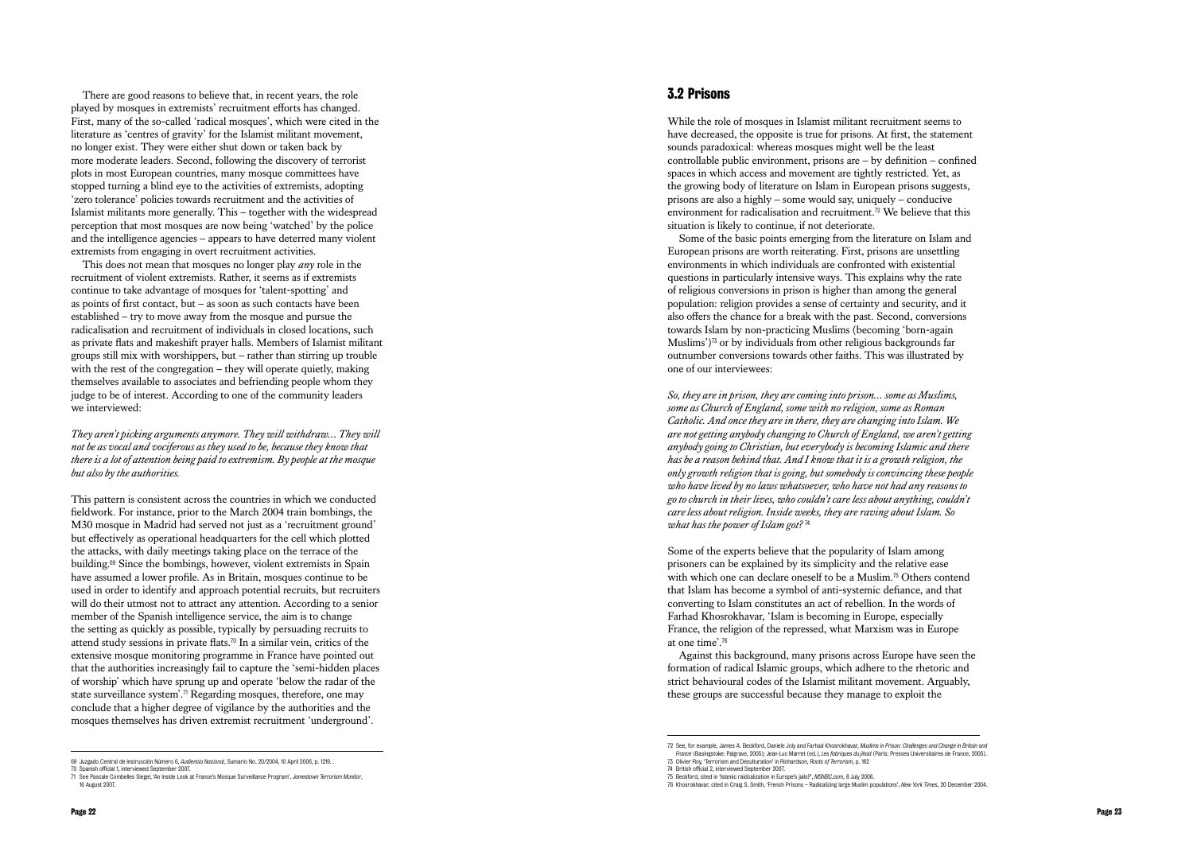There are good reasons to believe that, in recent years, the role played by mosques in extremists' recruitment efforts has changed. First, many of the so-called 'radical mosques', which were cited in the literature as 'centres of gravity' for the Islamist militant movement, no longer exist. They were either shut down or taken back by more moderate leaders. Second, following the discovery of terrorist plots in most European countries, many mosque committees have stopped turning a blind eye to the activities of extremists, adopting 'zero tolerance' policies towards recruitment and the activities of Islamist militants more generally. This – together with the widespread perception that most mosques are now being 'watched' by the police and the intelligence agencies – appears to have deterred many violent extremists from engaging in overt recruitment activities.

This does not mean that mosques no longer play *any* role in the recruitment of violent extremists. Rather, it seems as if extremists continue to take advantage of mosques for 'talent-spotting' and as points of first contact, but – as soon as such contacts have been established – try to move away from the mosque and pursue the radicalisation and recruitment of individuals in closed locations, such as private flats and makeshift prayer halls. Members of Islamist militant groups still mix with worshippers, but – rather than stirring up trouble with the rest of the congregation – they will operate quietly, making themselves available to associates and befriending people whom they judge to be of interest. According to one of the community leaders we interviewed:

*They aren't picking arguments anymore. They will withdraw… They will not be as vocal and vociferous as they used to be, because they know that there is a lot of attention being paid to extremism. By people at the mosque but also by the authorities.*

This pattern is consistent across the countries in which we conducted fieldwork. For instance, prior to the March 2004 train bombings, the M30 mosque in Madrid had served not just as a 'recruitment ground' but effectively as operational headquarters for the cell which plotted the attacks, with daily meetings taking place on the terrace of the building.[69] Since the bombings, however, violent extremists in Spain have assumed a lower profile. As in Britain, mosques continue to be used in order to identify and approach potential recruits, but recruiters will do their utmost not to attract any attention. According to a senior member of the Spanish intelligence service, the aim is to change the setting as quickly as possible, typically by persuading recruits to attend study sessions in private flats.[70] In a similar vein, critics of the extensive mosque monitoring programme in France have pointed out that the authorities increasingly fail to capture the 'semi-hidden places of worship' which have sprung up and operate 'below the radar of the state surveillance system'.[71] Regarding mosques, therefore, one may conclude that a higher degree of vigilance by the authorities and the mosques themselves has driven extremist recruitment 'underground'.

69 Juzgado Central de Instrucción Número 6, *Audiencia Nacional*, Sumario No. 20/2004, 10 April 2006, p. 1219. .
70 Spanish official 1, interviewed September 2007.
71 See Pascale Combelles Siegel, 'An Inside Look at France's Mosque Surveillance Program', *Jamestown Terrorism Monitor*, 16 August 2007.

## 3.2 Prisons

While the role of mosques in Islamist militant recruitment seems to have decreased, the opposite is true for prisons. At first, the statement sounds paradoxical: whereas mosques might well be the least controllable public environment, prisons are – by definition – confined spaces in which access and movement are tightly restricted. Yet, as the growing body of literature on Islam in European prisons suggests, prisons are also a highly – some would say, uniquely – conducive environment for radicalisation and recruitment.[72] We believe that this situation is likely to continue, if not deteriorate.

Some of the basic points emerging from the literature on Islam and European prisons are worth reiterating. First, prisons are unsettling environments in which individuals are confronted with existential questions in particularly intensive ways. This explains why the rate of religious conversions in prison is higher than among the general population: religion provides a sense of certainty and security, and it also offers the chance for a break with the past. Second, conversions towards Islam by non-practicing Muslims (becoming 'born-again Muslims')[73] or by individuals from other religious backgrounds far outnumber conversions towards other faiths. This was illustrated by one of our interviewees:

*So, they are in prison, they are coming into prison… some as Muslims, some as Church of England, some with no religion, some as Roman Catholic. And once they are in there, they are changing into Islam. We are not getting anybody changing to Church of England, we aren't getting anybody going to Christian, but everybody is becoming Islamic and there has be a reason behind that. And I know that it is a growth religion, the only growth religion that is going, but somebody is convincing these people who have lived by no laws whatsoever, who have not had any reasons to go to church in their lives, who couldn't care less about anything, couldn't care less about religion. Inside weeks, they are raving about Islam. So what has the power of Islam got?* [74]

Some of the experts believe that the popularity of Islam among prisoners can be explained by its simplicity and the relative ease with which one can declare oneself to be a Muslim.[75] Others contend that Islam has become a symbol of anti-systemic defiance, and that converting to Islam constitutes an act of rebellion. In the words of Farhad Khosrokhavar, 'Islam is becoming in Europe, especially France, the religion of the repressed, what Marxism was in Europe at one time'.[76]

Against this background, many prisons across Europe have seen the formation of radical Islamic groups, which adhere to the rhetoric and strict behavioural codes of the Islamist militant movement. Arguably, these groups are successful because they manage to exploit the

72 See, for example, James A. Beckford, Daniele Joly and Farhad Khosrokhavar, *Muslims in Prison: Challenges and Change in Britain and France* (Basingstoke: Palgrave, 2005); Jean-Luc Marret (ed.), *Les fabriques du jihad* (Paris: Presses Universitaires de France, 2005).
73 Olivier Roy, 'Terrorism and Deculturation' in Richardson, *Roots of Terrorism*, p. 162
74 British official 2, interviewed September 2007.
75 Beckford, cited in 'Islamic radicalization in Europe's jails?', *MSNBC.com*, 8 July 2006.
76 Khosrokhavar, cited in Craig S. Smith, 'French Prisons – Radicalizing large Muslim populations', *New York Times*, 20 December 2004.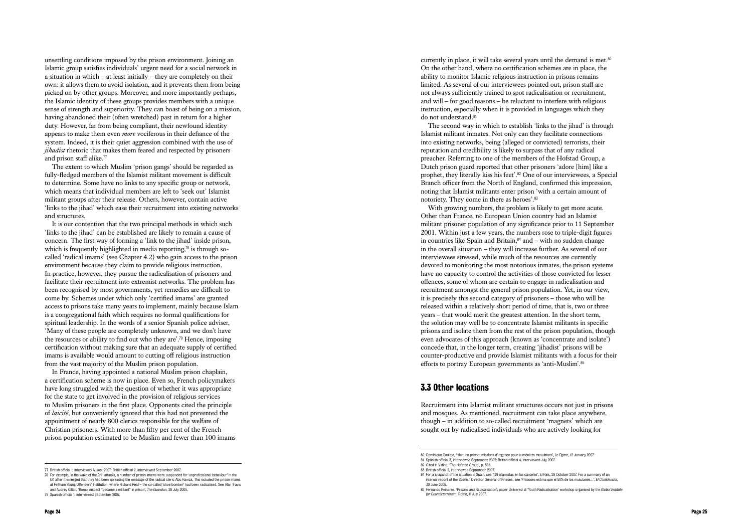unsettling conditions imposed by the prison environment. Joining an Islamic group satisfies individuals' urgent need for a social network in a situation in which – at least initially – they are completely on their own: it allows them to avoid isolation, and it prevents them from being picked on by other groups. Moreover, and more importantly perhaps, the Islamic identity of these groups provides members with a unique sense of strength and superiority. They can boast of being on a mission, having abandoned their (often wretched) past in return for a higher duty. However, far from being compliant, their newfound identity appears to make them even *more* vociferous in their defiance of the system. Indeed, it is their quiet aggression combined with the use of *jihadist* rhetoric that makes them feared and respected by prisoners and prison staff alike.[77]

The extent to which Muslim 'prison gangs' should be regarded as fully-fledged members of the Islamist militant movement is difficult to determine. Some have no links to any specific group or network, which means that individual members are left to 'seek out' Islamist militant groups after their release. Others, however, contain active 'links to the jihad' which ease their recruitment into existing networks and structures.

It is our contention that the two principal methods in which such 'links to the jihad' can be established are likely to remain a cause of concern. The first way of forming a 'link to the jihad' inside prison, which is frequently highlighted in media reporting,[78] is through so-called 'radical imams' (see Chapter 4.2) who gain access to the prison environment because they claim to provide religious instruction. In practice, however, they pursue the radicalisation of prisoners and facilitate their recruitment into extremist networks. The problem has been recognised by most governments, yet remedies are difficult to come by. Schemes under which only 'certified imams' are granted access to prisons take many years to implement, mainly because Islam is a congregational faith which requires no formal qualifications for spiritual leadership. In the words of a senior Spanish police adviser, 'Many of these people are completely unknown, and we don't have the resources or ability to find out who they are'.[79] Hence, imposing certification without making sure that an adequate supply of certified imams is available would amount to cutting off religious instruction from the vast majority of the Muslim prison population.

In France, having appointed a national Muslim prison chaplain, a certification scheme is now in place. Even so, French policymakers have long struggled with the question of whether it was appropriate for the state to get involved in the provision of religious services to Muslim prisoners in the first place. Opponents cited the principle of *laicité*, but conveniently ignored that this had not prevented the appointment of nearly 800 clerics responsible for the welfare of Christian prisoners. With more than fifty per cent of the French prison population estimated to be Muslim and fewer than 100 imams currently in place, it will take several years until the demand is met.[80] On the other hand, where no certification schemes are in place, the ability to monitor Islamic religious instruction in prisons remains limited. As several of our interviewees pointed out, prison staff are not always sufficiently trained to spot radicalisation or recruitment, and will – for good reasons – be reluctant to interfere with religious instruction, especially when it is provided in languages which they do not understand.[81]

The second way in which to establish 'links to the jihad' is through Islamist militant inmates. Not only can they facilitate connections into existing networks, being (alleged or convicted) terrorists, their reputation and credibility is likely to surpass that of any radical preacher. Referring to one of the members of the Hofstad Group, a Dutch prison guard reported that other prisoners 'adore [him] like a prophet, they literally kiss his feet'.[82] One of our interviewees, a Special Branch officer from the North of England, confirmed this impression, noting that Islamist militants enter prison 'with a certain amount of notoriety. They come in there as heroes'.[83]

With growing numbers, the problem is likely to get more acute. Other than France, no European Union country had an Islamist militant prisoner population of any significance prior to 11 September 2001. Within just a few years, the numbers rose to triple-digit figures in countries like Spain and Britain,[84] and – with no sudden change in the overall situation – they will increase further. As several of our interviewees stressed, while much of the resources are currently devoted to monitoring the most notorious inmates, the prison systems have no capacity to control the activities of those convicted for lesser offences, some of whom are certain to engage in radicalisation and recruitment amongst the general prison population. Yet, in our view, it is precisely this second category of prisoners – those who will be released within a relatively short period of time, that is, two or three years – that would merit the greatest attention. In the short term, the solution may well be to concentrate Islamist militants in specific prisons and isolate them from the rest of the prison population, though even advocates of this approach (known as 'concentrate and isolate') concede that, in the longer term, creating 'jihadist' prisons will be counter-productive and provide Islamist militants with a focus for their efforts to portray European governments as 'anti-Muslim'.[85]

## 3.3 Other locations

Recruitment into Islamist militant structures occurs not just in prisons and mosques. As mentioned, recruitment can take place anywhere, though – in addition to so-called recruitment 'magnets' which are sought out by radicalised individuals who are actively looking for

---

77 British official 1, interviewed August 2007; British official 2, interviewed September 2007.

78 For example, in the wake of the 9/11 attacks, a number of prison imams were suspended for 'unprofessional behaviour' in the UK after it emerged that they had been spreading the message of the radical cleric Abu Hamza. This included the prison imams at Feltham Young Offenders' Institution, where Richard Reid – the so-called 'shoe bomber' had been radicalised. See Alan Travis and Audrey Gillan, 'Bomb suspect "became a militant" in prison', *The Guardian*, 28 July 2005.

79 Spanish official 1, interviewed September 2007.

80 Dominique Gaulme, 'Islam en prison: missions d'urgence pour aumôniers musulmans', *Le Figaro*, 12 January 2007.

81 Spanish official 3, interviewed September 2007; British official 4, interviewed July 2007.

82 Cited in Vidino, 'The Hofstad Group', p. 588.

83 British official 2, interviewed September 2007.

84 For a snapshot of the situation in Spain, see '139 islamistas en las cárceles', El País, 28 October 2007. For a summary of an internal report of the Spanish Director General of Prisons, see 'Prisiones estima que el 50% de los musulanes…', *El Confidencial*, 30 June 2005.

85 Fernando Reinares, 'Prisons and Radicalisation'; paper delivered at 'Youth Radicalisation' workshop organised by the *Global Institute for Counterterrorism*, Rome, 11 July 2007.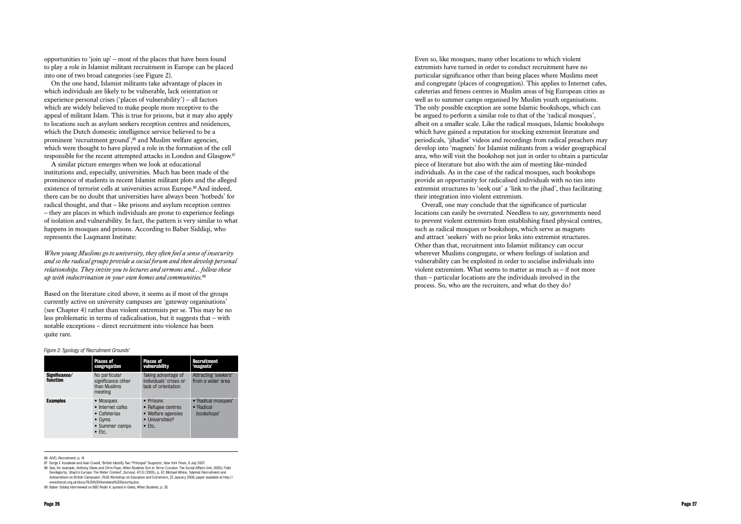opportunities to 'join up' – most of the places that have been found to play a role in Islamist militant recruitment in Europe can be placed into one of two broad categories (see Figure 2).

On the one hand, Islamist militants take advantage of places in which individuals are likely to be vulnerable, lack orientation or experience personal crises ('places of vulnerability') – all factors which are widely believed to make people more receptive to the appeal of militant Islam. This is true for prisons, but it may also apply to locations such as asylum seekers reception centres and residences, which the Dutch domestic intelligence service believed to be a prominent 'recruitment ground',[86] and Muslim welfare agencies, which were thought to have played a role in the formation of the cell responsible for the recent attempted attacks in London and Glasgow.[87]

A similar picture emerges when we look at educational institutions and, especially, universities. Much has been made of the prominence of students in recent Islamist militant plots and the alleged existence of terrorist cells at universities across Europe.[88] And indeed, there can be no doubt that universities have always been 'hotbeds' for radical thought, and that – like prisons and asylum reception centres – they are places in which individuals are prone to experience feelings of isolation and vulnerability. In fact, the pattern is very similar to what happens in mosques and prisons. According to Baber Siddiqi, who represents the Luqmann Institute:

*When young Muslims go to university, they often feel a sense of insecurity and so the radical groups provide a social forum and then develop personal relationships. They invite you to lectures and sermons and… follow these up with indoctrination in your own homes and communities.*[89]

Based on the literature cited above, it seems as if most of the groups currently active on university campuses are 'gateway organisations' (see Chapter 4) rather than violent extremists per se. This may be no less problematic in terms of radicalisation, but it suggests that – with notable exceptions – direct recruitment into violence has been quite rare.

*Figure 2: Typology of 'Recruitment Grounds'*

| | Places of congregation | Places of vulnerability | Recruitment 'magnets' |
|---|---|---|---|
| **Significance/ function** | No particular significance other than Muslims meeting | Taking advantage of individuals' crises or lack of orientation | Attracting 'seekers' from a wider area |
| **Examples** | • Mosques<br>• Internet cafes<br>• Cafeterias<br>• Gyms<br>• Summer camps<br>• Etc. | • Prisons<br>• Refugee centres<br>• Welfare agencies<br>• Universities?<br>• Etc. | • 'Radical mosques'<br>• 'Radical bookshops' |

Even so, like mosques, many other locations to which violent extremists have turned in order to conduct recruitment have no particular significance other than being places where Muslims meet and congregate (places of congregation). This applies to Internet cafes, cafeterias and fitness centres in Muslim areas of big European cities as well as to summer camps organised by Muslim youth organisations. The only possible exception are some Islamic bookshops, which can be argued to perform a similar role to that of the 'radical mosques', albeit on a smaller scale. Like the radical mosques, Islamic bookshops which have gained a reputation for stocking extremist literature and periodicals, 'jihadist' videos and recordings from radical preachers may develop into 'magnets' for Islamist militants from a wider geographical area, who will visit the bookshop not just in order to obtain a particular piece of literature but also with the aim of meeting like-minded individuals. As in the case of the radical mosques, such bookshops provide an opportunity for radicalised individuals with no ties into extremist structures to 'seek out' a 'link to the jihad', thus facilitating their integration into violent extremism.

Overall, one may conclude that the significance of particular locations can easily be overrated. Needless to say, governments need to prevent violent extremists from establishing fixed physical centres, such as radical mosques or bookshops, which serve as magnets and attract 'seekers' with no prior links into extremist structures. Other than that, recruitment into Islamist militancy can occur wherever Muslims congregate, or where feelings of isolation and vulnerability can be exploited in order to socialise individuals into violent extremism. What seems to matter as much as – if not more than – particular locations are the individuals involved in the process. So, who are the recruiters, and what do they do?

---

86 AIVD, *Recruitment*, p. 14

87 Serge F. Kovaleski and Alan Cowell, 'British Identify Two "Principal" Suspects', *New York Times*, 8 July 2007.

88 See, for example, Anthony Glees and Chris Pope, *When Students Turn to Terror* (London: The Social Affairs Unit, 2005); Fidel Sendagorta, 'Jihad in Europe: The Wider Context', *Survival*, 47(3) (2005), p. 67; Michael Whine, 'Islamist Recruitment and Antisemitism on British Campuses', RUSI Workshop on Education and Extremism, 23 January 2006; paper available at http://www.thecst.org.uk/docs/RUSI%20Homeland%20Security.doc.

89 Baber Siddiqi interviewed on *BBC Radio 4*; quoted in Glees, *When Students*, p. 25.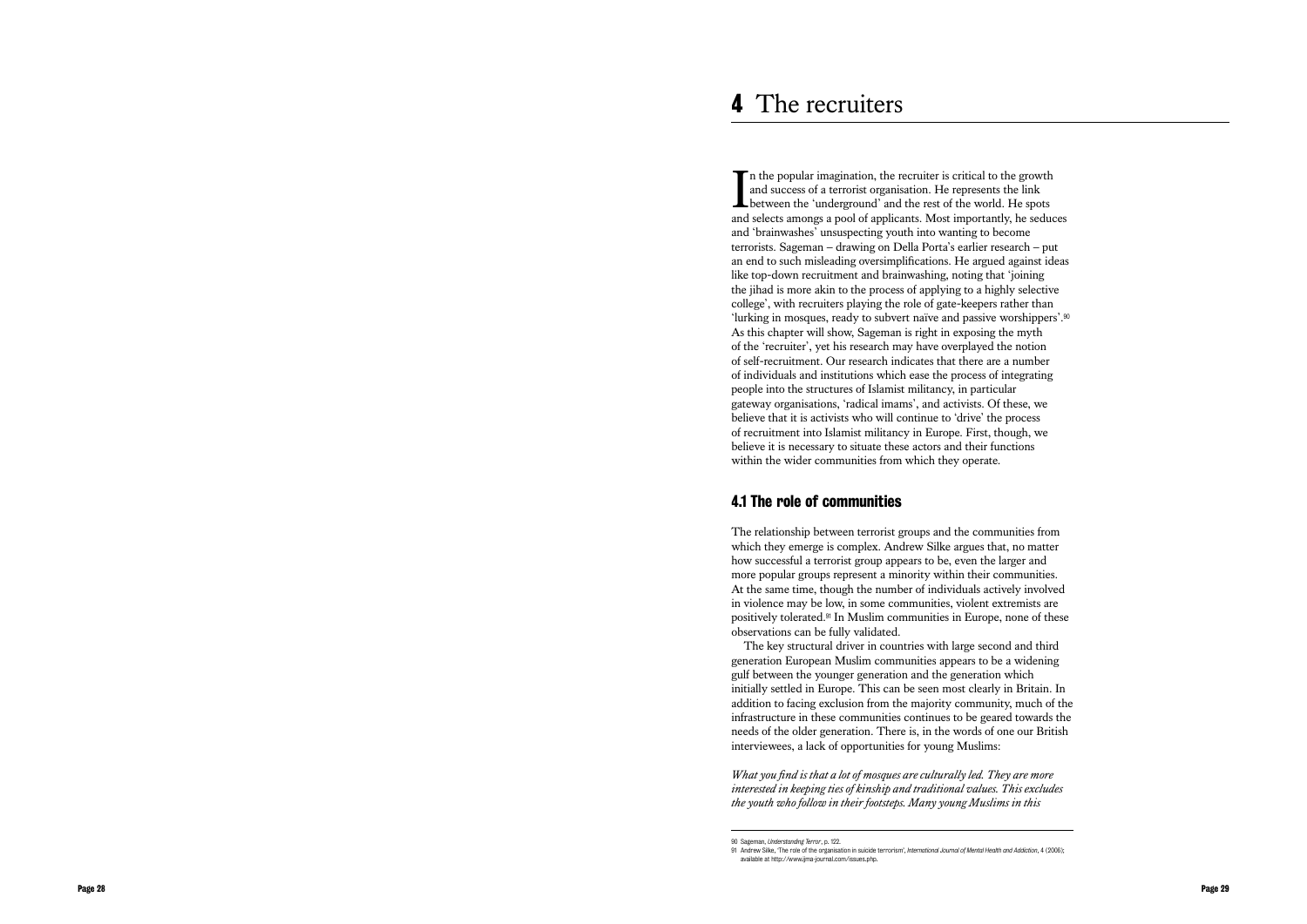# 4 The recruiters

In the popular imagination, the recruiter is critical to the growth and success of a terrorist organisation. He represents the link between the 'underground' and the rest of the world. He spots and selects amongs a pool of applicants. Most importantly, he seduces and 'brainwashes' unsuspecting youth into wanting to become terrorists. Sageman – drawing on Della Porta's earlier research – put an end to such misleading oversimplifications. He argued against ideas like top-down recruitment and brainwashing, noting that 'joining the jihad is more akin to the process of applying to a highly selective college', with recruiters playing the role of gate-keepers rather than 'lurking in mosques, ready to subvert naïve and passive worshippers'.[90] As this chapter will show, Sageman is right in exposing the myth of the 'recruiter', yet his research may have overplayed the notion of self-recruitment. Our research indicates that there are a number of individuals and institutions which ease the process of integrating people into the structures of Islamist militancy, in particular gateway organisations, 'radical imams', and activists. Of these, we believe that it is activists who will continue to 'drive' the process of recruitment into Islamist militancy in Europe. First, though, we believe it is necessary to situate these actors and their functions within the wider communities from which they operate.

## 4.1 The role of communities

The relationship between terrorist groups and the communities from which they emerge is complex. Andrew Silke argues that, no matter how successful a terrorist group appears to be, even the larger and more popular groups represent a minority within their communities. At the same time, though the number of individuals actively involved in violence may be low, in some communities, violent extremists are positively tolerated.[91] In Muslim communities in Europe, none of these observations can be fully validated.

The key structural driver in countries with large second and third generation European Muslim communities appears to be a widening gulf between the younger generation and the generation which initially settled in Europe. This can be seen most clearly in Britain. In addition to facing exclusion from the majority community, much of the infrastructure in these communities continues to be geared towards the needs of the older generation. There is, in the words of one our British interviewees, a lack of opportunities for young Muslims:

*What you find is that a lot of mosques are culturally led. They are more interested in keeping ties of kinship and traditional values. This excludes the youth who follow in their footsteps. Many young Muslims in this*

---

90 Sageman, *Understanding Terror*, p. 122.

91 Andrew Silke, 'The role of the organisation in suicide terrorism', *International Journal of Mental Health and Addiction*, 4 (2006); available at http://www.ijma-journal.com/issues.php.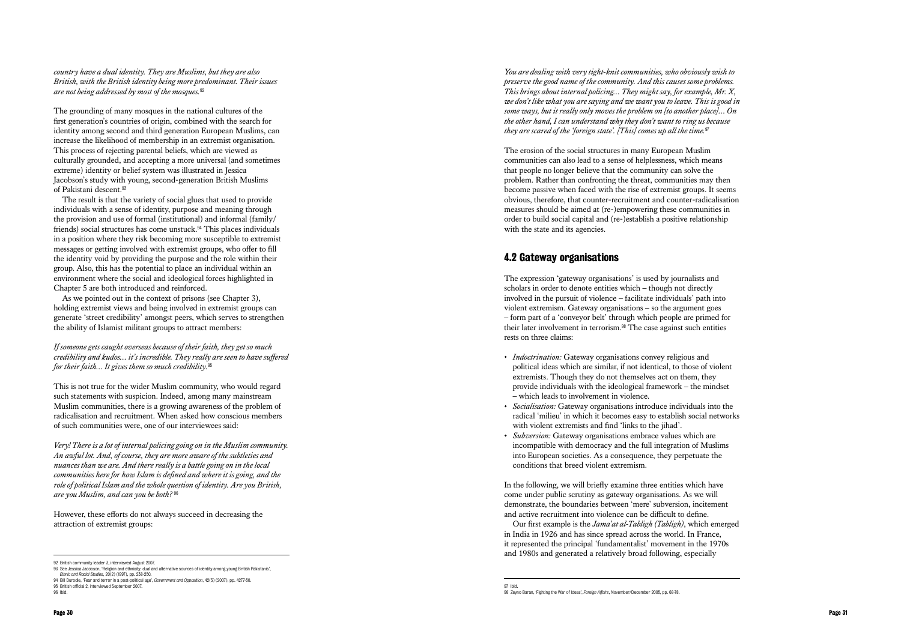*country have a dual identity. They are Muslims, but they are also British, with the British identity being more predominant. Their issues are not being addressed by most of the mosques.*[92]

The grounding of many mosques in the national cultures of the first generation's countries of origin, combined with the search for identity among second and third generation European Muslims, can increase the likelihood of membership in an extremist organisation. This process of rejecting parental beliefs, which are viewed as culturally grounded, and accepting a more universal (and sometimes extreme) identity or belief system was illustrated in Jessica Jacobson's study with young, second-generation British Muslims of Pakistani descent.[93]

The result is that the variety of social glues that used to provide individuals with a sense of identity, purpose and meaning through the provision and use of formal (institutional) and informal (family/friends) social structures has come unstuck.[94] This places individuals in a position where they risk becoming more susceptible to extremist messages or getting involved with extremist groups, who offer to fill the identity void by providing the purpose and the role within their group. Also, this has the potential to place an individual within an environment where the social and ideological forces highlighted in Chapter 5 are both introduced and reinforced.

As we pointed out in the context of prisons (see Chapter 3), holding extremist views and being involved in extremist groups can generate 'street credibility' amongst peers, which serves to strengthen the ability of Islamist militant groups to attract members:

*If someone gets caught overseas because of their faith, they get so much credibility and kudos… it's incredible. They really are seen to have suffered for their faith… It gives them so much credibility.*[95]

This is not true for the wider Muslim community, who would regard such statements with suspicion. Indeed, among many mainstream Muslim communities, there is a growing awareness of the problem of radicalisation and recruitment. When asked how conscious members of such communities were, one of our interviewees said:

*Very! There is a lot of internal policing going on in the Muslim community. An awful lot. And, of course, they are more aware of the subtleties and nuances than we are. And there really is a battle going on in the local communities here for how Islam is defined and where it is going, and the role of political Islam and the whole question of identity. Are you British, are you Muslim, and can you be both?*[96]

However, these efforts do not always succeed in decreasing the attraction of extremist groups:

*You are dealing with very tight-knit communities, who obviously wish to preserve the good name of the community. And this causes some problems. This brings about internal policing… They might say, for example, Mr. X, we don't like what you are saying and we want you to leave. This is good in some ways, but it really only moves the problem on [to another place]… On the other hand, I can understand why they don't want to ring us because they are scared of the 'foreign state'. [This] comes up all the time.*[97]

The erosion of the social structures in many European Muslim communities can also lead to a sense of helplessness, which means that people no longer believe that the community can solve the problem. Rather than confronting the threat, communities may then become passive when faced with the rise of extremist groups. It seems obvious, therefore, that counter-recruitment and counter-radicalisation measures should be aimed at (re-)empowering these communities in order to build social capital and (re-)establish a positive relationship with the state and its agencies.

## 4.2 Gateway organisations

The expression 'gateway organisations' is used by journalists and scholars in order to denote entities which – though not directly involved in the pursuit of violence – facilitate individuals' path into violent extremism. Gateway organisations – so the argument goes – form part of a 'conveyor belt' through which people are primed for their later involvement in terrorism.[98] The case against such entities rests on three claims:

- *Indoctrination:* Gateway organisations convey religious and political ideas which are similar, if not identical, to those of violent extremists. Though they do not themselves act on them, they provide individuals with the ideological framework – the mindset – which leads to involvement in violence.
- *Socialisation:* Gateway organisations introduce individuals into the radical 'milieu' in which it becomes easy to establish social networks with violent extremists and find 'links to the jihad'.
- *Subversion:* Gateway organisations embrace values which are incompatible with democracy and the full integration of Muslims into European societies. As a consequence, they perpetuate the conditions that breed violent extremism.

In the following, we will briefly examine three entities which have come under public scrutiny as gateway organisations. As we will demonstrate, the boundaries between 'mere' subversion, incitement and active recruitment into violence can be difficult to define.

Our first example is the *Jama'at al-Tabligh (Tabligh)*, which emerged in India in 1926 and has since spread across the world. In France, it represented the principal 'fundamentalist' movement in the 1970s and 1980s and generated a relatively broad following, especially

---

92 British community leader 3, interviewed August 2007.
93 See Jessica Jacobson, 'Religion and ethnicity: dual and alternative sources of identity among young British Pakistanis', *Ethnic and Racial Studies*, 20(2) (1997), pp. 238-250.
94 Bill Durodie, 'Fear and terror in a post-political age', *Government and Opposition*, 42(3) (2007), pp. 4277-50.
95 British official 2, interviewed September 2007.
96 Ibid.
97 Ibid.
98 Zeyno Baran, 'Fighting the War of Ideas', *Foreign Affairs*, November/December 2005, pp. 68-78.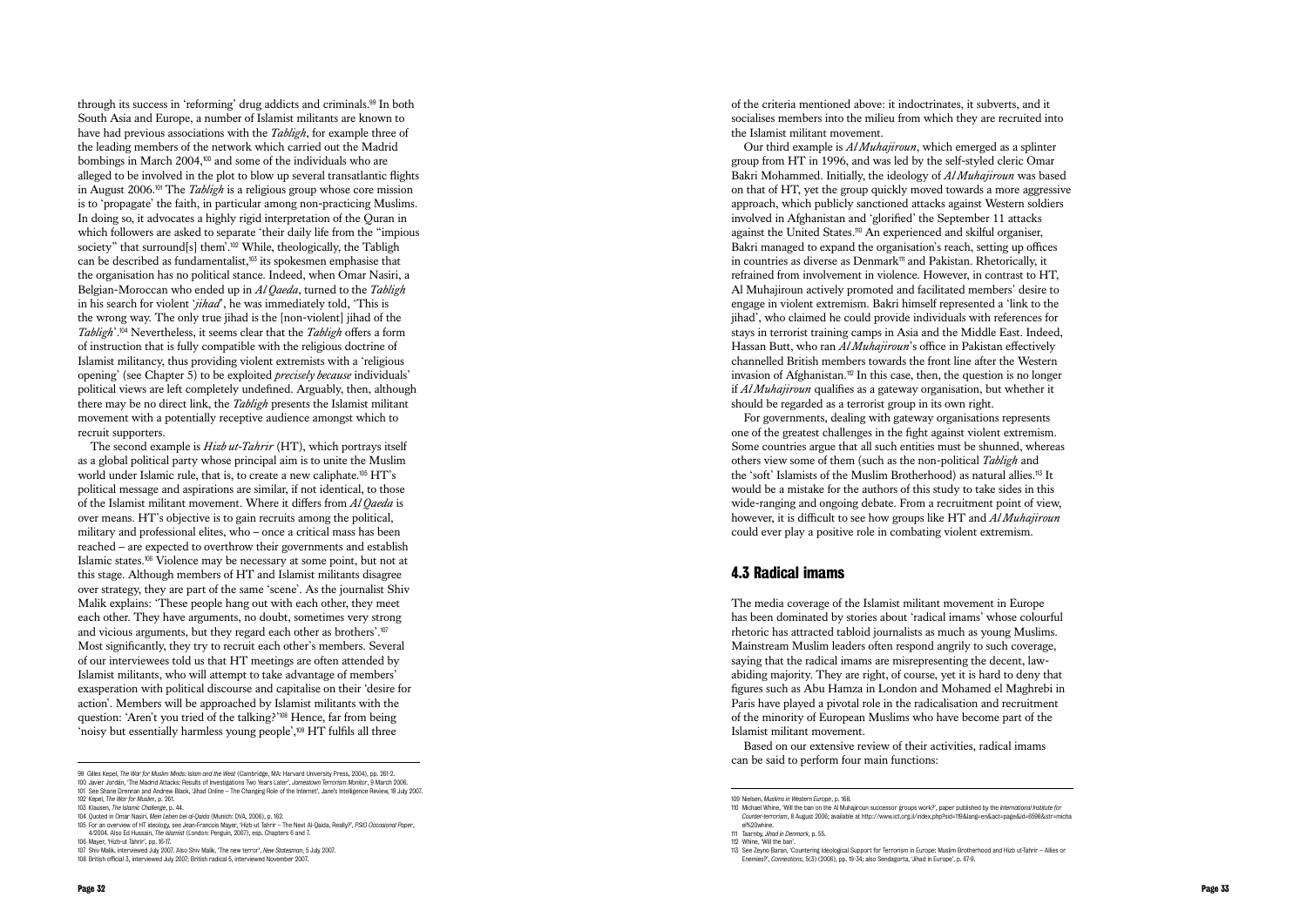through its success in 'reforming' drug addicts and criminals.[99] In both South Asia and Europe, a number of Islamist militants are known to have had previous associations with the *Tabligh*, for example three of the leading members of the network which carried out the Madrid bombings in March 2004,[100] and some of the individuals who are alleged to be involved in the plot to blow up several transatlantic flights in August 2006.[101] The *Tabligh* is a religious group whose core mission is to 'propagate' the faith, in particular among non-practicing Muslims. In doing so, it advocates a highly rigid interpretation of the Quran in which followers are asked to separate 'their daily life from the "impious society" that surround[s] them'.[102] While, theologically, the Tabligh can be described as fundamentalist,[103] its spokesmen emphasise that the organisation has no political stance. Indeed, when Omar Nasiri, a Belgian-Moroccan who ended up in *Al Qaeda*, turned to the *Tabligh* in his search for violent '*jihad*', he was immediately told, 'This is the wrong way. The only true jihad is the [non-violent] jihad of the *Tabligh*'.[104] Nevertheless, it seems clear that the *Tabligh* offers a form of instruction that is fully compatible with the religious doctrine of Islamist militancy, thus providing violent extremists with a 'religious opening' (see Chapter 5) to be exploited *precisely because* individuals' political views are left completely undefined. Arguably, then, although there may be no direct link, the *Tabligh* presents the Islamist militant movement with a potentially receptive audience amongst which to recruit supporters.

The second example is *Hizb ut-Tahrir* (HT), which portrays itself as a global political party whose principal aim is to unite the Muslim world under Islamic rule, that is, to create a new caliphate.[105] HT's political message and aspirations are similar, if not identical, to those of the Islamist militant movement. Where it differs from *Al Qaeda* is over means. HT's objective is to gain recruits among the political, military and professional elites, who – once a critical mass has been reached – are expected to overthrow their governments and establish Islamic states.[106] Violence may be necessary at some point, but not at this stage. Although members of HT and Islamist militants disagree over strategy, they are part of the same 'scene'. As the journalist Shiv Malik explains: 'These people hang out with each other, they meet each other. They have arguments, no doubt, sometimes very strong and vicious arguments, but they regard each other as brothers'.[107] Most significantly, they try to recruit each other's members. Several of our interviewees told us that HT meetings are often attended by Islamist militants, who will attempt to take advantage of members' exasperation with political discourse and capitalise on their 'desire for action'. Members will be approached by Islamist militants with the question: 'Aren't you tried of the talking?'[108] Hence, far from being 'noisy but essentially harmless young people',[109] HT fulfils all three of the criteria mentioned above: it indoctrinates, it subverts, and it socialises members into the milieu from which they are recruited into the Islamist militant movement.

Our third example is *Al Muhajiroun*, which emerged as a splinter group from HT in 1996, and was led by the self-styled cleric Omar Bakri Mohammed. Initially, the ideology of *Al Muhajiroun* was based on that of HT, yet the group quickly moved towards a more aggressive approach, which publicly sanctioned attacks against Western soldiers involved in Afghanistan and 'glorified' the September 11 attacks against the United States.[110] An experienced and skilful organiser, Bakri managed to expand the organisation's reach, setting up offices in countries as diverse as Denmark[111] and Pakistan. Rhetorically, it refrained from involvement in violence. However, in contrast to HT, Al Muhajiroun actively promoted and facilitated members' desire to engage in violent extremism. Bakri himself represented a 'link to the jihad', who claimed he could provide individuals with references for stays in terrorist training camps in Asia and the Middle East. Indeed, Hassan Butt, who ran *Al Muhajiroun*'s office in Pakistan effectively channelled British members towards the front line after the Western invasion of Afghanistan.[112] In this case, then, the question is no longer if *Al Muhajiroun* qualifies as a gateway organisation, but whether it should be regarded as a terrorist group in its own right.

For governments, dealing with gateway organisations represents one of the greatest challenges in the fight against violent extremism. Some countries argue that all such entities must be shunned, whereas others view some of them (such as the non-political *Tabligh* and the 'soft' Islamists of the Muslim Brotherhood) as natural allies.[113] It would be a mistake for the authors of this study to take sides in this wide-ranging and ongoing debate. From a recruitment point of view, however, it is difficult to see how groups like HT and *Al Muhajiroun* could ever play a positive role in combating violent extremism.

## 4.3 Radical imams

The media coverage of the Islamist militant movement in Europe has been dominated by stories about 'radical imams' whose colourful rhetoric has attracted tabloid journalists as much as young Muslims. Mainstream Muslim leaders often respond angrily to such coverage, saying that the radical imams are misrepresenting the decent, law-abiding majority. They are right, of course, yet it is hard to deny that figures such as Abu Hamza in London and Mohamed el Maghrebi in Paris have played a pivotal role in the radicalisation and recruitment of the minority of European Muslims who have become part of the Islamist militant movement.

Based on our extensive review of their activities, radical imams can be said to perform four main functions:

---

99 Gilles Kepel, *The War for Muslim Minds: Islam and the West* (Cambridge, MA: Harvard University Press, 2004), pp. 261-2.
100 Javier Jordán, 'The Madrid Attacks: Results of Investigations Two Years Later', *Jamestown Terrorism Monitor*, 9 March 2006.
101 See Shane Drennan and Andrew Black, 'Jihad Online – The Changing Role of the Internet', Jane's Intelligence Review, 19 July 2007.
102 Kepel, *The War for Muslim*, p. 261.
103 Klausen, *The Islamic Challenge*, p. 44.
104 Quoted in Omar Nasiri, *Mein Leben bei al-Qaida* (Munich: DVA, 2006), p. 162.
105 For an overview of HT ideology, see Jean-Francois Mayer, 'Hizb-ut Tahrir – The Next Al-Qaida, Really?', *PSIO Occasional Paper*, 4/2004. Also Ed Hussain, *The Islamist* (London: Penguin, 2007), esp. Chapters 6 and 7.
106 Mayer, 'Hizb-ut Tahrir', pp. 16-17.
107 Shiv Malik, interviewed July 2007. Also Shiv Malik, 'The new terror', *New Statesman*, 5 July 2007.
108 British official 3, interviewed July 2007; British radical 5, interviewed November 2007.
109 Nielsen, *Muslims in Western Europe*, p. 168.
110 Michael Whine, 'Will the ban on the Al Muhajiroun successor groups work?', paper published by the *International Institute for Counter-terrorism*, 8 August 2006; available at http://www.ict.org.il/index.php?sid=119&lang=en&act=page&id=6598&str=micha el%20whine.
111 Taarnby, *Jihad in Denmark*, p. 55.
112 Whine, 'Will the ban'.
113 See Zeyno Baran, 'Countering Ideological Support for Terrorism in Europe: Muslim Brotherhood and Hizb ut-Tahrir – Allies or Enemies?', *Connections*, 5(3) (2006), pp. 19-34; also Sendagorta, 'Jihad in Europe', p. 67-9.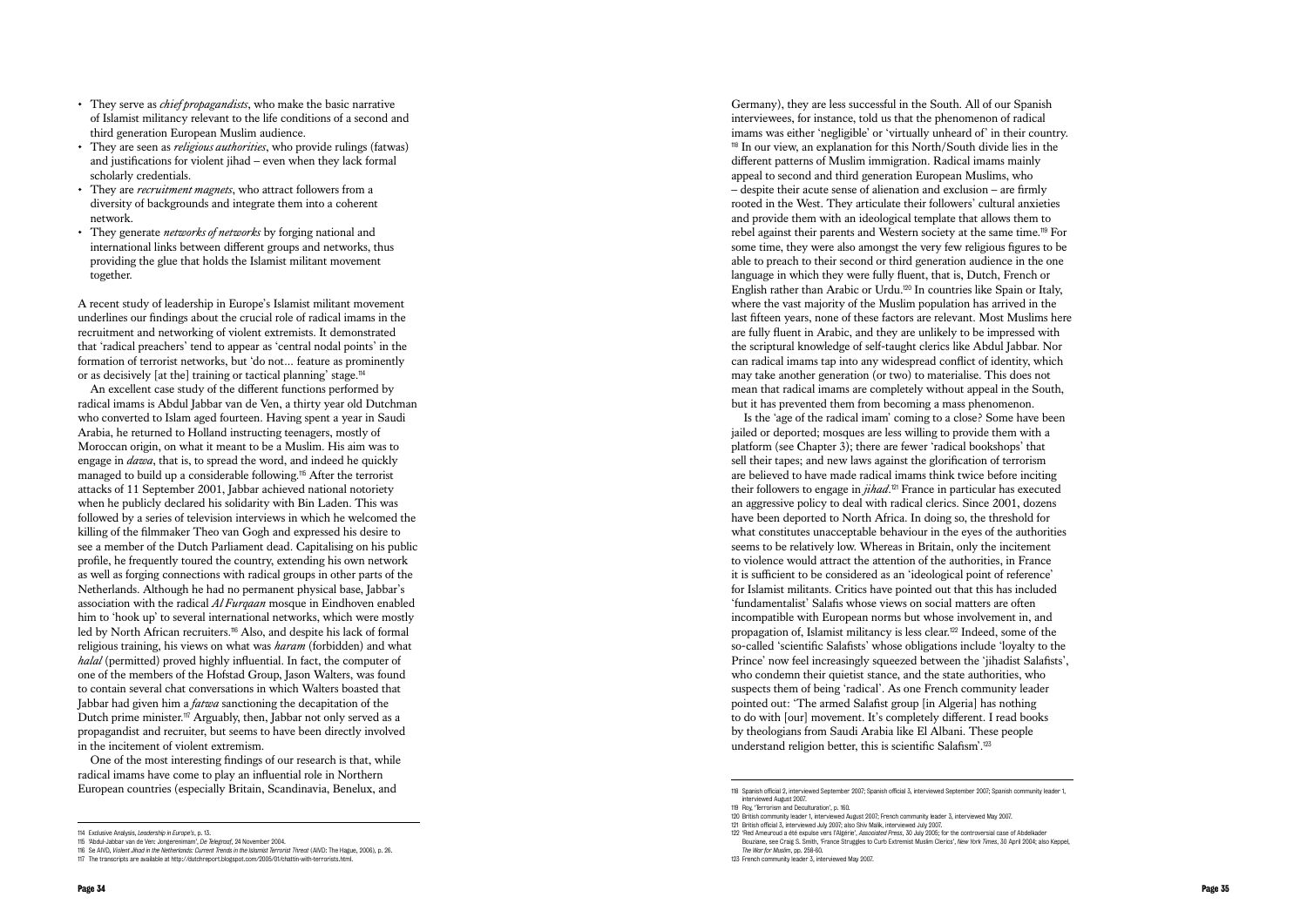- They serve as *chief propagandists*, who make the basic narrative of Islamist militancy relevant to the life conditions of a second and third generation European Muslim audience.
- They are seen as *religious authorities*, who provide rulings (fatwas) and justifications for violent jihad – even when they lack formal scholarly credentials.
- They are *recruitment magnets*, who attract followers from a diversity of backgrounds and integrate them into a coherent network.
- They generate *networks of networks* by forging national and international links between different groups and networks, thus providing the glue that holds the Islamist militant movement together.

A recent study of leadership in Europe's Islamist militant movement underlines our findings about the crucial role of radical imams in the recruitment and networking of violent extremists. It demonstrated that 'radical preachers' tend to appear as 'central nodal points' in the formation of terrorist networks, but 'do not... feature as prominently or as decisively [at the] training or tactical planning' stage.[114]

An excellent case study of the different functions performed by radical imams is Abdul Jabbar van de Ven, a thirty year old Dutchman who converted to Islam aged fourteen. Having spent a year in Saudi Arabia, he returned to Holland instructing teenagers, mostly of Moroccan origin, on what it meant to be a Muslim. His aim was to engage in *dawa*, that is, to spread the word, and indeed he quickly managed to build up a considerable following.[115] After the terrorist attacks of 11 September 2001, Jabbar achieved national notoriety when he publicly declared his solidarity with Bin Laden. This was followed by a series of television interviews in which he welcomed the killing of the filmmaker Theo van Gogh and expressed his desire to see a member of the Dutch Parliament dead. Capitalising on his public profile, he frequently toured the country, extending his own network as well as forging connections with radical groups in other parts of the Netherlands. Although he had no permanent physical base, Jabbar's association with the radical *Al Furqaan* mosque in Eindhoven enabled him to 'hook up' to several international networks, which were mostly led by North African recruiters.[116] Also, and despite his lack of formal religious training, his views on what was *haram* (forbidden) and what *halal* (permitted) proved highly influential. In fact, the computer of one of the members of the Hofstad Group, Jason Walters, was found to contain several chat conversations in which Walters boasted that Jabbar had given him a *fatwa* sanctioning the decapitation of the Dutch prime minister.[117] Arguably, then, Jabbar not only served as a propagandist and recruiter, but seems to have been directly involved in the incitement of violent extremism.

One of the most interesting findings of our research is that, while radical imams have come to play an influential role in Northern European countries (especially Britain, Scandinavia, Benelux, and Germany), they are less successful in the South. All of our Spanish interviewees, for instance, told us that the phenomenon of radical imams was either 'negligible' or 'virtually unheard of' in their country.[118] In our view, an explanation for this North/South divide lies in the different patterns of Muslim immigration. Radical imams mainly appeal to second and third generation European Muslims, who – despite their acute sense of alienation and exclusion – are firmly rooted in the West. They articulate their followers' cultural anxieties and provide them with an ideological template that allows them to rebel against their parents and Western society at the same time.[119] For some time, they were also amongst the very few religious figures to be able to preach to their second or third generation audience in the one language in which they were fully fluent, that is, Dutch, French or English rather than Arabic or Urdu.[120] In countries like Spain or Italy, where the vast majority of the Muslim population has arrived in the last fifteen years, none of these factors are relevant. Most Muslims here are fully fluent in Arabic, and they are unlikely to be impressed with the scriptural knowledge of self-taught clerics like Abdul Jabbar. Nor can radical imams tap into any widespread conflict of identity, which may take another generation (or two) to materialise. This does not mean that radical imams are completely without appeal in the South, but it has prevented them from becoming a mass phenomenon.

Is the 'age of the radical imam' coming to a close? Some have been jailed or deported; mosques are less willing to provide them with a platform (see Chapter 3); there are fewer 'radical bookshops' that sell their tapes; and new laws against the glorification of terrorism are believed to have made radical imams think twice before inciting their followers to engage in *jihad*.[121] France in particular has executed an aggressive policy to deal with radical clerics. Since 2001, dozens have been deported to North Africa. In doing so, the threshold for what constitutes unacceptable behaviour in the eyes of the authorities seems to be relatively low. Whereas in Britain, only the incitement to violence would attract the attention of the authorities, in France it is sufficient to be considered as an 'ideological point of reference' for Islamist militants. Critics have pointed out that this has included 'fundamentalist' Salafis whose views on social matters are often incompatible with European norms but whose involvement in, and propagation of, Islamist militancy is less clear.[122] Indeed, some of the so-called 'scientific Salafists' whose obligations include 'loyalty to the Prince' now feel increasingly squeezed between the 'jihadist Salafists', who condemn their quietist stance, and the state authorities, who suspects them of being 'radical'. As one French community leader pointed out: 'The armed Salafist group [in Algeria] has nothing to do with [our] movement. It's completely different. I read books by theologians from Saudi Arabia like El Albani. These people understand religion better, this is scientific Salafism'.[123]

---

114 Exclusive Analysis, *Leadership in Europe's*, p. 13.

115 'Abdul-Jabbar van de Ven: Jongerenimam', *De Telegraaf*, 24 November 2004.

116 Se AIVD, *Violent Jihad in the Netherlands: Current Trends in the Islamist Terrorist Threat* (AIVD: The Hague, 2006), p. 26.

117 The transcripts are available at http://dutchreport.blogspot.com/2005/01/chattin-with-terrorists.html.

118 Spanish official 2, interviewed September 2007; Spanish official 3, interviewed September 2007; Spanish community leader 1, interviewed August 2007.

119 Roy, 'Terrorism and Deculturation', p. 160.

120 British community leader 1, interviewed August 2007; French community leader 3, interviewed May 2007.

121 British official 3, interviewed July 2007; also Shiv Malik, interviewed July 2007.

122 'Red Ameuroud a été expulse vers l'Algérie', *Associated Press*, 30 July 2005; for the controversial case of Abdelkader Bouziane, see Craig S. Smith, 'France Struggles to Curb Extremist Muslim Clerics', *New York Times*, 30 April 2004; also Keppel, *The War for Muslim*, pp. 258-60.

123 French community leader 3, interviewed May 2007.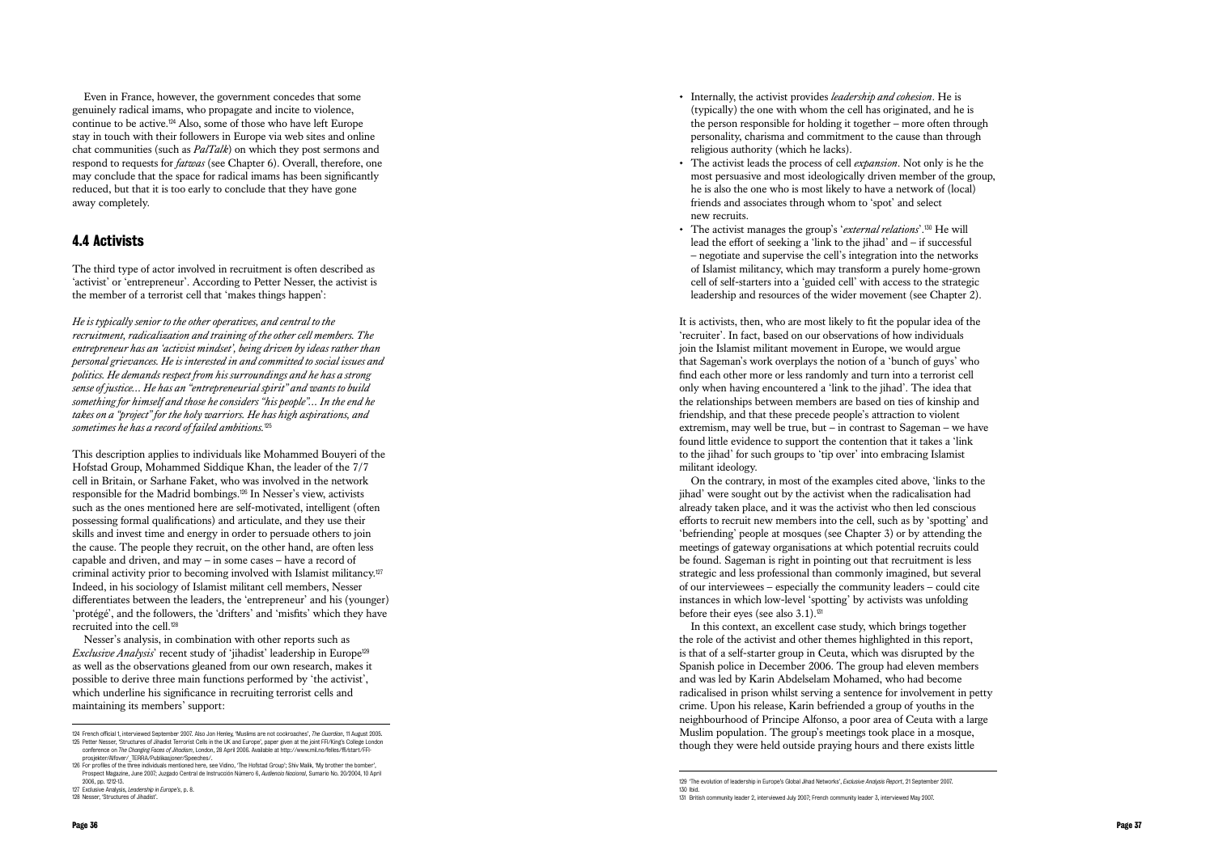Even in France, however, the government concedes that some genuinely radical imams, who propagate and incite to violence, continue to be active.[124] Also, some of those who have left Europe stay in touch with their followers in Europe via web sites and online chat communities (such as *PalTalk*) on which they post sermons and respond to requests for *fatwas* (see Chapter 6). Overall, therefore, one may conclude that the space for radical imams has been significantly reduced, but that it is too early to conclude that they have gone away completely.

## 4.4 Activists

The third type of actor involved in recruitment is often described as 'activist' or 'entrepreneur'. According to Petter Nesser, the activist is the member of a terrorist cell that 'makes things happen':

*He is typically senior to the other operatives, and central to the recruitment, radicalization and training of the other cell members. The entrepreneur has an 'activist mindset', being driven by ideas rather than personal grievances. He is interested in and committed to social issues and politics. He demands respect from his surroundings and he has a strong sense of justice... He has an "entrepreneurial spirit" and wants to build something for himself and those he considers "his people"... In the end he takes on a "project" for the holy warriors. He has high aspirations, and sometimes he has a record of failed ambitions.*[125]

This description applies to individuals like Mohammed Bouyeri of the Hofstad Group, Mohammed Siddique Khan, the leader of the 7/7 cell in Britain, or Sarhane Faket, who was involved in the network responsible for the Madrid bombings.[126] In Nesser's view, activists such as the ones mentioned here are self-motivated, intelligent (often possessing formal qualifications) and articulate, and they use their skills and invest time and energy in order to persuade others to join the cause. The people they recruit, on the other hand, are often less capable and driven, and may – in some cases – have a record of criminal activity prior to becoming involved with Islamist militancy.[127] Indeed, in his sociology of Islamist militant cell members, Nesser differentiates between the leaders, the 'entrepreneur' and his (younger) 'protégé', and the followers, the 'drifters' and 'misfits' which they have recruited into the cell.[128]

Nesser's analysis, in combination with other reports such as *Exclusive Analysis*' recent study of 'jihadist' leadership in Europe[129] as well as the observations gleaned from our own research, makes it possible to derive three main functions performed by 'the activist', which underline his significance in recruiting terrorist cells and maintaining its members' support:

- Internally, the activist provides *leadership and cohesion*. He is (typically) the one with whom the cell has originated, and he is the person responsible for holding it together – more often through personality, charisma and commitment to the cause than through religious authority (which he lacks).
- The activist leads the process of cell *expansion*. Not only is he the most persuasive and most ideologically driven member of the group, he is also the one who is most likely to have a network of (local) friends and associates through whom to 'spot' and select new recruits.
- The activist manages the group's '*external relations*'.[130] He will lead the effort of seeking a 'link to the jihad' and – if successful – negotiate and supervise the cell's integration into the networks of Islamist militancy, which may transform a purely home-grown cell of self-starters into a 'guided cell' with access to the strategic leadership and resources of the wider movement (see Chapter 2).

It is activists, then, who are most likely to fit the popular idea of the 'recruiter'. In fact, based on our observations of how individuals join the Islamist militant movement in Europe, we would argue that Sageman's work overplays the notion of a 'bunch of guys' who find each other more or less randomly and turn into a terrorist cell only when having encountered a 'link to the jihad'. The idea that the relationships between members are based on ties of kinship and friendship, and that these precede people's attraction to violent extremism, may well be true, but – in contrast to Sageman – we have found little evidence to support the contention that it takes a 'link to the jihad' for such groups to 'tip over' into embracing Islamist militant ideology.

On the contrary, in most of the examples cited above, 'links to the jihad' were sought out by the activist when the radicalisation had already taken place, and it was the activist who then led conscious efforts to recruit new members into the cell, such as by 'spotting' and 'befriending' people at mosques (see Chapter 3) or by attending the meetings of gateway organisations at which potential recruits could be found. Sageman is right in pointing out that recruitment is less strategic and less professional than commonly imagined, but several of our interviewees – especially the community leaders – could cite instances in which low-level 'spotting' by activists was unfolding before their eyes (see also 3.1).[131]

In this context, an excellent case study, which brings together the role of the activist and other themes highlighted in this report, is that of a self-starter group in Ceuta, which was disrupted by the Spanish police in December 2006. The group had eleven members and was led by Karin Abdelselam Mohamed, who had become radicalised in prison whilst serving a sentence for involvement in petty crime. Upon his release, Karin befriended a group of youths in the neighbourhood of Principe Alfonso, a poor area of Ceuta with a large Muslim population. The group's meetings took place in a mosque, though they were held outside praying hours and there exists little

---

124 French official 1, interviewed September 2007. Also Jon Henley, 'Muslims are not cockroaches', *The Guardian*, 11 August 2005.

125 Petter Nesser, 'Structures of Jihadist Terrorist Cells in the UK and Europe', paper given at the joint FFI/King's College London conference on *The Changing Faces of Jihadism*, London, 28 April 2006. Available at http://www.mil.no/felles/ffi/start/FFI-prosjekter/Alfover/_TERRA/Publikasjoner/Speeches/.

126 For profiles of the three individuals mentioned here, see Vidino, 'The Hofstad Group'; Shiv Malik, 'My brother the bomber', Prospect Magazine, June 2007; Juzgado Central de Instrucción Número 6, *Audiencia Nacional*, Sumario No. 20/2004, 10 April 2006, pp. 1212-13.

127 Exclusive Analysis, *Leadership in Europe's*, p. 8.

128 Nesser, 'Structures of Jihadist'.

129 'The evolution of leadership in Europe's Global Jihad Networks', *Exclusive Analysis Report*, 21 September 2007.

130 Ibid.

131 British community leader 2, interviewed July 2007; French community leader 3, interviewed May 2007.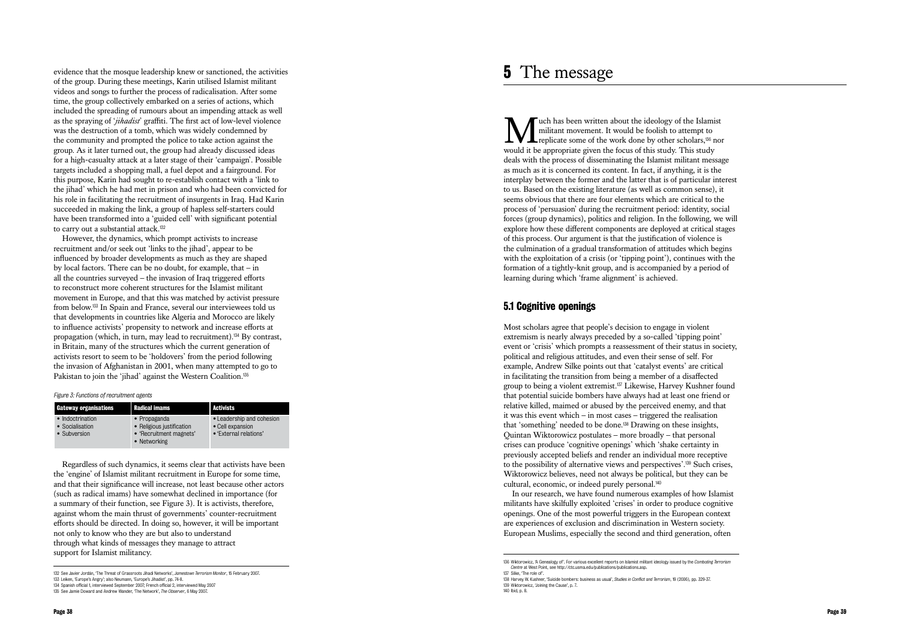evidence that the mosque leadership knew or sanctioned, the activities of the group. During these meetings, Karin utilised Islamist militant videos and songs to further the process of radicalisation. After some time, the group collectively embarked on a series of actions, which included the spreading of rumours about an impending attack as well as the spraying of '*jihadist*' graffiti. The first act of low-level violence was the destruction of a tomb, which was widely condemned by the community and prompted the police to take action against the group. As it later turned out, the group had already discussed ideas for a high-casualty attack at a later stage of their 'campaign'. Possible targets included a shopping mall, a fuel depot and a fairground. For this purpose, Karin had sought to re-establish contact with a 'link to the jihad' which he had met in prison and who had been convicted for his role in facilitating the recruitment of insurgents in Iraq. Had Karin succeeded in making the link, a group of hapless self-starters could have been transformed into a 'guided cell' with significant potential to carry out a substantial attack.[132]

However, the dynamics, which prompt activists to increase recruitment and/or seek out 'links to the jihad', appear to be influenced by broader developments as much as they are shaped by local factors. There can be no doubt, for example, that – in all the countries surveyed – the invasion of Iraq triggered efforts to reconstruct more coherent structures for the Islamist militant movement in Europe, and that this was matched by activist pressure from below.[133] In Spain and France, several our interviewees told us that developments in countries like Algeria and Morocco are likely to influence activists' propensity to network and increase efforts at propagation (which, in turn, may lead to recruitment).[134] By contrast, in Britain, many of the structures which the current generation of activists resort to seem to be 'holdovers' from the period following the invasion of Afghanistan in 2001, when many attempted to go to Pakistan to join the 'jihad' against the Western Coalition.[135]

*Figure 3: Functions of recruitment agents*

| Gateway organisations | Radical imams | Activists |
|---|---|---|
| • Indoctrination<br>• Socialisation<br>• Subversion | • Propaganda<br>• Religious justification<br>• 'Recruitment magnets'<br>• Networking | • Leadership and cohesion<br>• Cell expansion<br>• 'External relations' |

Regardless of such dynamics, it seems clear that activists have been the 'engine' of Islamist militant recruitment in Europe for some time, and that their significance will increase, not least because other actors (such as radical imams) have somewhat declined in importance (for a summary of their function, see Figure 3). It is activists, therefore, against whom the main thrust of governments' counter-recruitment efforts should be directed. In doing so, however, it will be important not only to know who they are but also to understand through what kinds of messages they manage to attract support for Islamist militancy.

132 See Javier Jordán, 'The Threat of Grassroots Jihadi Networks', *Jamestown Terrorism Monitor*, 15 February 2007.
133 Leiken, 'Europe's Angry'; also Neumann, 'Europe's Jihadist', pp. 74-8.
134 Spanish official 1, interviewed September 2007; French official 2, interviewed May 2007
135 See Jamie Doward and Andrew Wander, 'The Network', *The Observer*, 6 May 2007.

# 5 The message

Much has been written about the ideology of the Islamist militant movement. It would be foolish to attempt to replicate some of the work done by other scholars,[136] nor would it be appropriate given the focus of this study. This study deals with the process of disseminating the Islamist militant message as much as it is concerned its content. In fact, if anything, it is the interplay between the former and the latter that is of particular interest to us. Based on the existing literature (as well as common sense), it seems obvious that there are four elements which are critical to the process of 'persuasion' during the recruitment period: identity, social forces (group dynamics), politics and religion. In the following, we will explore how these different components are deployed at critical stages of this process. Our argument is that the justification of violence is the culmination of a gradual transformation of attitudes which begins with the exploitation of a crisis (or 'tipping point'), continues with the formation of a tightly-knit group, and is accompanied by a period of learning during which 'frame alignment' is achieved.

## 5.1 Cognitive openings

Most scholars agree that people's decision to engage in violent extremism is nearly always preceded by a so-called 'tipping point' event or 'crisis' which prompts a reassessment of their status in society, political and religious attitudes, and even their sense of self. For example, Andrew Silke points out that 'catalyst events' are critical in facilitating the transition from being a member of a disaffected group to being a violent extremist.[137] Likewise, Harvey Kushner found that potential suicide bombers have always had at least one friend or relative killed, maimed or abused by the perceived enemy, and that it was this event which – in most cases – triggered the realisation that 'something' needed to be done.[138] Drawing on these insights, Quintan Wiktorowicz postulates – more broadly – that personal crises can produce 'cognitive openings' which 'shake certainty in previously accepted beliefs and render an individual more receptive to the possibility of alternative views and perspectives'.[139] Such crises, Wiktorowicz believes, need not always be political, but they can be cultural, economic, or indeed purely personal.[140]

In our research, we have found numerous examples of how Islamist militants have skilfully exploited 'crises' in order to produce cognitive openings. One of the most powerful triggers in the European context are experiences of exclusion and discrimination in Western society. European Muslims, especially the second and third generation, often

136 Wiktorowicz, 'A Genealogy of'. For various excellent reports on Islamist militant ideology issued by the *Combating Terrorism Centre* at West Point, see http://ctc.usma.edu/publications/publications.asp.
137 Silke, 'The role of'.
138 Harvey W. Kushner, 'Suicide bombers: business as usual', *Studies in Conflict and Terrorism*, 19 (2006), pp. 329-37.
139 Wiktorowicz, 'Joining the Cause', p. 7.
140 Ibid, p. 8.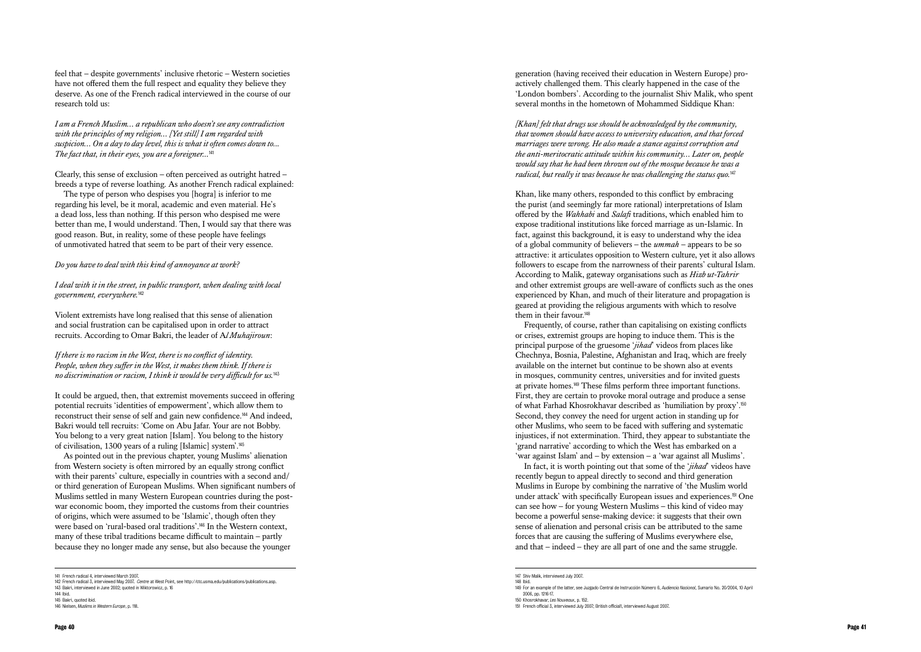feel that – despite governments' inclusive rhetoric – Western societies have not offered them the full respect and equality they believe they deserve. As one of the French radical interviewed in the course of our research told us:

*I am a French Muslim… a republican who doesn't see any contradiction with the principles of my religion… [Yet still] I am regarded with suspicion… On a day to day level, this is what it often comes down to… The fact that, in their eyes, you are a foreigner…*[141]

Clearly, this sense of exclusion – often perceived as outright hatred – breeds a type of reverse loathing. As another French radical explained:

The type of person who despises you [hogra] is inferior to me regarding his level, be it moral, academic and even material. He's a dead loss, less than nothing. If this person who despised me were better than me, I would understand. Then, I would say that there was good reason. But, in reality, some of these people have feelings of unmotivated hatred that seem to be part of their very essence.

*Do you have to deal with this kind of annoyance at work?*

*I deal with it in the street, in public transport, when dealing with local government, everywhere.*[142]

Violent extremists have long realised that this sense of alienation and social frustration can be capitalised upon in order to attract recruits. According to Omar Bakri, the leader of *Al Muhajiroun*:

*If there is no racism in the West, there is no conflict of identity. People, when they suffer in the West, it makes them think. If there is no discrimination or racism, I think it would be very difficult for us.*[143]

It could be argued, then, that extremist movements succeed in offering potential recruits 'identities of empowerment', which allow them to reconstruct their sense of self and gain new confidence.[144] And indeed, Bakri would tell recruits: 'Come on Abu Jafar. Your are not Bobby. You belong to a very great nation [Islam]. You belong to the history of civilisation, 1300 years of a ruling [Islamic] system'.[145]

As pointed out in the previous chapter, young Muslims' alienation from Western society is often mirrored by an equally strong conflict with their parents' culture, especially in countries with a second and/or third generation of European Muslims. When significant numbers of Muslims settled in many Western European countries during the post-war economic boom, they imported the customs from their countries of origins, which were assumed to be 'Islamic', though often they were based on 'rural-based oral traditions'.[146] In the Western context, many of these tribal traditions became difficult to maintain – partly because they no longer made any sense, but also because the younger generation (having received their education in Western Europe) pro-actively challenged them. This clearly happened in the case of the 'London bombers'. According to the journalist Shiv Malik, who spent several months in the hometown of Mohammed Siddique Khan:

*[Khan] felt that drugs use should be acknowledged by the community, that women should have access to university education, and that forced marriages were wrong. He also made a stance against corruption and the anti-meritocratic attitude within his community… Later on, people would say that he had been thrown out of the mosque because he was a radical, but really it was because he was challenging the status quo.*[147]

Khan, like many others, responded to this conflict by embracing the purist (and seemingly far more rational) interpretations of Islam offered by the *Wahhabi* and *Salafi* traditions, which enabled him to expose traditional institutions like forced marriage as un-Islamic. In fact, against this background, it is easy to understand why the idea of a global community of believers – the *ummah* – appears to be so attractive: it articulates opposition to Western culture, yet it also allows followers to escape from the narrowness of their parents' cultural Islam. According to Malik, gateway organisations such as *Hizb ut-Tahrir* and other extremist groups are well-aware of conflicts such as the ones experienced by Khan, and much of their literature and propagation is geared at providing the religious arguments with which to resolve them in their favour.[148]

Frequently, of course, rather than capitalising on existing conflicts or crises, extremist groups are hoping to induce them. This is the principal purpose of the gruesome '*jihad*' videos from places like Chechnya, Bosnia, Palestine, Afghanistan and Iraq, which are freely available on the internet but continue to be shown also at events in mosques, community centres, universities and for invited guests at private homes.[149] These films perform three important functions. First, they are certain to provoke moral outrage and produce a sense of what Farhad Khosrokhavar described as 'humiliation by proxy'.[150] Second, they convey the need for urgent action in standing up for other Muslims, who seem to be faced with suffering and systematic injustices, if not extermination. Third, they appear to substantiate the 'grand narrative' according to which the West has embarked on a 'war against Islam' and – by extension – a 'war against all Muslims'.

In fact, it is worth pointing out that some of the '*jihad*' videos have recently begun to appeal directly to second and third generation Muslims in Europe by combining the narrative of 'the Muslim world under attack' with specifically European issues and experiences.[151] One can see how – for young Western Muslims – this kind of video may become a powerful sense-making device: it suggests that their own sense of alienation and personal crisis can be attributed to the same forces that are causing the suffering of Muslims everywhere else, and that – indeed – they are all part of one and the same struggle.

---

141 French radical 4, interviewed March 2007.
142 French radical 3, interviewed May 2007. *Centre* at West Point, see http://ctc.usma.edu/publications/publications.asp.
143 Bakri, interviewed in June 2002; quoted in Wiktorowicz, p. 16
144 Ibid.
145 Bakri, quoted ibid.
146 Nielsen, *Muslims in Western Europe*, p. 118.
147 Shiv Malik, interviewed July 2007.
148 Ibid.
149 For an example of the latter; see Juzgado Central de Instrucción Número 6, *Audiencia Nacional*, Sumario No. 20/2004, 10 April 2006, pp. 1216-17.
150 Khosrokhavar, *Les Nouveaux*, p. 152.
151 French official 3, interviewed July 2007; British officialt, interviewed August 2007.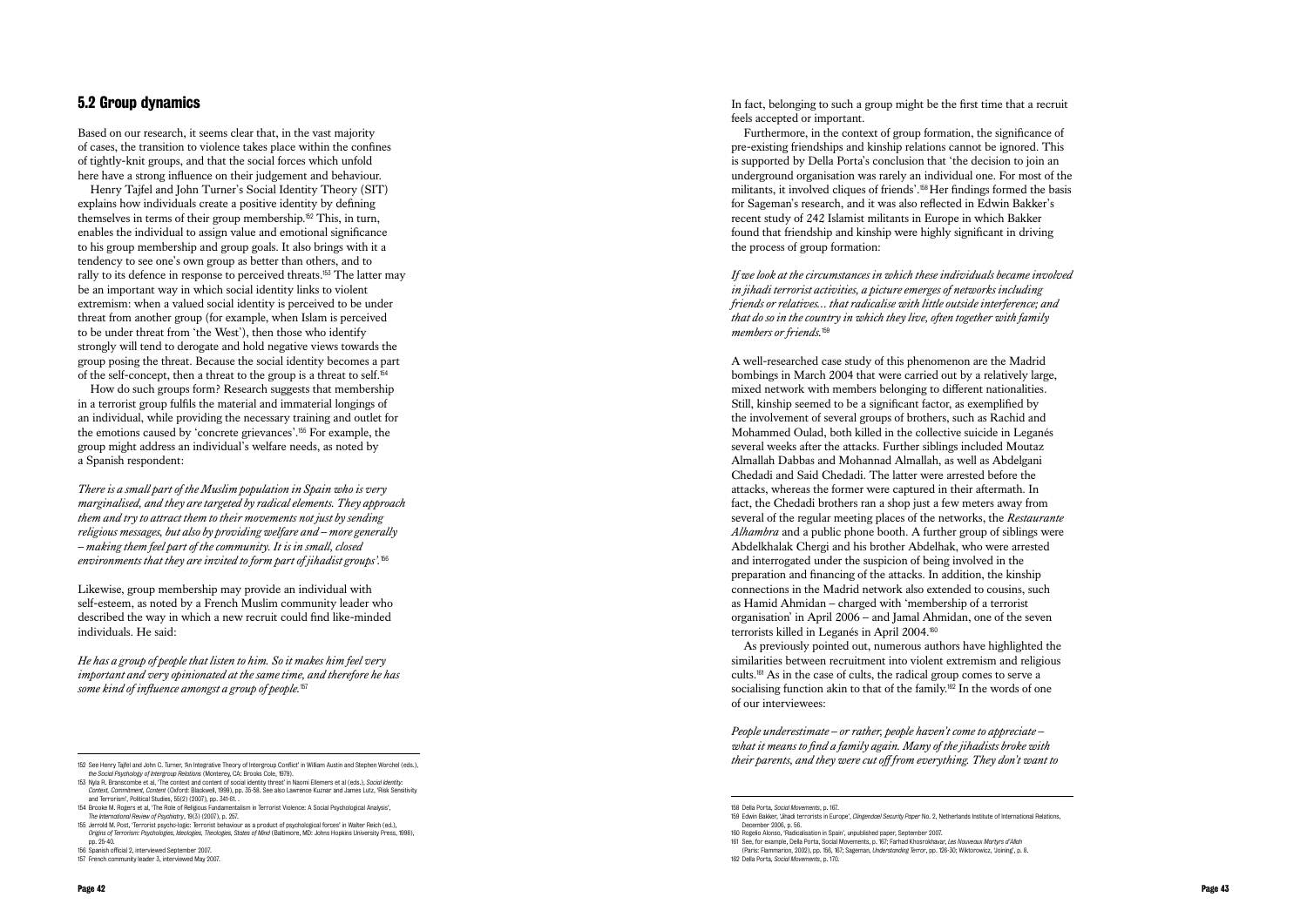## 5.2 Group dynamics

Based on our research, it seems clear that, in the vast majority of cases, the transition to violence takes place within the confines of tightly-knit groups, and that the social forces which unfold here have a strong influence on their judgement and behaviour.

Henry Tajfel and John Turner's Social Identity Theory (SIT) explains how individuals create a positive identity by defining themselves in terms of their group membership.[152] This, in turn, enables the individual to assign value and emotional significance to his group membership and group goals. It also brings with it a tendency to see one's own group as better than others, and to rally to its defence in response to perceived threats.[153] The latter may be an important way in which social identity links to violent extremism: when a valued social identity is perceived to be under threat from another group (for example, when Islam is perceived to be under threat from 'the West'), then those who identify strongly will tend to derogate and hold negative views towards the group posing the threat. Because the social identity becomes a part of the self-concept, then a threat to the group is a threat to self.[154]

How do such groups form? Research suggests that membership in a terrorist group fulfils the material and immaterial longings of an individual, while providing the necessary training and outlet for the emotions caused by 'concrete grievances'.[155] For example, the group might address an individual's welfare needs, as noted by a Spanish respondent:

*There is a small part of the Muslim population in Spain who is very marginalised, and they are targeted by radical elements. They approach them and try to attract them to their movements not just by sending religious messages, but also by providing welfare and – more generally – making them feel part of the community. It is in small, closed environments that they are invited to form part of jihadist groups'.*[156]

Likewise, group membership may provide an individual with self-esteem, as noted by a French Muslim community leader who described the way in which a new recruit could find like-minded individuals. He said:

*He has a group of people that listen to him. So it makes him feel very important and very opinionated at the same time, and therefore he has some kind of influence amongst a group of people.*[157]

In fact, belonging to such a group might be the first time that a recruit feels accepted or important.

Furthermore, in the context of group formation, the significance of pre-existing friendships and kinship relations cannot be ignored. This is supported by Della Porta's conclusion that 'the decision to join an underground organisation was rarely an individual one. For most of the militants, it involved cliques of friends'.[158] Her findings formed the basis for Sageman's research, and it was also reflected in Edwin Bakker's recent study of 242 Islamist militants in Europe in which Bakker found that friendship and kinship were highly significant in driving the process of group formation:

*If we look at the circumstances in which these individuals became involved in jihadi terrorist activities, a picture emerges of networks including friends or relatives… that radicalise with little outside interference; and that do so in the country in which they live, often together with family members or friends.*[159]

A well-researched case study of this phenomenon are the Madrid bombings in March 2004 that were carried out by a relatively large, mixed network with members belonging to different nationalities. Still, kinship seemed to be a significant factor, as exemplified by the involvement of several groups of brothers, such as Rachid and Mohammed Oulad, both killed in the collective suicide in Leganés several weeks after the attacks. Further siblings included Moutaz Almallah Dabbas and Mohannad Almallah, as well as Abdelgani Chedadi and Said Chedadi. The latter were arrested before the attacks, whereas the former were captured in their aftermath. In fact, the Chedadi brothers ran a shop just a few meters away from several of the regular meeting places of the networks, the *Restaurante Alhambra* and a public phone booth. A further group of siblings were Abdelkhalak Chergi and his brother Abdelhak, who were arrested and interrogated under the suspicion of being involved in the preparation and financing of the attacks. In addition, the kinship connections in the Madrid network also extended to cousins, such as Hamid Ahmidan – charged with 'membership of a terrorist organisation' in April 2006 – and Jamal Ahmidan, one of the seven terrorists killed in Leganés in April 2004.[160]

As previously pointed out, numerous authors have highlighted the similarities between recruitment into violent extremism and religious cults.[161] As in the case of cults, the radical group comes to serve a socialising function akin to that of the family.[162] In the words of one of our interviewees:

*People underestimate – or rather, people haven't come to appreciate – what it means to find a family again. Many of the jihadists broke with their parents, and they were cut off from everything. They don't want to*

---

152 See Henry Tajfel and John C. Turner, 'An Integrative Theory of Intergroup Conflict' in William Austin and Stephen Worchel (eds.), *the Social Psychology of Intergroup Relations* (Monterey, CA: Brooks Cole, 1979).

153 Nyla R. Branscombe et al, 'The context and content of social identity threat' in Naomi Ellemers et al (eds.), *Social Identity: Context, Commitment, Content* (Oxford: Blackwell, 1999), pp. 35-58. See also Lawrence Kuznar and James Lutz, 'Risk Sensitivity and Terrorism', Political Studies, 55(2) (2007), pp. 341-61. .

154 Brooke M. Rogers et al, 'The Role of Religious Fundamentalism in Terrorist Violence: A Social Psychological Analysis', *The International Review of Psychiatry*, 19(3) (2007), p. 257.

155 Jerrold M. Post, 'Terrorist psycho-logic: Terrorist behaviour as a product of psychological forces' in Walter Reich (ed.), *Origins of Terrorism: Psychologies, Ideologies, Theologies, States of Mind* (Baltimore, MD: Johns Hopkins University Press, 1998), pp. 25-40.

156 Spanish official 2, interviewed September 2007.

157 French community leader 3, interviewed May 2007.

158 Della Porta, *Social Movements*, p. 167.

159 Edwin Bakker, 'Jihadi terrorists in Europe', *Clingendael Security Paper* No. 2, Netherlands Institute of International Relations, December 2006, p. 56.

160 Rogelio Alonso, 'Radicalisation in Spain', unpublished paper, September 2007.

161 See, for example, Della Porta, Social Movements, p. 167; Farhad Khosrokhavar, *Les Nouveaux Martyrs d'Allah* (Paris: Flammarion, 2002), pp. 156, 167; Sageman, *Understanding Terror*, pp. 126-30; Wiktorowicz, 'Joining', p. 8.

162 Della Porta, *Social Movements*, p. 170.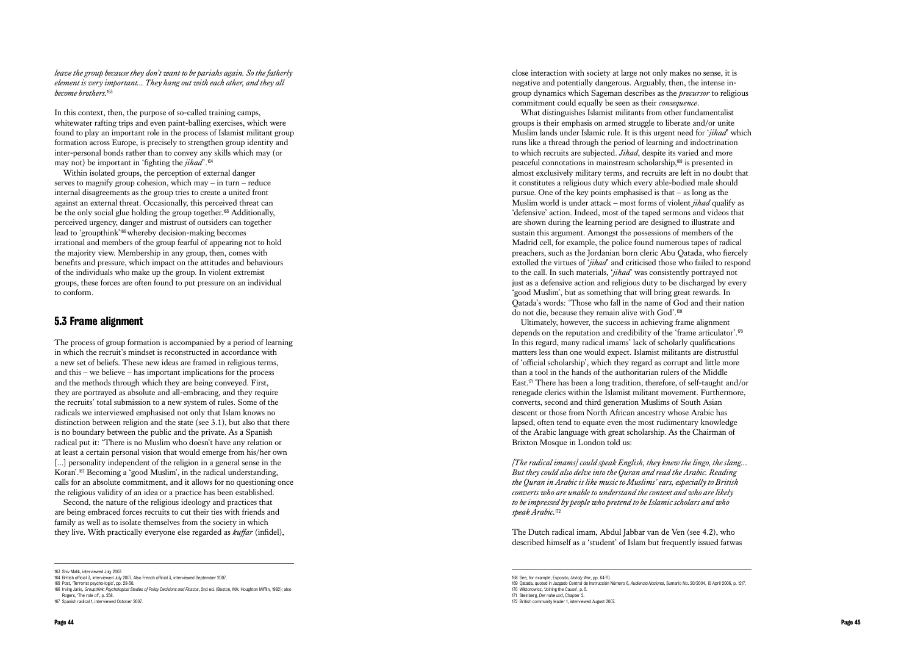*leave the group because they don't want to be pariahs again. So the fatherly element is very important... They hang out with each other, and they all become brothers.*[163]

In this context, then, the purpose of so-called training camps, whitewater rafting trips and even paint-balling exercises, which were found to play an important role in the process of Islamist militant group formation across Europe, is precisely to strengthen group identity and inter-personal bonds rather than to convey any skills which may (or may not) be important in 'fighting the *jihad*'.[164]

Within isolated groups, the perception of external danger serves to magnify group cohesion, which may – in turn – reduce internal disagreements as the group tries to create a united front against an external threat. Occasionally, this perceived threat can be the only social glue holding the group together.[165] Additionally, perceived urgency, danger and mistrust of outsiders can together lead to 'groupthink'[166] whereby decision-making becomes irrational and members of the group fearful of appearing not to hold the majority view. Membership in any group, then, comes with benefits and pressure, which impact on the attitudes and behaviours of the individuals who make up the group. In violent extremist groups, these forces are often found to put pressure on an individual to conform.

## 5.3 Frame alignment

The process of group formation is accompanied by a period of learning in which the recruit's mindset is reconstructed in accordance with a new set of beliefs. These new ideas are framed in religious terms, and this – we believe – has important implications for the process and the methods through which they are being conveyed. First, they are portrayed as absolute and all-embracing, and they require the recruits' total submission to a new system of rules. Some of the radicals we interviewed emphasised not only that Islam knows no distinction between religion and the state (see 3.1), but also that there is no boundary between the public and the private. As a Spanish radical put it: 'There is no Muslim who doesn't have any relation or at least a certain personal vision that would emerge from his/her own [...] personality independent of the religion in a general sense in the Koran'.[167] Becoming a 'good Muslim', in the radical understanding, calls for an absolute commitment, and it allows for no questioning once the religious validity of an idea or a practice has been established.

Second, the nature of the religious ideology and practices that are being embraced forces recruits to cut their ties with friends and family as well as to isolate themselves from the society in which they live. With practically everyone else regarded as *kuffar* (infidel), close interaction with society at large not only makes no sense, it is negative and potentially dangerous. Arguably, then, the intense in-group dynamics which Sageman describes as the *precursor* to religious commitment could equally be seen as their *consequence*.

What distinguishes Islamist militants from other fundamentalist groups is their emphasis on armed struggle to liberate and/or unite Muslim lands under Islamic rule. It is this urgent need for '*jihad*' which runs like a thread through the period of learning and indoctrination to which recruits are subjected. *Jihad*, despite its varied and more peaceful connotations in mainstream scholarship,[168] is presented in almost exclusively military terms, and recruits are left in no doubt that it constitutes a religious duty which every able-bodied male should pursue. One of the key points emphasised is that – as long as the Muslim world is under attack – most forms of violent *jihad* qualify as 'defensive' action. Indeed, most of the taped sermons and videos that are shown during the learning period are designed to illustrate and sustain this argument. Amongst the possessions of members of the Madrid cell, for example, the police found numerous tapes of radical preachers, such as the Jordanian born cleric Abu Qatada, who fiercely extolled the virtues of '*jihad*' and criticised those who failed to respond to the call. In such materials, '*jihad*' was consistently portrayed not just as a defensive action and religious duty to be discharged by every 'good Muslim', but as something that will bring great rewards. In Qatada's words: 'Those who fall in the name of God and their nation do not die, because they remain alive with God'.[169]

Ultimately, however, the success in achieving frame alignment depends on the reputation and credibility of the 'frame articulator'.[170] In this regard, many radical imams' lack of scholarly qualifications matters less than one would expect. Islamist militants are distrustful of 'official scholarship', which they regard as corrupt and little more than a tool in the hands of the authoritarian rulers of the Middle East.[171] There has been a long tradition, therefore, of self-taught and/or renegade clerics within the Islamist militant movement. Furthermore, converts, second and third generation Muslims of South Asian descent or those from North African ancestry whose Arabic has lapsed, often tend to equate even the most rudimentary knowledge of the Arabic language with great scholarship. As the Chairman of Brixton Mosque in London told us:

*[The radical imams] could speak English, they knew the lingo, the slang... But they could also delve into the Quran and read the Arabic. Reading the Quran in Arabic is like music to Muslims' ears, especially to British converts who are unable to understand the context and who are likely to be impressed by people who pretend to be Islamic scholars and who speak Arabic.*[172]

The Dutch radical imam, Abdul Jabbar van de Ven (see 4.2), who described himself as a 'student' of Islam but frequently issued fatwas

---

163 Shiv Malik, interviewed July 2007.
164 British official 3, interviewed July 2007. Also French official 3, interviewed September 2007.
165 Post, 'Terrorist psycho-logic', pp. 28-30.
166 Irving Janis, *Groupthink: Psychological Studies of Policy Decisions and Fiascos*, 2nd ed. (Boston, MA: Houghton Mifflin, 1982); also Rogers, 'The role of', p. 258.
167 Spanish radical 1, interviewed October 2007.
168 See, for example, Esposito, *Unholy War*, pp. 64-70.
169 Qatada, quoted in Juzgado Central de Instrucción Número 6, *Audiencia Nacional*, Sumario No. 20/2004, 10 April 2006, p. 1217.
170 Wiktorowicz, 'Joining the Cause', p. 5.
171 Steinberg, *Der nahe und*, Chapter 2.
172 British community leader 1, interviewed August 2007.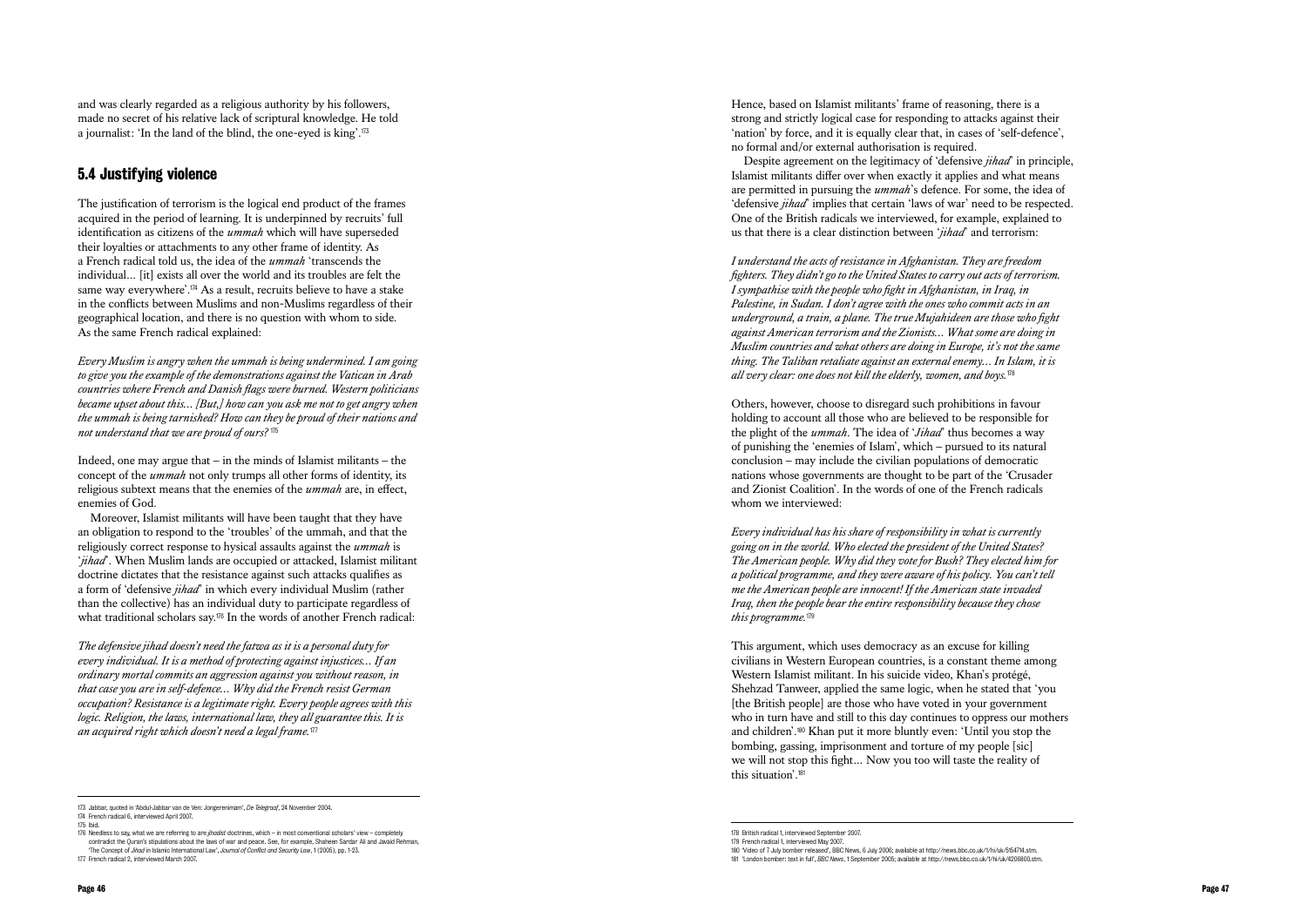and was clearly regarded as a religious authority by his followers, made no secret of his relative lack of scriptural knowledge. He told a journalist: 'In the land of the blind, the one-eyed is king'.[173]

## 5.4 Justifying violence

The justification of terrorism is the logical end product of the frames acquired in the period of learning. It is underpinned by recruits' full identification as citizens of the *ummah* which will have superseded their loyalties or attachments to any other frame of identity. As a French radical told us, the idea of the *ummah* 'transcends the individual… [it] exists all over the world and its troubles are felt the same way everywhere'.[174] As a result, recruits believe to have a stake in the conflicts between Muslims and non-Muslims regardless of their geographical location, and there is no question with whom to side. As the same French radical explained:

*Every Muslim is angry when the ummah is being undermined. I am going to give you the example of the demonstrations against the Vatican in Arab countries where French and Danish flags were burned. Western politicians became upset about this… [But,] how can you ask me not to get angry when the ummah is being tarnished? How can they be proud of their nations and not understand that we are proud of ours?*[175]

Indeed, one may argue that – in the minds of Islamist militants – the concept of the *ummah* not only trumps all other forms of identity, its religious subtext means that the enemies of the *ummah* are, in effect, enemies of God.

Moreover, Islamist militants will have been taught that they have an obligation to respond to the 'troubles' of the ummah, and that the religiously correct response to hysical assaults against the *ummah* is '*jihad*'. When Muslim lands are occupied or attacked, Islamist militant doctrine dictates that the resistance against such attacks qualifies as a form of 'defensive *jihad*' in which every individual Muslim (rather than the collective) has an individual duty to participate regardless of what traditional scholars say.[176] In the words of another French radical:

*The defensive jihad doesn't need the fatwa as it is a personal duty for every individual. It is a method of protecting against injustices… If an ordinary mortal commits an aggression against you without reason, in that case you are in self-defence… Why did the French resist German occupation? Resistance is a legitimate right. Every people agrees with this logic. Religion, the laws, international law, they all guarantee this. It is an acquired right which doesn't need a legal frame.*[177]

Hence, based on Islamist militants' frame of reasoning, there is a strong and strictly logical case for responding to attacks against their 'nation' by force, and it is equally clear that, in cases of 'self-defence', no formal and/or external authorisation is required.

Despite agreement on the legitimacy of 'defensive *jihad*' in principle, Islamist militants differ over when exactly it applies and what means are permitted in pursuing the *ummah*'s defence. For some, the idea of 'defensive *jihad*' implies that certain 'laws of war' need to be respected. One of the British radicals we interviewed, for example, explained to us that there is a clear distinction between '*jihad*' and terrorism:

*I understand the acts of resistance in Afghanistan. They are freedom fighters. They didn't go to the United States to carry out acts of terrorism. I sympathise with the people who fight in Afghanistan, in Iraq, in Palestine, in Sudan. I don't agree with the ones who commit acts in an underground, a train, a plane. The true Mujahideen are those who fight against American terrorism and the Zionists… What some are doing in Muslim countries and what others are doing in Europe, it's not the same thing. The Taliban retaliate against an external enemy… In Islam, it is all very clear: one does not kill the elderly, women, and boys.*[178]

Others, however, choose to disregard such prohibitions in favour holding to account all those who are believed to be responsible for the plight of the *ummah*. The idea of '*Jihad*' thus becomes a way of punishing the 'enemies of Islam', which – pursued to its natural conclusion – may include the civilian populations of democratic nations whose governments are thought to be part of the 'Crusader and Zionist Coalition'. In the words of one of the French radicals whom we interviewed:

*Every individual has his share of responsibility in what is currently going on in the world. Who elected the president of the United States? The American people. Why did they vote for Bush? They elected him for a political programme, and they were aware of his policy. You can't tell me the American people are innocent! If the American state invaded Iraq, then the people bear the entire responsibility because they chose this programme.*[179]

This argument, which uses democracy as an excuse for killing civilians in Western European countries, is a constant theme among Western Islamist militant. In his suicide video, Khan's protégé, Shehzad Tanweer, applied the same logic, when he stated that 'you [the British people] are those who have voted in your government who in turn have and still to this day continues to oppress our mothers and children'.[180] Khan put it more bluntly even: 'Until you stop the bombing, gassing, imprisonment and torture of my people [sic] we will not stop this fight… Now you too will taste the reality of this situation'.[181]

---

173 Jabbar, quoted in 'Abdul-Jabbar van de Ven: Jongerenimam', *De Telegraaf*, 24 November 2004.
174 French radical 6, interviewed April 2007.
175 Ibid.
176 Needless to say, what we are referring to are *jihadist* doctrines, which – in most conventional scholars' view – completely contradict the Quran's stipulations about the laws of war and peace. See, for example, Shaheen Sardar Ali and Javaid Rehman, 'The Concept of *Jihad* in Islamic International Law', *Journal of Conflict and Security Law*, 1 (2005), pp. 1-23.
177 French radical 2, interviewed March 2007.
178 British radical 1, interviewed September 2007.
179 French radical 1, interviewed May 2007.
180 'Video of 7 July bomber released', BBC News, 6 July 2006; available at http://news.bbc.co.uk/1/hi/uk/5154714.stm.
181 'London bomber: text in full', *BBC News*, 1 September 2005; available at http://news.bbc.co.uk/1/hi/uk/4206800.stm.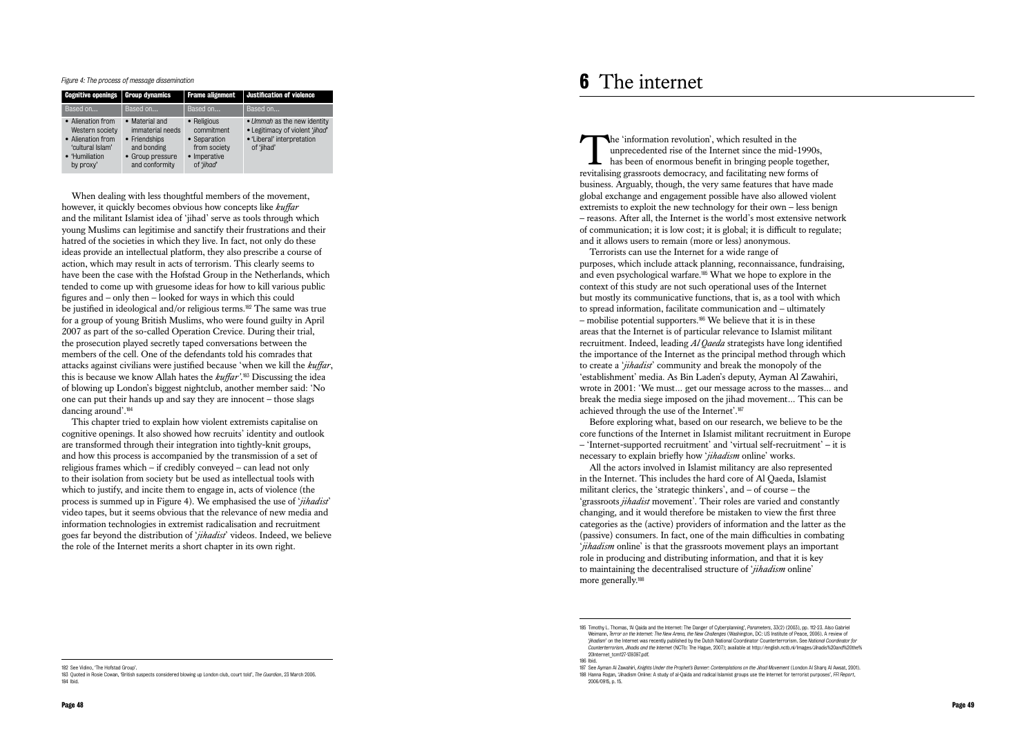*Figure 4: The process of message dissemination*

| Cognitive openings | Group dynamics | Frame alignment | Justification of violence |
|---|---|---|---|
| Based on... | Based on... | Based on... | Based on... |
| • Alienation from Western society<br>• Alienation from 'cultural Islam'<br>• 'Humiliation by proxy' | • Material and immaterial needs<br>• Friendships and bonding<br>• Group pressure and conformity | • Religious commitment<br>• Separation from society<br>• Imperative of '*jihad*' | • *Ummah* as the new identity<br>• Legitimacy of violent '*jihad*'<br>• 'Liberal' interpretation of 'jihad' |

When dealing with less thoughtful members of the movement, however, it quickly becomes obvious how concepts like *kuffar* and the militant Islamist idea of 'jihad' serve as tools through which young Muslims can legitimise and sanctify their frustrations and their hatred of the societies in which they live. In fact, not only do these ideas provide an intellectual platform, they also prescribe a course of action, which may result in acts of terrorism. This clearly seems to have been the case with the Hofstad Group in the Netherlands, which tended to come up with gruesome ideas for how to kill various public figures and – only then – looked for ways in which this could be justified in ideological and/or religious terms.[182] The same was true for a group of young British Muslims, who were found guilty in April 2007 as part of the so-called Operation Crevice. During their trial, the prosecution played secretly taped conversations between the members of the cell. One of the defendants told his comrades that attacks against civilians were justified because 'when we kill the *kuffar*, this is because we know Allah hates the *kuffar*'.[183] Discussing the idea of blowing up London's biggest nightclub, another member said: 'No one can put their hands up and say they are innocent – those slags dancing around'.[184]

This chapter tried to explain how violent extremists capitalise on cognitive openings. It also showed how recruits' identity and outlook are transformed through their integration into tightly-knit groups, and how this process is accompanied by the transmission of a set of religious frames which – if credibly conveyed – can lead not only to their isolation from society but be used as intellectual tools with which to justify, and incite them to engage in, acts of violence (the process is summed up in Figure 4). We emphasised the use of '*jihadist*' video tapes, but it seems obvious that the relevance of new media and information technologies in extremist radicalisation and recruitment goes far beyond the distribution of '*jihadist*' videos. Indeed, we believe the role of the Internet merits a short chapter in its own right.

182 See Vidino, 'The Hofstad Group'.
183 Quoted in Rosie Cowan, 'British suspects considered blowing up London club, court told', *The Guardian*, 23 March 2006.
184 Ibid.

# 6 The internet

The 'information revolution', which resulted in the unprecedented rise of the Internet since the mid-1990s, has been of enormous benefit in bringing people together, revitalising grassroots democracy, and facilitating new forms of business. Arguably, though, the very same features that have made global exchange and engagement possible have also allowed violent extremists to exploit the new technology for their own – less benign – reasons. After all, the Internet is the world's most extensive network of communication; it is low cost; it is global; it is difficult to regulate; and it allows users to remain (more or less) anonymous.

Terrorists can use the Internet for a wide range of purposes, which include attack planning, reconnaissance, fundraising, and even psychological warfare.[185] What we hope to explore in the context of this study are not such operational uses of the Internet but mostly its communicative functions, that is, as a tool with which to spread information, facilitate communication and – ultimately – mobilise potential supporters.[186] We believe that it is in these areas that the Internet is of particular relevance to Islamist militant recruitment. Indeed, leading *Al Qaeda* strategists have long identified the importance of the Internet as the principal method through which to create a '*jihadist*' community and break the monopoly of the 'establishment' media. As Bin Laden's deputy, Ayman Al Zawahiri, wrote in 2001: 'We must... get our message across to the masses... and break the media siege imposed on the jihad movement... This can be achieved through the use of the Internet'.[187]

Before exploring what, based on our research, we believe to be the core functions of the Internet in Islamist militant recruitment in Europe – 'Internet-supported recruitment' and 'virtual self-recruitment' – it is necessary to explain briefly how '*jihadism* online' works.

All the actors involved in Islamist militancy are also represented in the Internet. This includes the hard core of Al Qaeda, Islamist militant clerics, the 'strategic thinkers', and – of course – the 'grassroots *jihadist* movement'. Their roles are varied and constantly changing, and it would therefore be mistaken to view the first three categories as the (active) providers of information and the latter as the (passive) consumers. In fact, one of the main difficulties in combating '*jihadism* online' is that the grassroots movement plays an important role in producing and distributing information, and that it is key to maintaining the decentralised structure of '*jihadism* online' more generally.[188]

185 Timothy L. Thomas, 'Al Qaida and the Internet: The Danger of Cyberplanning', *Parameters*, 33(2) (2003), pp. 112-23. Also Gabriel Weimann, *Terror on the Internet: The New Arena, the New Challenges* (Washington, DC: US Institute of Peace, 2006). A review of '*jihadism*' on the Internet was recently published by the Dutch National Coordinator Counterterrorism. See *National Coordinator for Counterterrorism, Jihadis and the Internet* (NCTb: The Hague, 2007); available at http://english.nctb.nl/Images/Jihadis%20and%20the%20Internet_tcm127-139397.pdf.
186 Ibid.
187 See Ayman Al Zawahiri, *Knights Under the Prophet's Banner: Contemplations on the Jihad Movement* (London Al Sharq Al Awsat, 2001).
188 Hanna Rogan, 'Jihadism Online: A study of al-Qaida and radical Islamist groups use the Internet for terrorist purposes', *FFI Report*, 2006/0915, p. 15.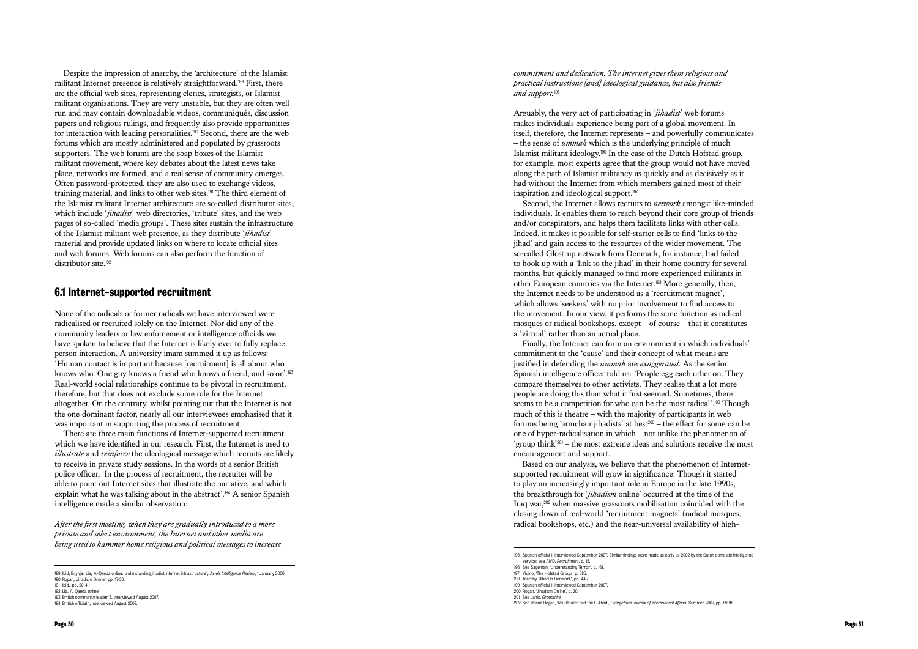Despite the impression of anarchy, the 'architecture' of the Islamist militant Internet presence is relatively straightforward.[189] First, there are the official web sites, representing clerics, strategists, or Islamist militant organisations. They are very unstable, but they are often well run and may contain downloadable videos, communiqués, discussion papers and religious rulings, and frequently also provide opportunities for interaction with leading personalities.[190] Second, there are the web forums which are mostly administered and populated by grassroots supporters. The web forums are the soap boxes of the Islamist militant movement, where key debates about the latest news take place, networks are formed, and a real sense of community emerges. Often password-protected, they are also used to exchange videos, training material, and links to other web sites.[191] The third element of the Islamist militant Internet architecture are so-called distributor sites, which include '*jihadist*' web directories, 'tribute' sites, and the web pages of so-called 'media groups'. These sites sustain the infrastructure of the Islamist militant web presence, as they distribute '*jihadist*' material and provide updated links on where to locate official sites and web forums. Web forums can also perform the function of distributor site.[192]

## 6.1 Internet-supported recruitment

None of the radicals or former radicals we have interviewed were radicalised or recruited solely on the Internet. Nor did any of the community leaders or law enforcement or intelligence officials we have spoken to believe that the Internet is likely ever to fully replace person interaction. A university imam summed it up as follows: 'Human contact is important because [recruitment] is all about who knows who. One guy knows a friend who knows a friend, and so on'.[193] Real-world social relationships continue to be pivotal in recruitment, therefore, but that does not exclude some role for the Internet altogether. On the contrary, whilst pointing out that the Internet is not the one dominant factor, nearly all our interviewees emphasised that it was important in supporting the process of recruitment.

There are three main functions of Internet-supported recruitment which we have identified in our research. First, the Internet is used to *illustrate* and *reinforce* the ideological message which recruits are likely to receive in private study sessions. In the words of a senior British police officer, 'In the process of recruitment, the recruiter will be able to point out Internet sites that illustrate the narrative, and which explain what he was talking about in the abstract'.[194] A senior Spanish intelligence made a similar observation:

*After the first meeting, when they are gradually introduced to a more private and select environment, the Internet and other media are being used to hammer home religious and political messages to increase commitment and dedication. The internet gives them religious and practical instructions [and] ideological guidance, but also friends and support.*[195]

Arguably, the very act of participating in '*jihadist*' web forums makes individuals experience being part of a global movement. In itself, therefore, the Internet represents – and powerfully communicates – the sense of *ummah* which is the underlying principle of much Islamist militant ideology.[196] In the case of the Dutch Hofstad group, for example, most experts agree that the group would not have moved along the path of Islamist militancy as quickly and as decisively as it had without the Internet from which members gained most of their inspiration and ideological support.[197]

Second, the Internet allows recruits to *network* amongst like-minded individuals. It enables them to reach beyond their core group of friends and/or conspirators, and helps them facilitate links with other cells. Indeed, it makes it possible for self-starter cells to find 'links to the jihad' and gain access to the resources of the wider movement. The so-called Glostrup network from Denmark, for instance, had failed to hook up with a 'link to the jihad' in their home country for several months, but quickly managed to find more experienced militants in other European countries via the Internet.[198] More generally, then, the Internet needs to be understood as a 'recruitment magnet', which allows 'seekers' with no prior involvement to find access to the movement. In our view, it performs the same function as radical mosques or radical bookshops, except – of course – that it constitutes a 'virtual' rather than an actual place.

Finally, the Internet can form an environment in which individuals' commitment to the 'cause' and their concept of what means are justified in defending the *ummah* are *exaggerated*. As the senior Spanish intelligence officer told us: 'People egg each other on. They compare themselves to other activists. They realise that a lot more people are doing this than what it first seemed. Sometimes, there seems to be a competition for who can be the most radical'.[199] Though much of this is theatre – with the majority of participants in web forums being 'armchair jihadists' at best[200] – the effect for some can be one of hyper-radicalisation in which – not unlike the phenomenon of 'group think'[201] – the most extreme ideas and solutions receive the most encouragement and support.

Based on our analysis, we believe that the phenomenon of Internet-supported recruitment will grow in significance. Though it started to play an increasingly important role in Europe in the late 1990s, the breakthrough for '*jihadism* online' occurred at the time of the Iraq war,[202] when massive grassroots mobilisation coincided with the closing down of real-world 'recruitment magnets' (radical mosques, radical bookshops, etc.) and the near-universal availability of high-

---

189 Ibid; Brynjar Lia, 'Al-Qaeda online: understanding jihadist internet infrastructure', *Jane's Intelligence Review*, 1 January 2006.
190 Rogan, 'Jihadism Online', pp. 17-20.
191 Ibid., pp. 20-4.
192 Lia, 'Al Qaeda online'.
193 British community leader 3, interviewed August 2007.
194 British official 1, interviewed August 2007.
195 Spanish official 1, interviewed September 2007. Similar findings were made as early as 2002 by the Dutch domestic intelligence service; see AIVD, *Recruitment*, p. 15.
196 See Sageman, 'Understanding Terror', p. 161.
197 Vidino, 'The Hofstad Group', p. 585.
198 Taarnby, 'Jihad in Denmark', pp. 44-7.
199 Spanish official 1, interviewed September 2007.
200 Rogan, 'Jihadism Online', p. 20.
201 See Janis, *Groupthink*.
202 See Hanna Rogan, 'Abu Reuter and the E-Jihad', *Georgetown Journal of International Affairs*, Summer 2007, pp. 89-96.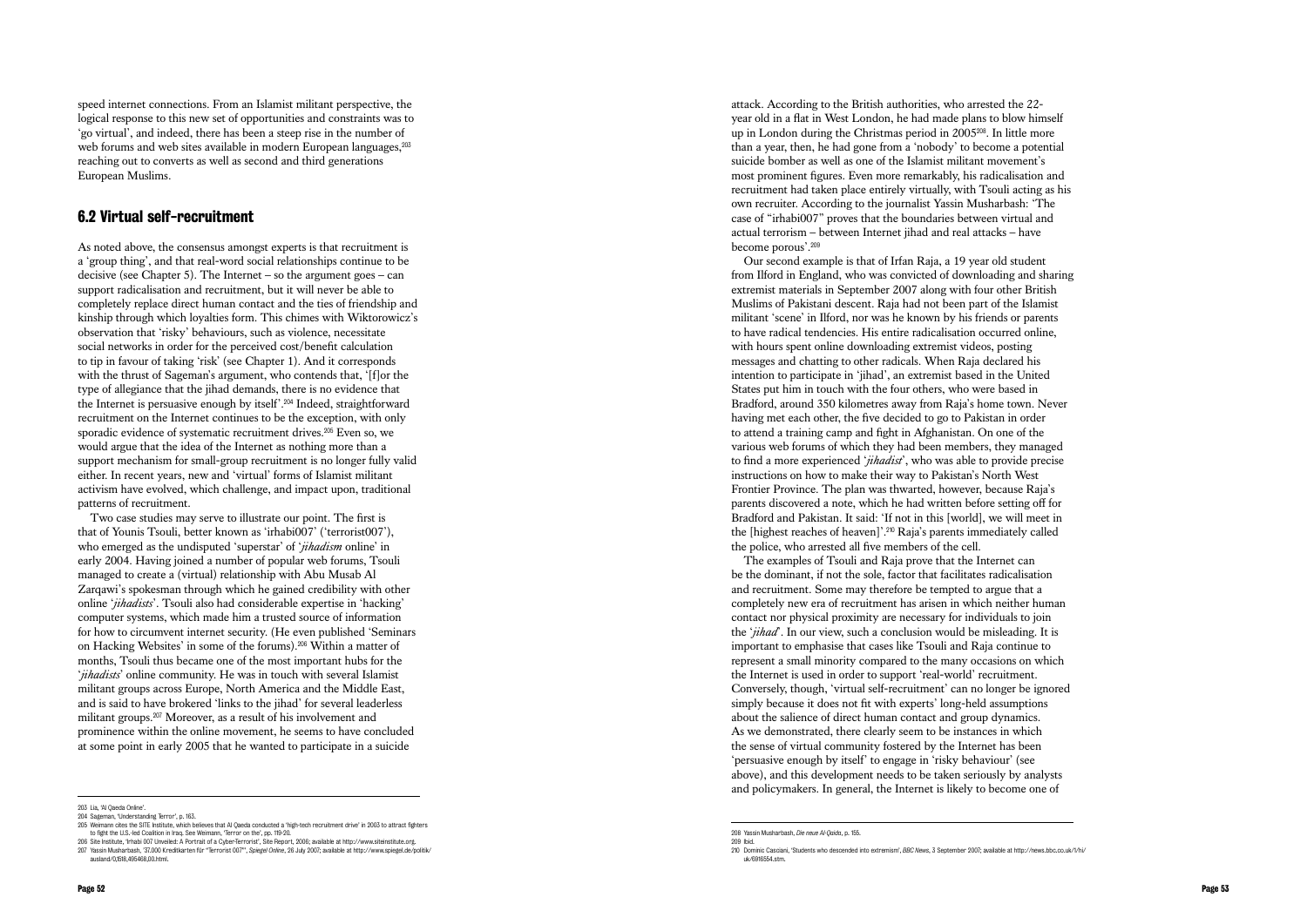speed internet connections. From an Islamist militant perspective, the logical response to this new set of opportunities and constraints was to 'go virtual', and indeed, there has been a steep rise in the number of web forums and web sites available in modern European languages,[203] reaching out to converts as well as second and third generations European Muslims.

## 6.2 Virtual self-recruitment

As noted above, the consensus amongst experts is that recruitment is a 'group thing', and that real-word social relationships continue to be decisive (see Chapter 5). The Internet – so the argument goes – can support radicalisation and recruitment, but it will never be able to completely replace direct human contact and the ties of friendship and kinship through which loyalties form. This chimes with Wiktorowicz's observation that 'risky' behaviours, such as violence, necessitate social networks in order for the perceived cost/benefit calculation to tip in favour of taking 'risk' (see Chapter 1). And it corresponds with the thrust of Sageman's argument, who contends that, '[f]or the type of allegiance that the jihad demands, there is no evidence that the Internet is persuasive enough by itself'.[204] Indeed, straightforward recruitment on the Internet continues to be the exception, with only sporadic evidence of systematic recruitment drives.[205] Even so, we would argue that the idea of the Internet as nothing more than a support mechanism for small-group recruitment is no longer fully valid either. In recent years, new and 'virtual' forms of Islamist militant activism have evolved, which challenge, and impact upon, traditional patterns of recruitment.

Two case studies may serve to illustrate our point. The first is that of Younis Tsouli, better known as 'irhabi007' ('terrorist007'), who emerged as the undisputed 'superstar' of '*jihadism* online' in early 2004. Having joined a number of popular web forums, Tsouli managed to create a (virtual) relationship with Abu Musab Al Zarqawi's spokesman through which he gained credibility with other online '*jihadists*'. Tsouli also had considerable expertise in 'hacking' computer systems, which made him a trusted source of information for how to circumvent internet security. (He even published 'Seminars on Hacking Websites' in some of the forums).[206] Within a matter of months, Tsouli thus became one of the most important hubs for the '*jihadists*' online community. He was in touch with several Islamist militant groups across Europe, North America and the Middle East, and is said to have brokered 'links to the jihad' for several leaderless militant groups.[207] Moreover, as a result of his involvement and prominence within the online movement, he seems to have concluded at some point in early 2005 that he wanted to participate in a suicide attack. According to the British authorities, who arrested the 22-year old in a flat in West London, he had made plans to blow himself up in London during the Christmas period in 2005[208]. In little more than a year, then, he had gone from a 'nobody' to become a potential suicide bomber as well as one of the Islamist militant movement's most prominent figures. Even more remarkably, his radicalisation and recruitment had taken place entirely virtually, with Tsouli acting as his own recruiter. According to the journalist Yassin Musharbash: 'The case of "irhabi007" proves that the boundaries between virtual and actual terrorism – between Internet jihad and real attacks – have become porous'.[209]

Our second example is that of Irfan Raja, a 19 year old student from Ilford in England, who was convicted of downloading and sharing extremist materials in September 2007 along with four other British Muslims of Pakistani descent. Raja had not been part of the Islamist militant 'scene' in Ilford, nor was he known by his friends or parents to have radical tendencies. His entire radicalisation occurred online, with hours spent online downloading extremist videos, posting messages and chatting to other radicals. When Raja declared his intention to participate in 'jihad', an extremist based in the United States put him in touch with the four others, who were based in Bradford, around 350 kilometres away from Raja's home town. Never having met each other, the five decided to go to Pakistan in order to attend a training camp and fight in Afghanistan. On one of the various web forums of which they had been members, they managed to find a more experienced '*jihadist*', who was able to provide precise instructions on how to make their way to Pakistan's North West Frontier Province. The plan was thwarted, however, because Raja's parents discovered a note, which he had written before setting off for Bradford and Pakistan. It said: 'If not in this [world], we will meet in the [highest reaches of heaven]'.[210] Raja's parents immediately called the police, who arrested all five members of the cell.

The examples of Tsouli and Raja prove that the Internet can be the dominant, if not the sole, factor that facilitates radicalisation and recruitment. Some may therefore be tempted to argue that a completely new era of recruitment has arisen in which neither human contact nor physical proximity are necessary for individuals to join the '*jihad*'. In our view, such a conclusion would be misleading. It is important to emphasise that cases like Tsouli and Raja continue to represent a small minority compared to the many occasions on which the Internet is used in order to support 'real-world' recruitment. Conversely, though, 'virtual self-recruitment' can no longer be ignored simply because it does not fit with experts' long-held assumptions about the salience of direct human contact and group dynamics. As we demonstrated, there clearly seem to be instances in which the sense of virtual community fostered by the Internet has been 'persuasive enough by itself' to engage in 'risky behaviour' (see above), and this development needs to be taken seriously by analysts and policymakers. In general, the Internet is likely to become one of

---

203 Lia, 'Al Qaeda Online'.

204 Sageman, 'Understanding Terror', p. 163.

205 Weimann cites the SITE Institute, which believes that Al Qaeda conducted a 'high-tech recruitment drive' in 2003 to attract fighters to fight the U.S.-led Coalition in Iraq. See Weimann, 'Terror on the', pp. 119-20.

206 Site Institute, 'Irhabi 007 Unveiled: A Portrait of a Cyber-Terrorist', Site Report, 2006; available at http://www.siteinstitute.org.

207 Yassin Musharbash, '37.000 Kreditkarten für "Terrorist 007"', *Spiegel Online*, 26 July 2007; available at http://www.spiegel.de/politik/ausland/0,1518,495468,00.html.

208 Yassin Musharbash, *Die neue Al-Qaida*, p. 155.

209 Ibid.

210 Dominic Casciani, 'Students who descended into extremism', *BBC News*, 3 September 2007; available at http://news.bbc.co.uk/1/hi/uk/6916554.stm.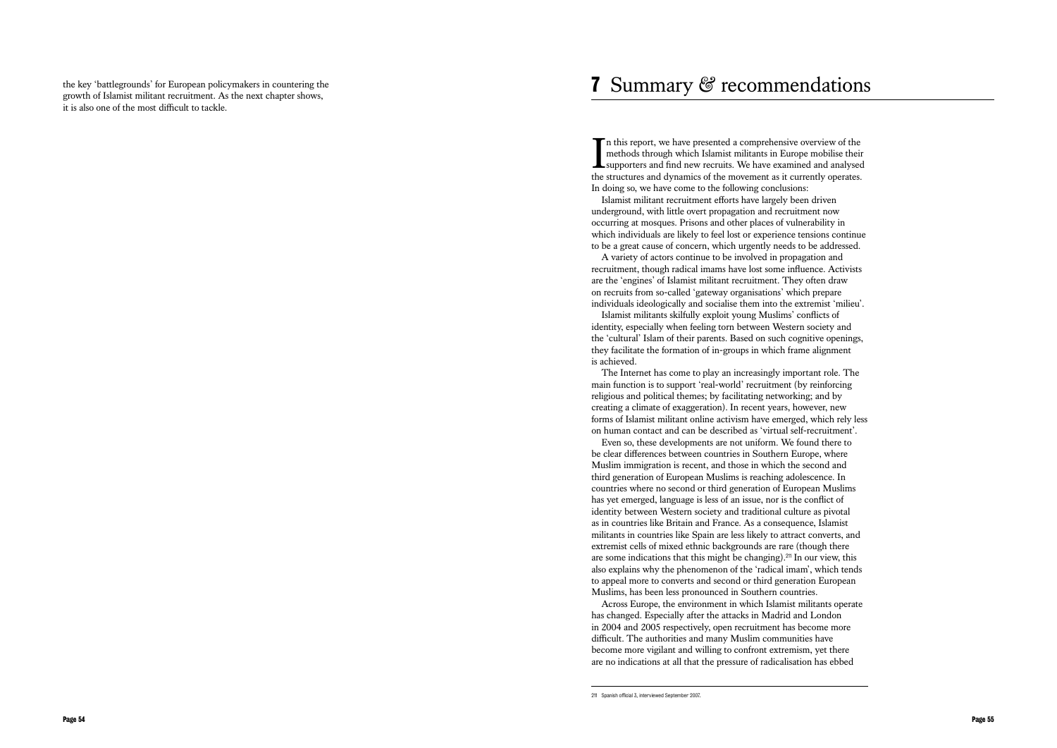the key 'battlegrounds' for European policymakers in countering the growth of Islamist militant recruitment. As the next chapter shows, it is also one of the most difficult to tackle.

# 7 Summary & recommendations

In this report, we have presented a comprehensive overview of the methods through which Islamist militants in Europe mobilise their supporters and find new recruits. We have examined and analysed the structures and dynamics of the movement as it currently operates. In doing so, we have come to the following conclusions:

Islamist militant recruitment efforts have largely been driven underground, with little overt propagation and recruitment now occurring at mosques. Prisons and other places of vulnerability in which individuals are likely to feel lost or experience tensions continue to be a great cause of concern, which urgently needs to be addressed.

A variety of actors continue to be involved in propagation and recruitment, though radical imams have lost some influence. Activists are the 'engines' of Islamist militant recruitment. They often draw on recruits from so-called 'gateway organisations' which prepare individuals ideologically and socialise them into the extremist 'milieu'.

Islamist militants skilfully exploit young Muslims' conflicts of identity, especially when feeling torn between Western society and the 'cultural' Islam of their parents. Based on such cognitive openings, they facilitate the formation of in-groups in which frame alignment is achieved.

The Internet has come to play an increasingly important role. The main function is to support 'real-world' recruitment (by reinforcing religious and political themes; by facilitating networking; and by creating a climate of exaggeration). In recent years, however, new forms of Islamist militant online activism have emerged, which rely less on human contact and can be described as 'virtual self-recruitment'.

Even so, these developments are not uniform. We found there to be clear differences between countries in Southern Europe, where Muslim immigration is recent, and those in which the second and third generation of European Muslims is reaching adolescence. In countries where no second or third generation of European Muslims has yet emerged, language is less of an issue, nor is the conflict of identity between Western society and traditional culture as pivotal as in countries like Britain and France. As a consequence, Islamist militants in countries like Spain are less likely to attract converts, and extremist cells of mixed ethnic backgrounds are rare (though there are some indications that this might be changing).[211] In our view, this also explains why the phenomenon of the 'radical imam', which tends to appeal more to converts and second or third generation European Muslims, has been less pronounced in Southern countries.

Across Europe, the environment in which Islamist militants operate has changed. Especially after the attacks in Madrid and London in 2004 and 2005 respectively, open recruitment has become more difficult. The authorities and many Muslim communities have become more vigilant and willing to confront extremism, yet there are no indications at all that the pressure of radicalisation has ebbed

211 Spanish official 3, interviewed September 2007.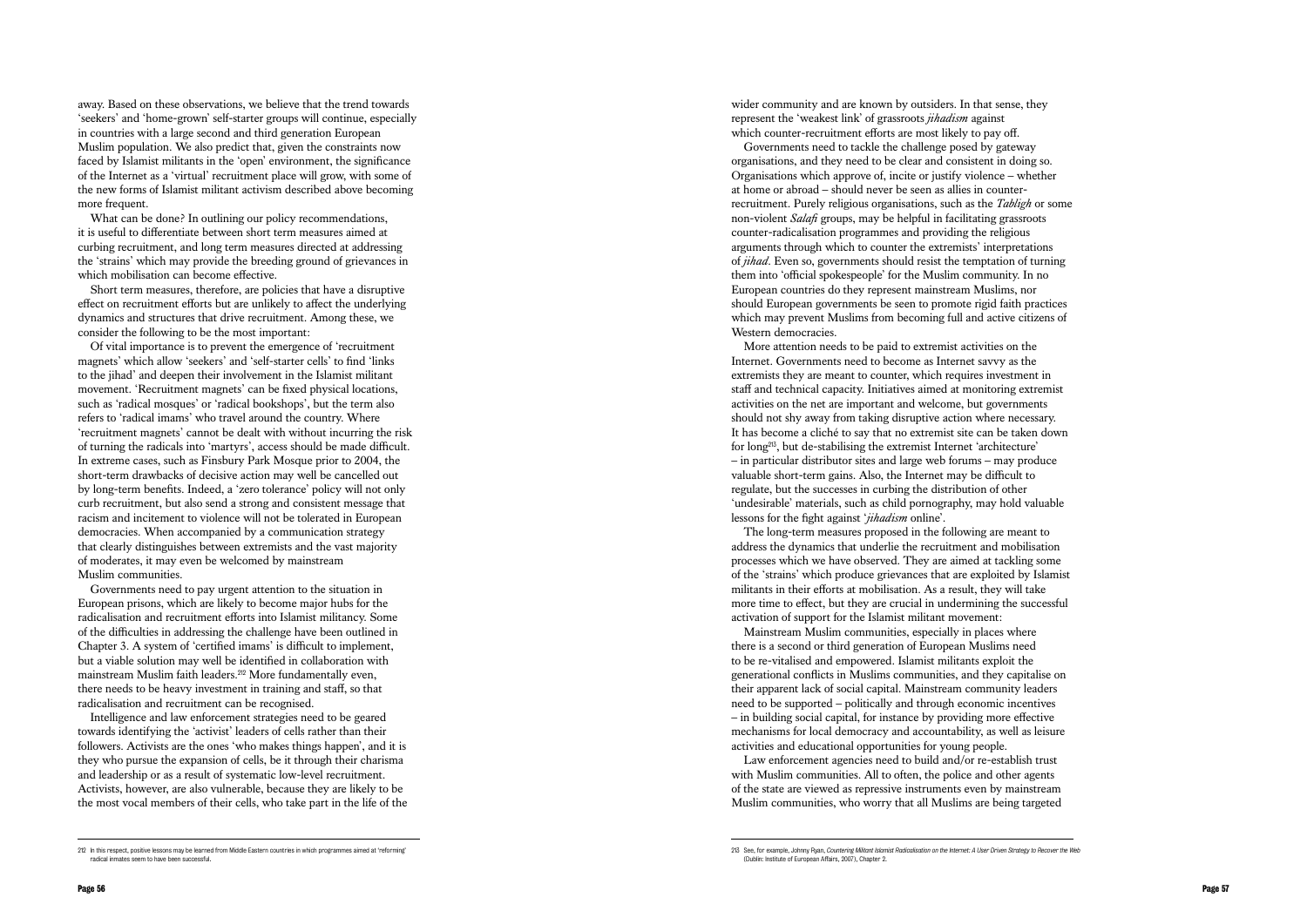away. Based on these observations, we believe that the trend towards 'seekers' and 'home-grown' self-starter groups will continue, especially in countries with a large second and third generation European Muslim population. We also predict that, given the constraints now faced by Islamist militants in the 'open' environment, the significance of the Internet as a 'virtual' recruitment place will grow, with some of the new forms of Islamist militant activism described above becoming more frequent.

What can be done? In outlining our policy recommendations, it is useful to differentiate between short term measures aimed at curbing recruitment, and long term measures directed at addressing the 'strains' which may provide the breeding ground of grievances in which mobilisation can become effective.

Short term measures, therefore, are policies that have a disruptive effect on recruitment efforts but are unlikely to affect the underlying dynamics and structures that drive recruitment. Among these, we consider the following to be the most important:

Of vital importance is to prevent the emergence of 'recruitment magnets' which allow 'seekers' and 'self-starter cells' to find 'links to the jihad' and deepen their involvement in the Islamist militant movement. 'Recruitment magnets' can be fixed physical locations, such as 'radical mosques' or 'radical bookshops', but the term also refers to 'radical imams' who travel around the country. Where 'recruitment magnets' cannot be dealt with without incurring the risk of turning the radicals into 'martyrs', access should be made difficult. In extreme cases, such as Finsbury Park Mosque prior to 2004, the short-term drawbacks of decisive action may well be cancelled out by long-term benefits. Indeed, a 'zero tolerance' policy will not only curb recruitment, but also send a strong and consistent message that racism and incitement to violence will not be tolerated in European democracies. When accompanied by a communication strategy that clearly distinguishes between extremists and the vast majority of moderates, it may even be welcomed by mainstream Muslim communities.

Governments need to pay urgent attention to the situation in European prisons, which are likely to become major hubs for the radicalisation and recruitment efforts into Islamist militancy. Some of the difficulties in addressing the challenge have been outlined in Chapter 3. A system of 'certified imams' is difficult to implement, but a viable solution may well be identified in collaboration with mainstream Muslim faith leaders.[212] More fundamentally even, there needs to be heavy investment in training and staff, so that radicalisation and recruitment can be recognised.

Intelligence and law enforcement strategies need to be geared towards identifying the 'activist' leaders of cells rather than their followers. Activists are the ones 'who makes things happen', and it is they who pursue the expansion of cells, be it through their charisma and leadership or as a result of systematic low-level recruitment. Activists, however, are also vulnerable, because they are likely to be the most vocal members of their cells, who take part in the life of the wider community and are known by outsiders. In that sense, they represent the 'weakest link' of grassroots *jihadism* against which counter-recruitment efforts are most likely to pay off.

Governments need to tackle the challenge posed by gateway organisations, and they need to be clear and consistent in doing so. Organisations which approve of, incite or justify violence – whether at home or abroad – should never be seen as allies in counter-recruitment. Purely religious organisations, such as the *Tabligh* or some non-violent *Salafi* groups, may be helpful in facilitating grassroots counter-radicalisation programmes and providing the religious arguments through which to counter the extremists' interpretations of *jihad*. Even so, governments should resist the temptation of turning them into 'official spokespeople' for the Muslim community. In no European countries do they represent mainstream Muslims, nor should European governments be seen to promote rigid faith practices which may prevent Muslims from becoming full and active citizens of Western democracies.

More attention needs to be paid to extremist activities on the Internet. Governments need to become as Internet savvy as the extremists they are meant to counter, which requires investment in staff and technical capacity. Initiatives aimed at monitoring extremist activities on the net are important and welcome, but governments should not shy away from taking disruptive action where necessary. It has become a cliché to say that no extremist site can be taken down for long[213], but de-stabilising the extremist Internet 'architecture' – in particular distributor sites and large web forums – may produce valuable short-term gains. Also, the Internet may be difficult to regulate, but the successes in curbing the distribution of other 'undesirable' materials, such as child pornography, may hold valuable lessons for the fight against '*jihadism* online'.

The long-term measures proposed in the following are meant to address the dynamics that underlie the recruitment and mobilisation processes which we have observed. They are aimed at tackling some of the 'strains' which produce grievances that are exploited by Islamist militants in their efforts at mobilisation. As a result, they will take more time to effect, but they are crucial in undermining the successful activation of support for the Islamist militant movement:

Mainstream Muslim communities, especially in places where there is a second or third generation of European Muslims need to be re-vitalised and empowered. Islamist militants exploit the generational conflicts in Muslims communities, and they capitalise on their apparent lack of social capital. Mainstream community leaders need to be supported – politically and through economic incentives – in building social capital, for instance by providing more effective mechanisms for local democracy and accountability, as well as leisure activities and educational opportunities for young people.

Law enforcement agencies need to build and/or re-establish trust with Muslim communities. All to often, the police and other agents of the state are viewed as repressive instruments even by mainstream Muslim communities, who worry that all Muslims are being targeted

---

212 In this respect, positive lessons may be learned from Middle Eastern countries in which programmes aimed at 'reforming' radical inmates seem to have been successful.

213 See, for example, Johnny Ryan, *Countering Militant Islamist Radicalisation on the Internet: A User Driven Strategy to Recover the Web* (Dublin: Institute of European Affairs, 2007), Chapter 2.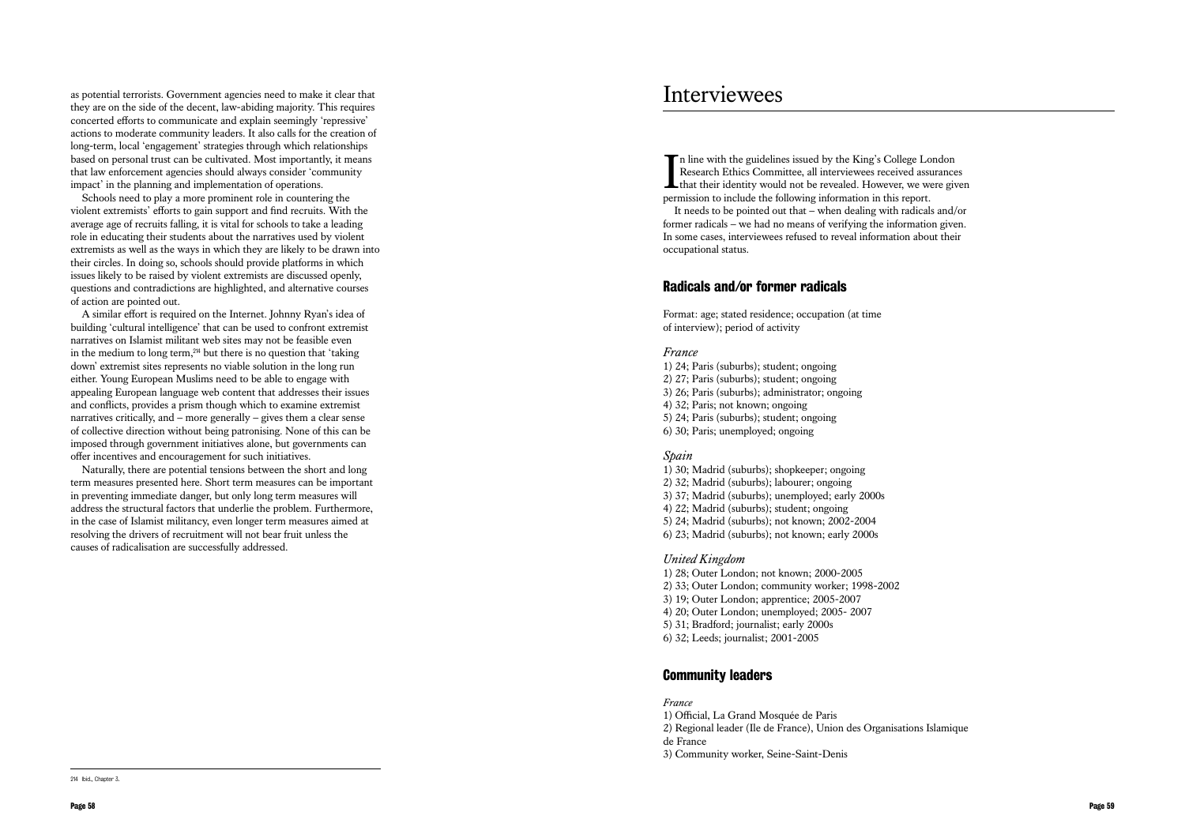as potential terrorists. Government agencies need to make it clear that they are on the side of the decent, law-abiding majority. This requires concerted efforts to communicate and explain seemingly 'repressive' actions to moderate community leaders. It also calls for the creation of long-term, local 'engagement' strategies through which relationships based on personal trust can be cultivated. Most importantly, it means that law enforcement agencies should always consider 'community impact' in the planning and implementation of operations.

Schools need to play a more prominent role in countering the violent extremists' efforts to gain support and find recruits. With the average age of recruits falling, it is vital for schools to take a leading role in educating their students about the narratives used by violent extremists as well as the ways in which they are likely to be drawn into their circles. In doing so, schools should provide platforms in which issues likely to be raised by violent extremists are discussed openly, questions and contradictions are highlighted, and alternative courses of action are pointed out.

A similar effort is required on the Internet. Johnny Ryan's idea of building 'cultural intelligence' that can be used to confront extremist narratives on Islamist militant web sites may not be feasible even in the medium to long term,[214] but there is no question that 'taking down' extremist sites represents no viable solution in the long run either. Young European Muslims need to be able to engage with appealing European language web content that addresses their issues and conflicts, provides a prism though which to examine extremist narratives critically, and – more generally – gives them a clear sense of collective direction without being patronising. None of this can be imposed through government initiatives alone, but governments can offer incentives and encouragement for such initiatives.

Naturally, there are potential tensions between the short and long term measures presented here. Short term measures can be important in preventing immediate danger, but only long term measures will address the structural factors that underlie the problem. Furthermore, in the case of Islamist militancy, even longer term measures aimed at resolving the drivers of recruitment will not bear fruit unless the causes of radicalisation are successfully addressed.

[214] Ibid., Chapter 3.

# Interviewees

In line with the guidelines issued by the King's College London Research Ethics Committee, all interviewees received assurances that their identity would not be revealed. However, we were given permission to include the following information in this report.

It needs to be pointed out that – when dealing with radicals and/or former radicals – we had no means of verifying the information given. In some cases, interviewees refused to reveal information about their occupational status.

## Radicals and/or former radicals

Format: age; stated residence; occupation (at time of interview); period of activity

*France*

1) 24; Paris (suburbs); student; ongoing
2) 27; Paris (suburbs); student; ongoing
3) 26; Paris (suburbs); administrator; ongoing
4) 32; Paris; not known; ongoing
5) 24; Paris (suburbs); student; ongoing
6) 30; Paris; unemployed; ongoing

*Spain*

1) 30; Madrid (suburbs); shopkeeper; ongoing
2) 32; Madrid (suburbs); labourer; ongoing
3) 37; Madrid (suburbs); unemployed; early 2000s
4) 22; Madrid (suburbs); student; ongoing
5) 24; Madrid (suburbs); not known; 2002-2004
6) 23; Madrid (suburbs); not known; early 2000s

*United Kingdom*

1) 28; Outer London; not known; 2000-2005
2) 33; Outer London; community worker; 1998-2002
3) 19; Outer London; apprentice; 2005-2007
4) 20; Outer London; unemployed; 2005- 2007
5) 31; Bradford; journalist; early 2000s
6) 32; Leeds; journalist; 2001-2005

## Community leaders

*France*

1) Official, La Grand Mosquée de Paris
2) Regional leader (Ile de France), Union des Organisations Islamique de France
3) Community worker, Seine-Saint-Denis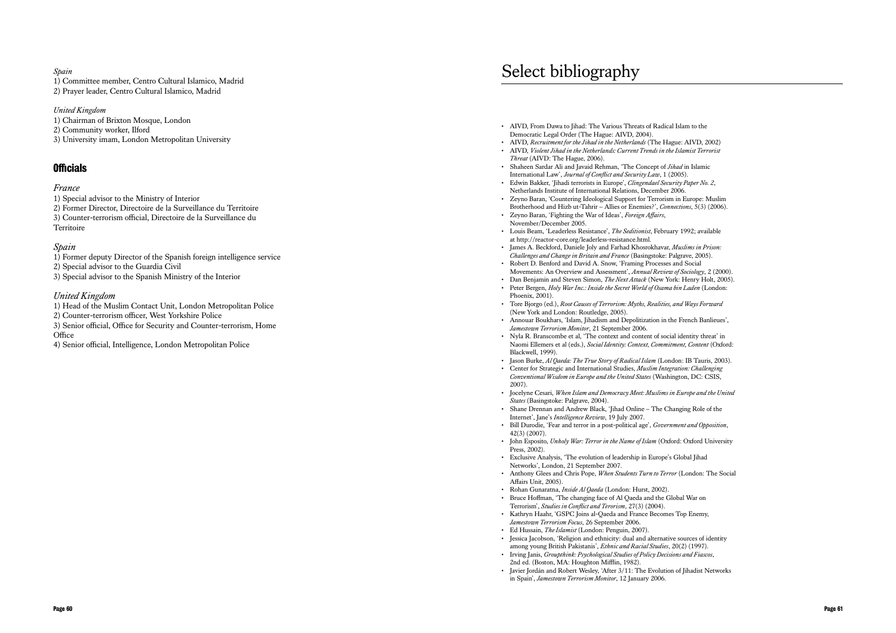*Spain*

1) Committee member, Centro Cultural Islamico, Madrid
2) Prayer leader, Centro Cultural Islamico, Madrid

*United Kingdom*

1) Chairman of Brixton Mosque, London
2) Community worker, Ilford
3) University imam, London Metropolitan University

## Officials

### *France*

1) Special advisor to the Ministry of Interior
2) Former Director, Directoire de la Surveillance du Territoire
3) Counter-terrorism official, Directoire de la Surveillance du Territoire

### *Spain*

1) Former deputy Director of the Spanish foreign intelligence service
2) Special advisor to the Guardia Civil
3) Special advisor to the Spanish Ministry of the Interior

### *United Kingdom*

1) Head of the Muslim Contact Unit, London Metropolitan Police
2) Counter-terrorism officer, West Yorkshire Police
3) Senior official, Office for Security and Counter-terrorism, Home Office
4) Senior official, Intelligence, London Metropolitan Police

# Select bibliography

- AIVD, From Dawa to Jihad: The Various Threats of Radical Islam to the Democratic Legal Order (The Hague: AIVD, 2004).
- AIVD, *Recruitment for the Jihad in the Netherlands* (The Hague: AIVD, 2002)
- AIVD, *Violent Jihad in the Netherlands: Current Trends in the Islamist Terrorist Threat* (AIVD: The Hague, 2006).
- Shaheen Sardar Ali and Javaid Rehman, 'The Concept of *Jihad* in Islamic International Law', *Journal of Conflict and Security Law*, 1 (2005).
- Edwin Bakker, 'Jihadi terrorists in Europe', *Clingendael Security Paper No. 2*, Netherlands Institute of International Relations, December 2006.
- Zeyno Baran, 'Countering Ideological Support for Terrorism in Europe: Muslim Brotherhood and Hizb ut-Tahrir – Allies or Enemies?', *Connections*, 5(3) (2006).
- Zeyno Baran, 'Fighting the War of Ideas', *Foreign Affairs*, November/December 2005.
- Louis Beam, 'Leaderless Resistance', *The Seditionist*, February 1992; available at http://reactor-core.org/leaderless-resistance.html.
- James A. Beckford, Daniele Joly and Farhad Khosrokhavar, *Muslims in Prison: Challenges and Change in Britain and France* (Basingstoke: Palgrave, 2005).
- Robert D. Benford and David A. Snow, 'Framing Processes and Social Movements: An Overview and Assessment', *Annual Review of Sociology*, 2 (2000).
- Dan Benjamin and Steven Simon, *The Next Attack* (New York: Henry Holt, 2005).
- Peter Bergen, *Holy War Inc.: Inside the Secret World of Osama bin Laden* (London: Phoenix, 2001).
- Tore Bjorgo (ed.), *Root Causes of Terrorism: Myths, Realities, and Ways Forward* (New York and London: Routledge, 2005).
- Annouar Boukhars, 'Islam, Jihadism and Depolitization in the French Banlieues', *Jamestown Terrorism Monitor*, 21 September 2006.
- Nyla R. Branscombe et al, 'The context and content of social identity threat' in Naomi Ellemers et al (eds.), *Social Identity: Context, Commitment, Content* (Oxford: Blackwell, 1999).
- Jason Burke, *Al Qaeda: The True Story of Radical Islam* (London: IB Tauris, 2003).
- Center for Strategic and International Studies, *Muslim Integration: Challenging Conventional Wisdom in Europe and the United States* (Washington, DC: CSIS, 2007).
- Jocelyne Cesari, *When Islam and Democracy Meet: Muslims in Europe and the United States* (Basingstoke: Palgrave, 2004).
- Shane Drennan and Andrew Black, 'Jihad Online – The Changing Role of the Internet', Jane's *Intelligence Review*, 19 July 2007.
- Bill Durodie, 'Fear and terror in a post-political age', *Government and Opposition*, 42(3) (2007).
- John Esposito, *Unholy War: Terror in the Name of Islam* (Oxford: Oxford University Press, 2002).
- Exclusive Analysis, 'The evolution of leadership in Europe's Global Jihad Networks', London, 21 September 2007.
- Anthony Glees and Chris Pope, *When Students Turn to Terror* (London: The Social Affairs Unit, 2005).
- Rohan Gunaratna, *Inside Al Qaeda* (London: Hurst, 2002).
- Bruce Hoffman, 'The changing face of Al Qaeda and the Global War on Terrorism', *Studies in Conflict and Terrorism*, 27(3) (2004).
- Kathryn Haahr, 'GSPC Joins al-Qaeda and France Becomes Top Enemy, *Jamestown Terrorism Focus*, 26 September 2006.
- Ed Hussain, *The Islamist* (London: Penguin, 2007).
- Jessica Jacobson, 'Religion and ethnicity: dual and alternative sources of identity among young British Pakistanis', *Ethnic and Racial Studies*, 20(2) (1997).
- Irving Janis, *Groupthink: Psychological Studies of Policy Decisions and Fiascos*, 2nd ed. (Boston, MA: Houghton Mifflin, 1982).
- Javier Jordán and Robert Wesley, 'After 3/11: The Evolution of Jihadist Networks in Spain', *Jamestown Terrorism Monitor*, 12 January 2006.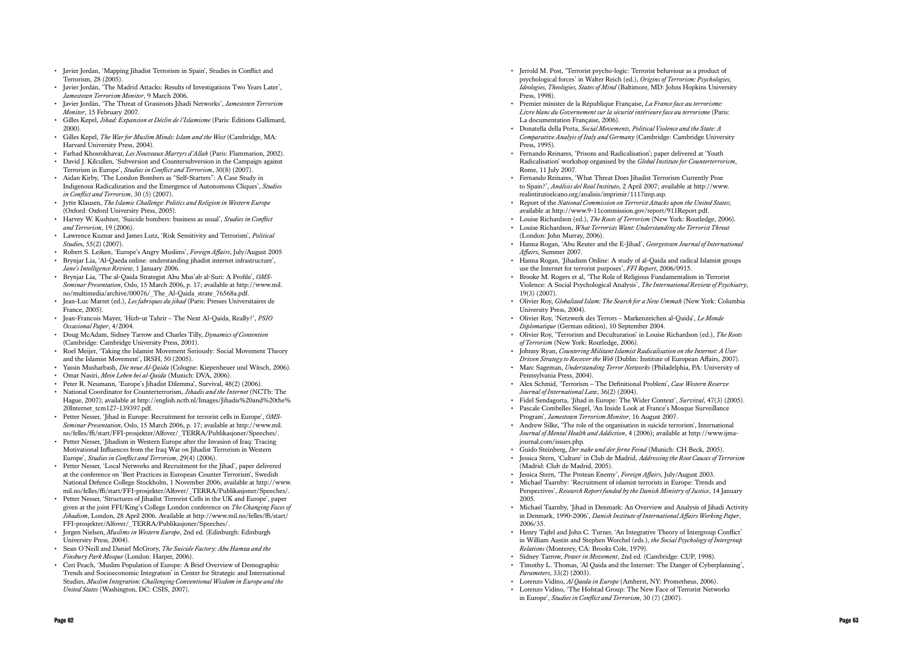- Javier Jordan, 'Mapping Jihadist Terrorism in Spain', Studies in Conflict and Terrorism, 28 (2005).
- Javier Jordán, 'The Madrid Attacks: Results of Investigations Two Years Later', *Jamestown Terrorism Monitor*, 9 March 2006.
- Javier Jordán, 'The Threat of Grassroots Jihadi Networks', *Jamestown Terrorism Monitor*, 15 February 2007.
- Gilles Kepel, *Jihad: Expansion et Déclin de l'Islamisme* (Paris: Éditions Gallimard, 2000).
- Gilles Kepel, *The War for Muslim Minds: Islam and the West* (Cambridge, MA: Harvard University Press, 2004).
- Farhad Khosrokhavar, *Les Nouveaux Martyrs d'Allah* (Paris: Flammarion, 2002).
- David J. Kilcullen, 'Subversion and Countersubversion in the Campaign against Terrorism in Europe', *Studies in Conflict and Terrorism*, 30(8) (2007).
- Aidan Kirby, 'The London Bombers as "Self-Starters": A Case Study in Indigenous Radicalization and the Emergence of Autonomous Cliques', *Studies in Conflict and Terrorism*, 30 (5) (2007).
- Jytte Klausen, *The Islamic Challenge: Politics and Religion in Western Europe* (Oxford: Oxford University Press, 2005).
- Harvey W. Kushner, 'Suicide bombers: business as usual', *Studies in Conflict and Terrorism*, 19 (2006).
- Lawrence Kuznar and James Lutz, 'Risk Sensitivity and Terrorism', *Political Studies*, 55(2) (2007).
- Robert S. Leiken, 'Europe's Angry Muslims', *Foreign Affairs*, July/August 2005
- Brynjar Lia, 'Al-Qaeda online: understanding jihadist internet infrastructure', *Jane's Intelligence Review*, 1 January 2006.
- Brynjar Lia, 'The al-Qaida Strategist Abu Mus'ab al-Suri: A Profile', *OMS-Seminar Presentation*, Oslo, 15 March 2006, p. 17; available at http://www.mil.no/multimedia/archive/00076/_The_Al-Qaida_strate_76568a.pdf.
- Jean-Luc Marret (ed.), *Les fabriques du jihad* (Paris: Presses Universitaires de France, 2005).
- Jean-Francois Mayer, 'Hizb-ut Tahrir – The Next Al-Qaida, Really?', *PSIO Occasional Paper*, 4/2004.
- Doug McAdam, Sidney Tarrow and Charles Tilly, *Dynamics of Contention* (Cambridge: Cambridge University Press, 2001).
- Roel Meijer, 'Taking the Islamist Movement Seriously: Social Movement Theory and the Islamist Movement', IRSH, 50 (2005).
- Yassin Musharbash, *Die neue Al-Qaida* (Cologne: Kiepenheuer und Witsch, 2006).
- Omar Nasiri, *Mein Leben bei al-Qaida* (Munich: DVA, 2006).
- Peter R. Neumann, 'Europe's Jihadist Dilemma', Survival, 48(2) (2006).
- National Coordinator for Counterterrorism, *Jihadis and the Internet* (NCTb: The Hague, 2007); available at http://english.nctb.nl/Images/Jihadis%20and%20the%20Internet_tcm127-139397.pdf.
- Petter Nesser, 'Jihad in Europe: Recruitment for terrorist cells in Europe', *OMS-Seminar Presentation*, Oslo, 15 March 2006, p. 17; available at http://www.mil.no/felles/ffi/start/FFI-prosjekter/Alfover/_TERRA/Publikasjoner/Speeches/.
- Petter Nesser, 'Jihadism in Western Europe after the Invasion of Iraq: Tracing Motivational Influences from the Iraq War on Jihadist Terrorism in Western Europe', *Studies in Conflict and Terrorism*, 29(4) (2006).
- Petter Nesser, 'Local Networks and Recruitment for the Jihad', paper delivered at the conference on 'Best Practices in European Counter Terrorism', Swedish National Defence College Stockholm, 1 November 2006; available at http://www.mil.no/felles/ffi/start/FFI-prosjekter/Alfover/_TERRA/Publikasjoner/Speeches/.
- Petter Nesser, 'Structures of Jihadist Terrorist Cells in the UK and Europe', paper given at the joint FFI/King's College London conference on *The Changing Faces of Jihadism*, London, 28 April 2006. Available at http://www.mil.no/felles/ffi/start/FFI-prosjekter/Alfover/_TERRA/Publikasjoner/Speeches/.
- Jorgen Nielsen, *Muslims in Western Europe*, 2nd ed. (Edinburgh: Edinburgh University Press, 2004).
- Sean O'Neill and Daniel McGrory, *The Suicide Factory: Abu Hamza and the Finsbury Park Mosque* (London: Harper, 2006).
- Ceri Peach, 'Muslim Population of Europe: A Brief Overview of Demographic Trends and Socioeconomic Integration' in Center for Strategic and International Studies, *Muslim Integration: Challenging Conventional Wisdom in Europe and the United States* (Washington, DC: CSIS, 2007).
- Jerrold M. Post, 'Terrorist psycho-logic: Terrorist behaviour as a product of psychological forces' in Walter Reich (ed.), *Origins of Terrorism: Psychologies, Ideologies, Theologies, States of Mind* (Baltimore, MD: Johns Hopkins University Press, 1998).
- Premier minister de la République Française, *La France face au terrorisme: Livre blanc du Governement sur la sécurité intérieure face au terrorisme* (Paris: La documentation Française, 2006).
- Donatella della Porta, *Social Movements, Political Violence and the State: A Comparative Analysis of Italy and Germany* (Cambridge: Cambridge University Press, 1995).
- Fernando Reinares, 'Prisons and Radicalisation'; paper delivered at 'Youth Radicalisation' workshop organised by the *Global Institute for Counterterrorism*, Rome, 11 July 2007.
- Fernando Reinares, 'What Threat Does Jihadist Terrorism Currently Pose to Spain?', *Análisis del Real Instituto*, 2 April 2007; available at http://www.realinstitutoelcano.org/analisis/imprimir/1117imp.asp.
- Report of the *National Commission on Terrorist Attacks upon the United States*; available at http://www.9-11commission.gov/report/911Report.pdf.
- Louise Richardson (ed.), *The Roots of Terrorism* (New York: Routledge, 2006).
- Louise Richardson, *What Terrorists Want: Understanding the Terrorist Threat* (London: John Murray, 2006).
- Hanna Rogan, 'Abu Reuter and the E-Jihad', *Georgetown Journal of International Affairs*, Summer 2007.
- Hanna Rogan, 'Jihadism Online: A study of al-Qaida and radical Islamist groups use the Internet for terrorist purposes', *FFI Report*, 2006/0915.
- Brooke M. Rogers et al, 'The Role of Religious Fundamentalism in Terrorist Violence: A Social Psychological Analysis', *The International Review of Psychiatry*, 19(3) (2007).
- Olivier Roy, *Globalized Islam: The Search for a New Ummah* (New York: Columbia University Press, 2004).
- Olivier Roy, 'Netzwerk des Terrors – Markenzeichen al-Qaida', *Le Monde Diplomatique* (German edition), 10 September 2004.
- Olivier Roy, 'Terrorism and Deculturation' in Louise Richardson (ed.), *The Roots of Terrorism* (New York: Routledge, 2006).
- Johnny Ryan, *Countering Militant Islamist Radicalisation on the Internet: A User Driven Strategy to Recover the Web* (Dublin: Institute of European Affairs, 2007).
- Marc Sageman, *Understanding Terror Networks* (Philadelphia, PA: University of Pennsylvania Press, 2004).
- Alex Schmid, 'Terrorism – The Definitional Problem', *Case Western Reserve Journal of International Law*, 36(2) (2004).
- Fidel Sendagorta, 'Jihad in Europe: The Wider Context', *Survival*, 47(3) (2005).
- Pascale Combelles Siegel, 'An Inside Look at France's Mosque Surveillance Program', *Jamestown Terrorism Monitor*, 16 August 2007.
- Andrew Silke, 'The role of the organisation in suicide terrorism', International *Journal of Mental Health and Addiction*, 4 (2006); available at http://www.ijma-journal.com/issues.php.
- Guido Steinberg, *Der nahe und der ferne Feind* (Munich: CH Beck, 2005).
- Jessica Stern, 'Culture' in Club de Madrid, *Addressing the Root Causes of Terrorism* (Madrid: Club de Madrid, 2005).
- Jessica Stern, 'The Protean Enemy', *Foreign Affairs*, July/August 2003.
- Michael Taarnby: 'Recruitment of islamist terrorists in Europe: Trends and Perspectives', *Research Report funded by the Danish Ministry of Justice*, 14 January 2005.
- Michael Taarnby, 'Jihad in Denmark: An Overview and Analysis of Jihadi Activity in Denmark, 1990-2006', *Danish Institute of International Affairs Working Paper*, 2006/35.
- Henry Tajfel and John C. Turner, 'An Integrative Theory of Intergroup Conflict' in William Austin and Stephen Worchel (eds.), *the Social Psychology of Intergroup Relations* (Monterey, CA: Brooks Cole, 1979).
- Sidney Tarrow, *Power in Movement*, 2nd ed. (Cambridge: CUP, 1998).
- Timothy L. Thomas, 'Al Qaida and the Internet: The Danger of Cyberplanning', *Parameters*, 33(2) (2003).
- Lorenzo Vidino, *Al Qaeda in Europe* (Amherst, NY: Prometheus, 2006).
- Lorenzo Vidino, 'The Hofstad Group: The New Face of Terrorist Networks in Europe', *Studies in Conflict and Terrorism*, 30 (7) (2007).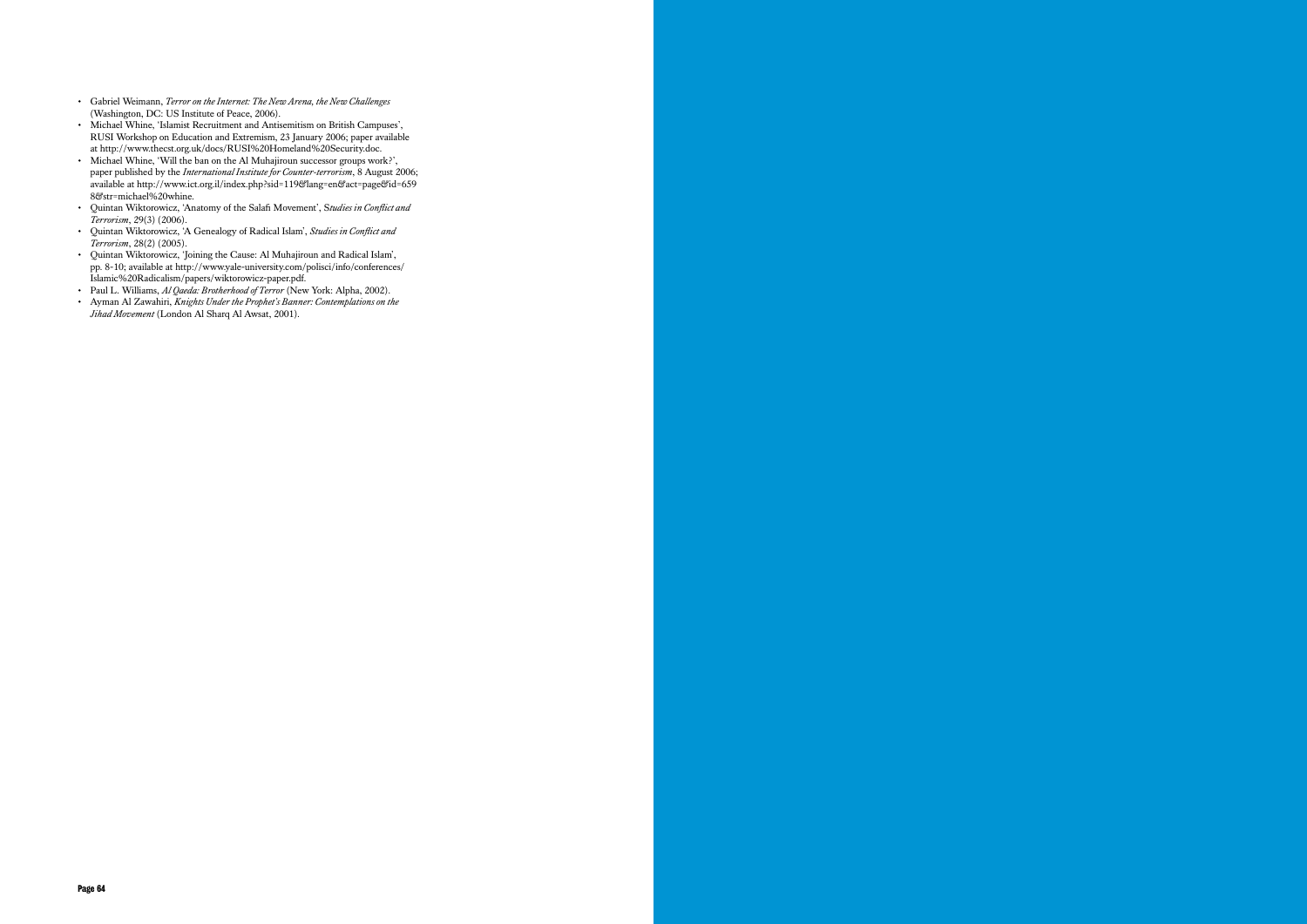- Gabriel Weimann, *Terror on the Internet: The New Arena, the New Challenges* (Washington, DC: US Institute of Peace, 2006).
- Michael Whine, 'Islamist Recruitment and Antisemitism on British Campuses', RUSI Workshop on Education and Extremism, 23 January 2006; paper available at http://www.thecst.org.uk/docs/RUSI%20Homeland%20Security.doc.
- Michael Whine, 'Will the ban on the Al Muhajiroun successor groups work?', paper published by the *International Institute for Counter-terrorism*, 8 August 2006; available at http://www.ict.org.il/index.php?sid=119&lang=en&act=page&id=6598&str=michael%20whine.
- Quintan Wiktorowicz, 'Anatomy of the Salafi Movement', S*tudies in Conflict and Terrorism*, 29(3) (2006).
- Quintan Wiktorowicz, 'A Genealogy of Radical Islam', *Studies in Conflict and Terrorism*, 28(2) (2005).
- Quintan Wiktorowicz, 'Joining the Cause: Al Muhajiroun and Radical Islam', pp. 8-10; available at http://www.yale-university.com/polisci/info/conferences/Islamic%20Radicalism/papers/wiktorowicz-paper.pdf.
- Paul L. Williams, *Al Qaeda: Brotherhood of Terror* (New York: Alpha, 2002).
- Ayman Al Zawahiri, *Knights Under the Prophet's Banner: Contemplations on the Jihad Movement* (London Al Sharq Al Awsat, 2001).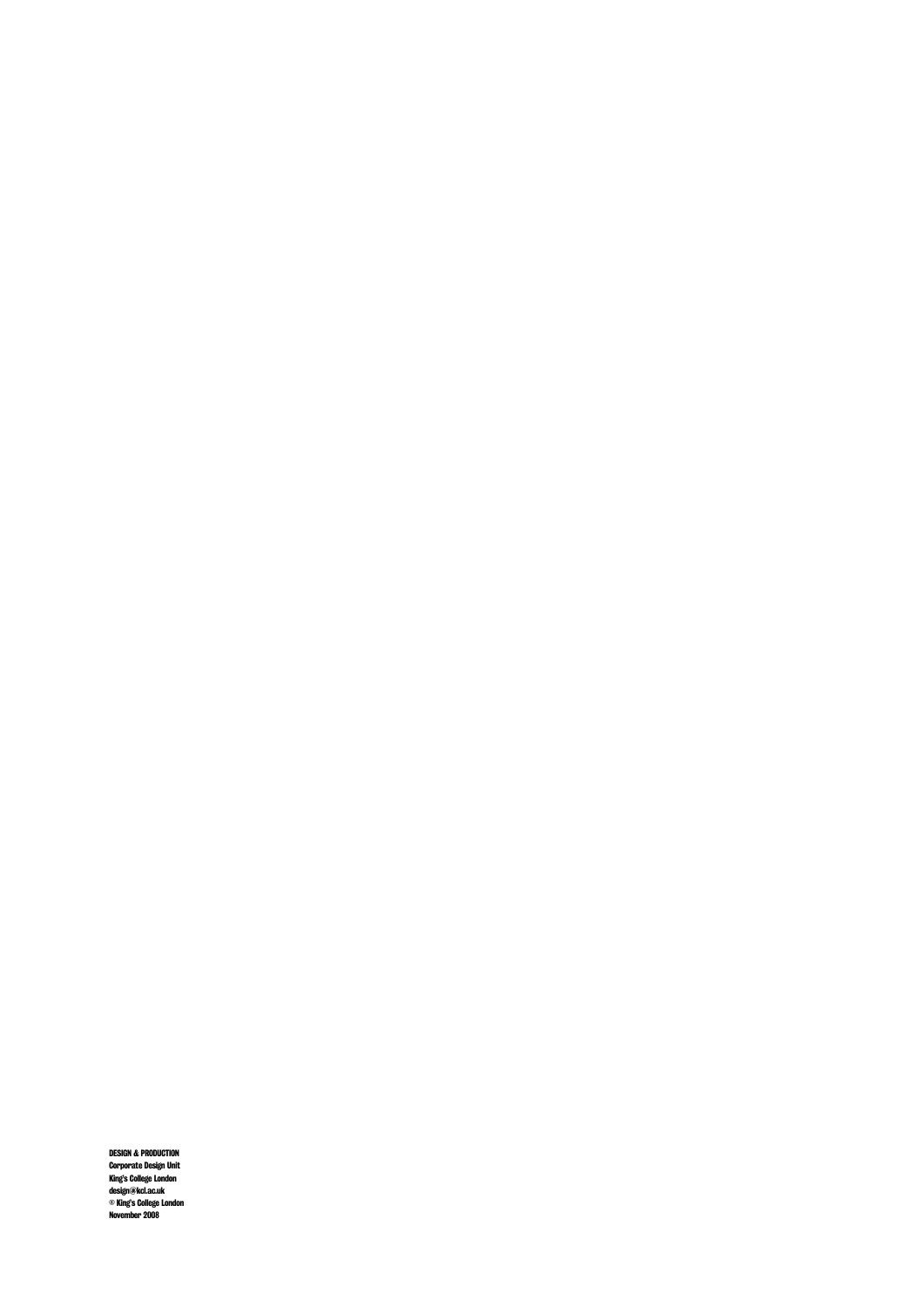**DESIGN & PRODUCTION**
**Corporate Design Unit**
**King's College London**
**design@kcl.ac.uk**
**© King's College London**
**November 2008**